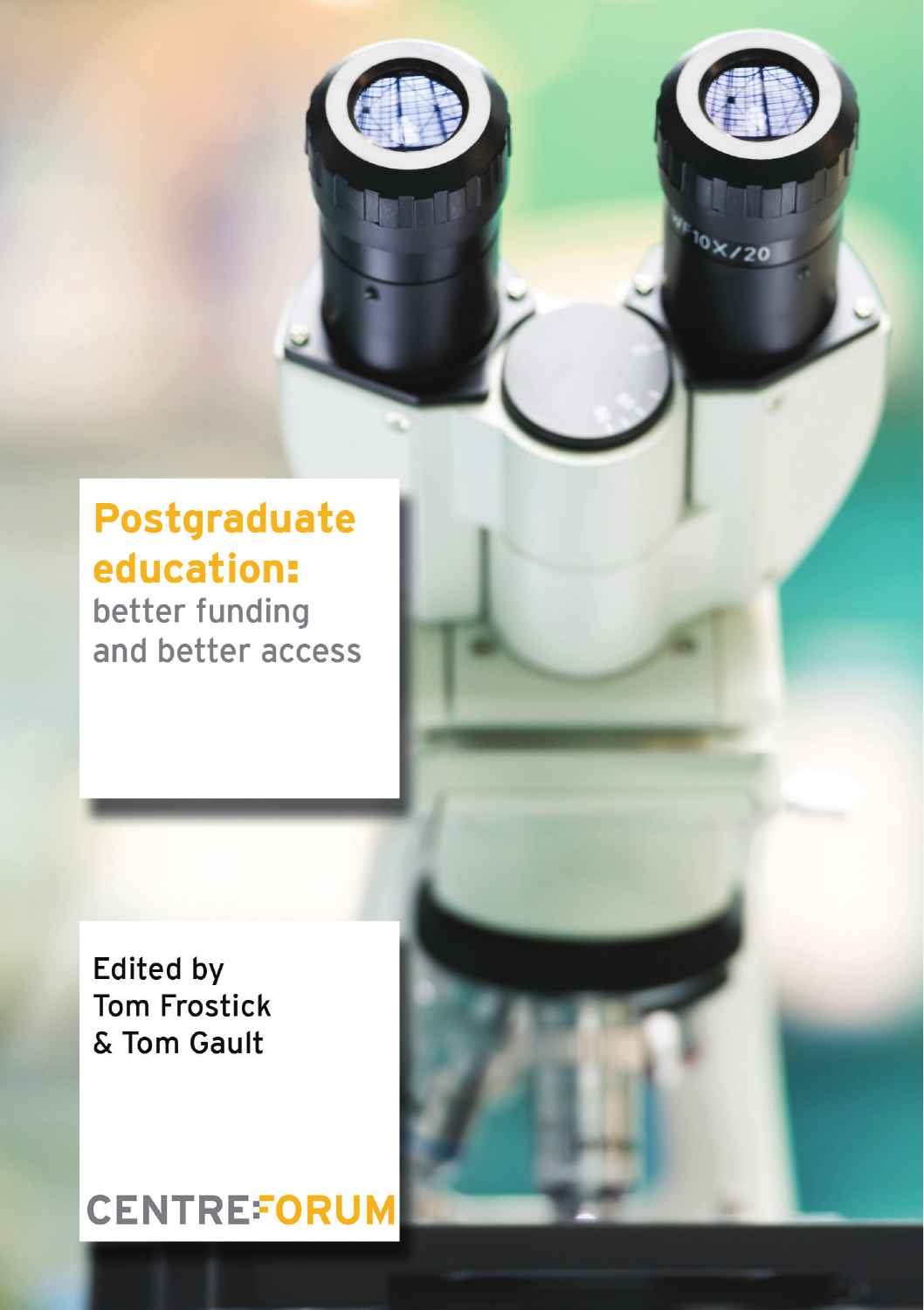# Postgraduate education:

better funding and better access

Edited by Tom Frostick & Tom Gault

CENTREFORUM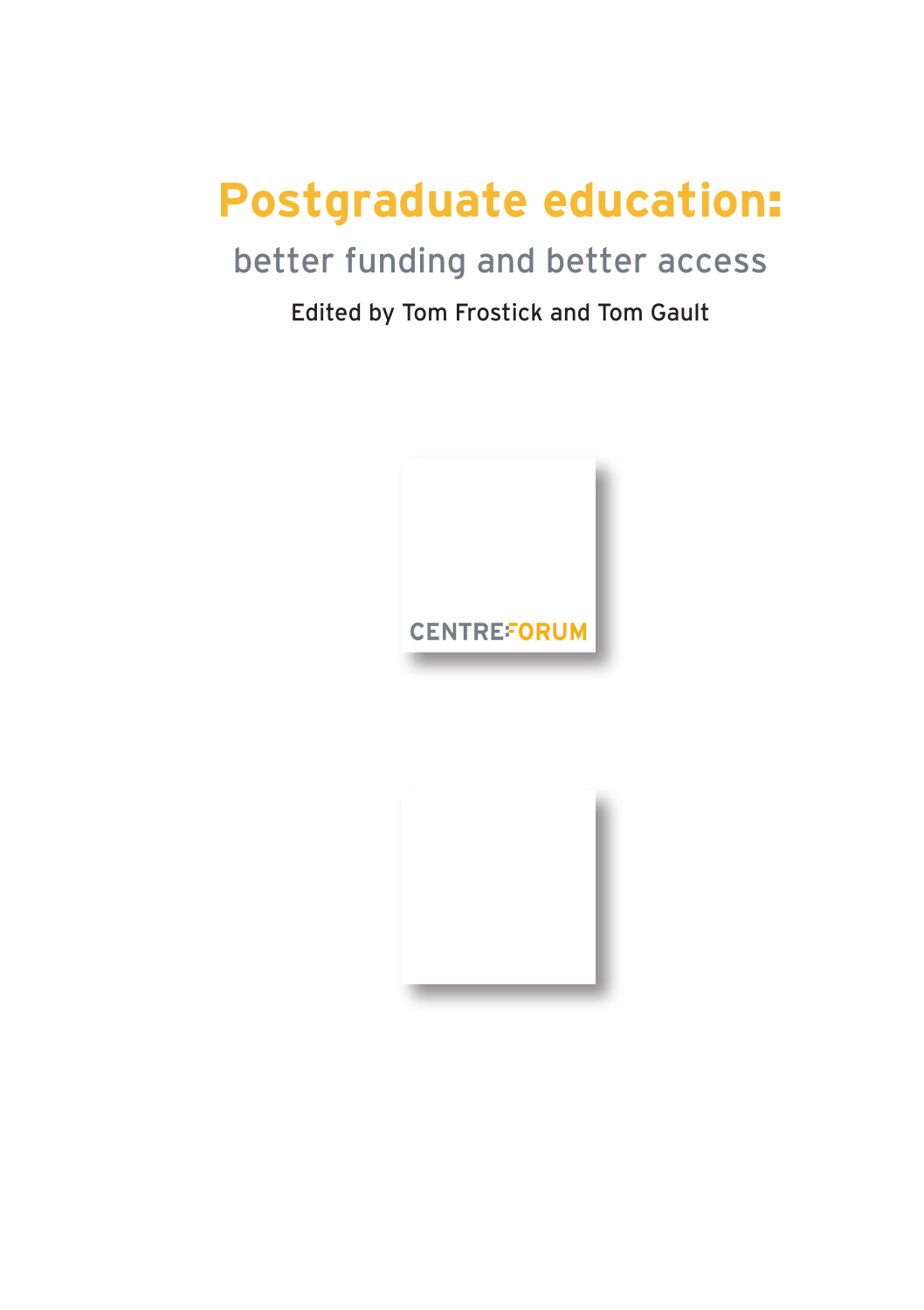# Postgraduate education:

## better funding and better access

Edited by Tom Frostick and Tom Gault

CENTRE FORUM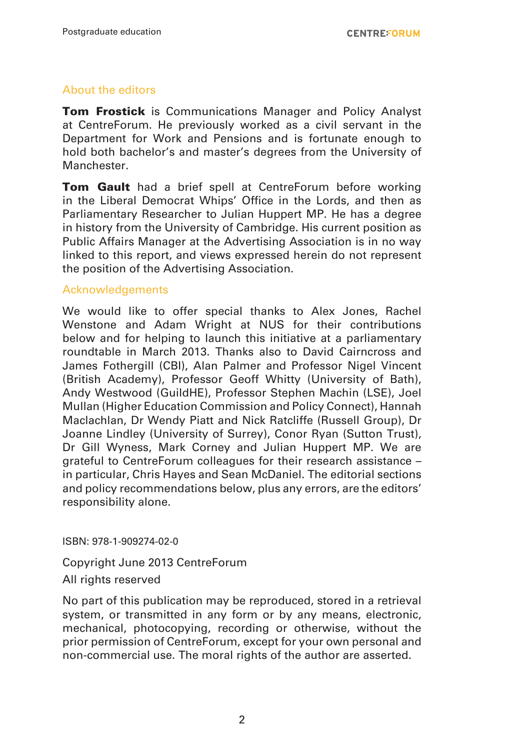## About the editors

**Tom Frostick** is Communications Manager and Policy Analyst at CentreForum. He previously worked as a civil servant in the Department for Work and Pensions and is fortunate enough to hold both bachelor's and master's degrees from the University of Manchester.

**Tom Gault** had a brief spell at CentreForum before working in the Liberal Democrat Whips' Office in the Lords, and then as Parliamentary Researcher to Julian Huppert MP. He has a degree in history from the University of Cambridge. His current position as Public Affairs Manager at the Advertising Association is in no way linked to this report, and views expressed herein do not represent the position of the Advertising Association.

## Acknowledgements

We would like to offer special thanks to Alex Jones, Rachel Wenstone and Adam Wright at NUS for their contributions below and for helping to launch this initiative at a parliamentary roundtable in March 2013. Thanks also to David Cairncross and James Fothergill (CBI), Alan Palmer and Professor Nigel Vincent (British Academy), Professor Geoff Whitty (University of Bath), Andy Westwood (GuildHE), Professor Stephen Machin (LSE), Joel Mullan (Higher Education Commission and Policy Connect), Hannah Maclachlan, Dr Wendy Piatt and Nick Ratcliffe (Russell Group), Dr Joanne Lindley (University of Surrey), Conor Ryan (Sutton Trust), Dr Gill Wyness, Mark Corney and Julian Huppert MP. We are grateful to CentreForum colleagues for their research assistance – in particular, Chris Hayes and Sean McDaniel. The editorial sections and policy recommendations below, plus any errors, are the editors' responsibility alone.

ISBN: 978-1-909274-02-0

Copyright June 2013 CentreForum

All rights reserved

No part of this publication may be reproduced, stored in a retrieval system, or transmitted in any form or by any means, electronic, mechanical, photocopying, recording or otherwise, without the prior permission of CentreForum, except for your own personal and non-commercial use. The moral rights of the author are asserted.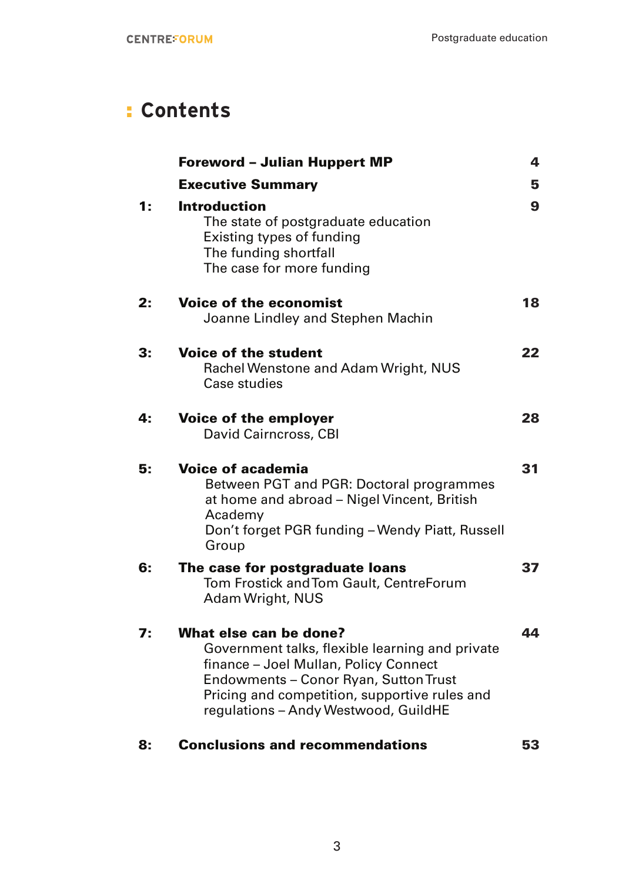# Contents

| | | |
|---|---|---|
| | **Foreword – Julian Huppert MP** | **4** |
| | **Executive Summary** | **5** |
| **1:** | **Introduction**<br>The state of postgraduate education<br>Existing types of funding<br>The funding shortfall<br>The case for more funding | **9** |
| **2:** | **Voice of the economist**<br>Joanne Lindley and Stephen Machin | **18** |
| **3:** | **Voice of the student**<br>Rachel Wenstone and Adam Wright, NUS<br>Case studies | **22** |
| **4:** | **Voice of the employer**<br>David Cairncross, CBI | **28** |
| **5:** | **Voice of academia**<br>Between PGT and PGR: Doctoral programmes at home and abroad – Nigel Vincent, British Academy<br>Don't forget PGR funding – Wendy Piatt, Russell Group | **31** |
| **6:** | **The case for postgraduate loans**<br>Tom Frostick and Tom Gault, CentreForum<br>Adam Wright, NUS | **37** |
| **7:** | **What else can be done?**<br>Government talks, flexible learning and private finance – Joel Mullan, Policy Connect<br>Endowments – Conor Ryan, Sutton Trust<br>Pricing and competition, supportive rules and regulations – Andy Westwood, GuildHE | **44** |
| **8:** | **Conclusions and recommendations** | **53** |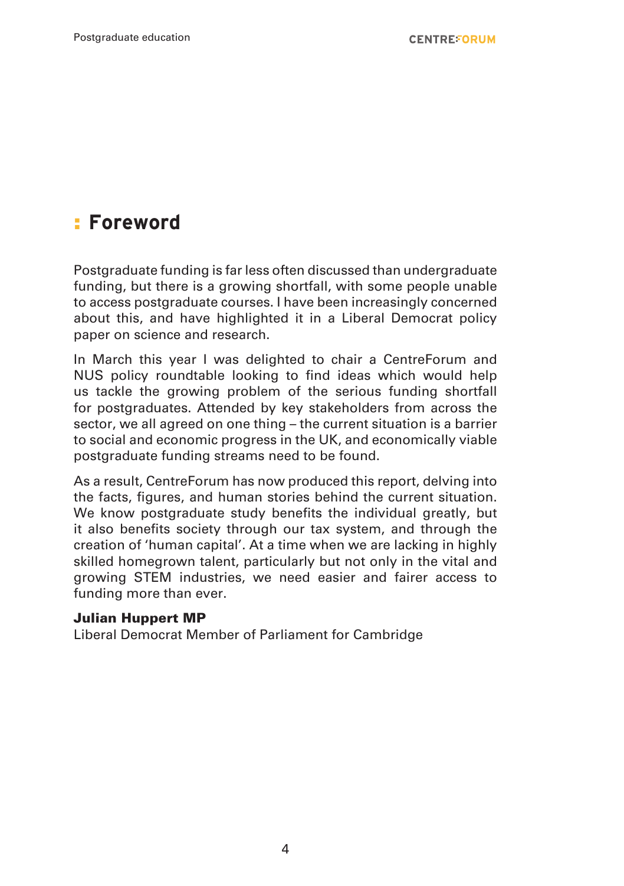# Foreword

Postgraduate funding is far less often discussed than undergraduate funding, but there is a growing shortfall, with some people unable to access postgraduate courses. I have been increasingly concerned about this, and have highlighted it in a Liberal Democrat policy paper on science and research.

In March this year I was delighted to chair a CentreForum and NUS policy roundtable looking to find ideas which would help us tackle the growing problem of the serious funding shortfall for postgraduates. Attended by key stakeholders from across the sector, we all agreed on one thing – the current situation is a barrier to social and economic progress in the UK, and economically viable postgraduate funding streams need to be found.

As a result, CentreForum has now produced this report, delving into the facts, figures, and human stories behind the current situation. We know postgraduate study benefits the individual greatly, but it also benefits society through our tax system, and through the creation of 'human capital'. At a time when we are lacking in highly skilled homegrown talent, particularly but not only in the vital and growing STEM industries, we need easier and fairer access to funding more than ever.

**Julian Huppert MP**
Liberal Democrat Member of Parliament for Cambridge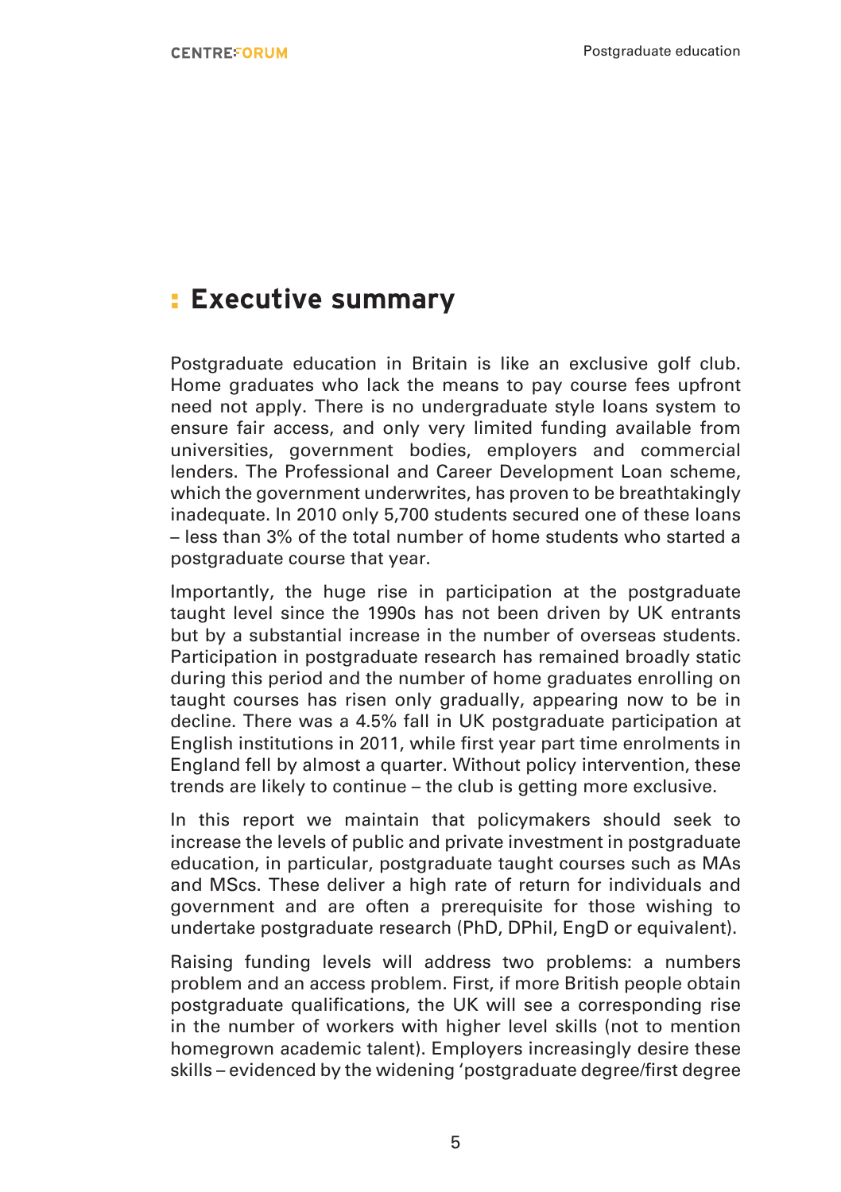# Executive summary

Postgraduate education in Britain is like an exclusive golf club. Home graduates who lack the means to pay course fees upfront need not apply. There is no undergraduate style loans system to ensure fair access, and only very limited funding available from universities, government bodies, employers and commercial lenders. The Professional and Career Development Loan scheme, which the government underwrites, has proven to be breathtakingly inadequate. In 2010 only 5,700 students secured one of these loans – less than 3% of the total number of home students who started a postgraduate course that year.

Importantly, the huge rise in participation at the postgraduate taught level since the 1990s has not been driven by UK entrants but by a substantial increase in the number of overseas students. Participation in postgraduate research has remained broadly static during this period and the number of home graduates enrolling on taught courses has risen only gradually, appearing now to be in decline. There was a 4.5% fall in UK postgraduate participation at English institutions in 2011, while first year part time enrolments in England fell by almost a quarter. Without policy intervention, these trends are likely to continue – the club is getting more exclusive.

In this report we maintain that policymakers should seek to increase the levels of public and private investment in postgraduate education, in particular, postgraduate taught courses such as MAs and MScs. These deliver a high rate of return for individuals and government and are often a prerequisite for those wishing to undertake postgraduate research (PhD, DPhil, EngD or equivalent).

Raising funding levels will address two problems: a numbers problem and an access problem. First, if more British people obtain postgraduate qualifications, the UK will see a corresponding rise in the number of workers with higher level skills (not to mention homegrown academic talent). Employers increasingly desire these skills – evidenced by the widening 'postgraduate degree/first degree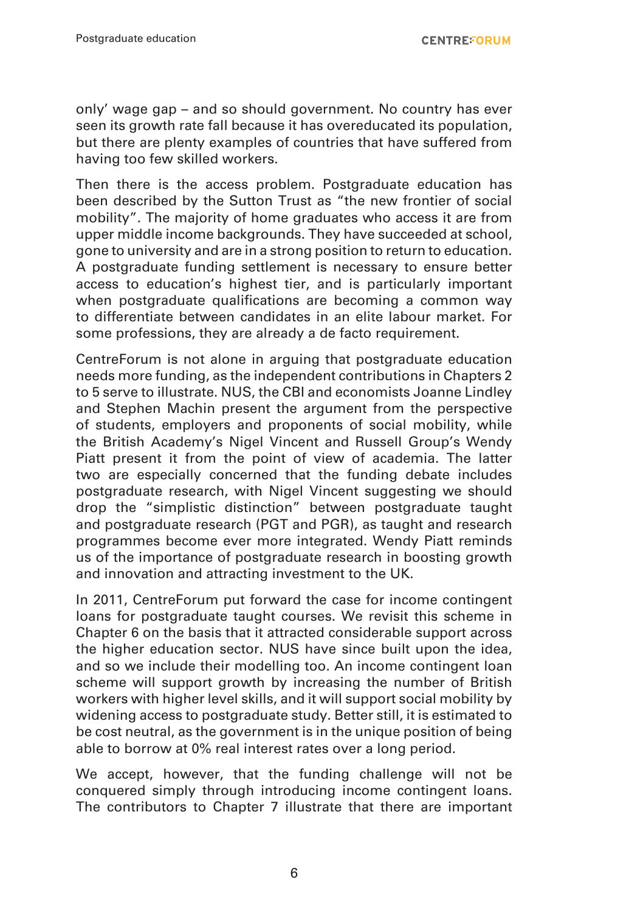only' wage gap – and so should government. No country has ever seen its growth rate fall because it has overeducated its population, but there are plenty examples of countries that have suffered from having too few skilled workers.

Then there is the access problem. Postgraduate education has been described by the Sutton Trust as "the new frontier of social mobility". The majority of home graduates who access it are from upper middle income backgrounds. They have succeeded at school, gone to university and are in a strong position to return to education. A postgraduate funding settlement is necessary to ensure better access to education's highest tier, and is particularly important when postgraduate qualifications are becoming a common way to differentiate between candidates in an elite labour market. For some professions, they are already a de facto requirement.

CentreForum is not alone in arguing that postgraduate education needs more funding, as the independent contributions in Chapters 2 to 5 serve to illustrate. NUS, the CBI and economists Joanne Lindley and Stephen Machin present the argument from the perspective of students, employers and proponents of social mobility, while the British Academy's Nigel Vincent and Russell Group's Wendy Piatt present it from the point of view of academia. The latter two are especially concerned that the funding debate includes postgraduate research, with Nigel Vincent suggesting we should drop the "simplistic distinction" between postgraduate taught and postgraduate research (PGT and PGR), as taught and research programmes become ever more integrated. Wendy Piatt reminds us of the importance of postgraduate research in boosting growth and innovation and attracting investment to the UK.

In 2011, CentreForum put forward the case for income contingent loans for postgraduate taught courses. We revisit this scheme in Chapter 6 on the basis that it attracted considerable support across the higher education sector. NUS have since built upon the idea, and so we include their modelling too. An income contingent loan scheme will support growth by increasing the number of British workers with higher level skills, and it will support social mobility by widening access to postgraduate study. Better still, it is estimated to be cost neutral, as the government is in the unique position of being able to borrow at 0% real interest rates over a long period.

We accept, however, that the funding challenge will not be conquered simply through introducing income contingent loans. The contributors to Chapter 7 illustrate that there are important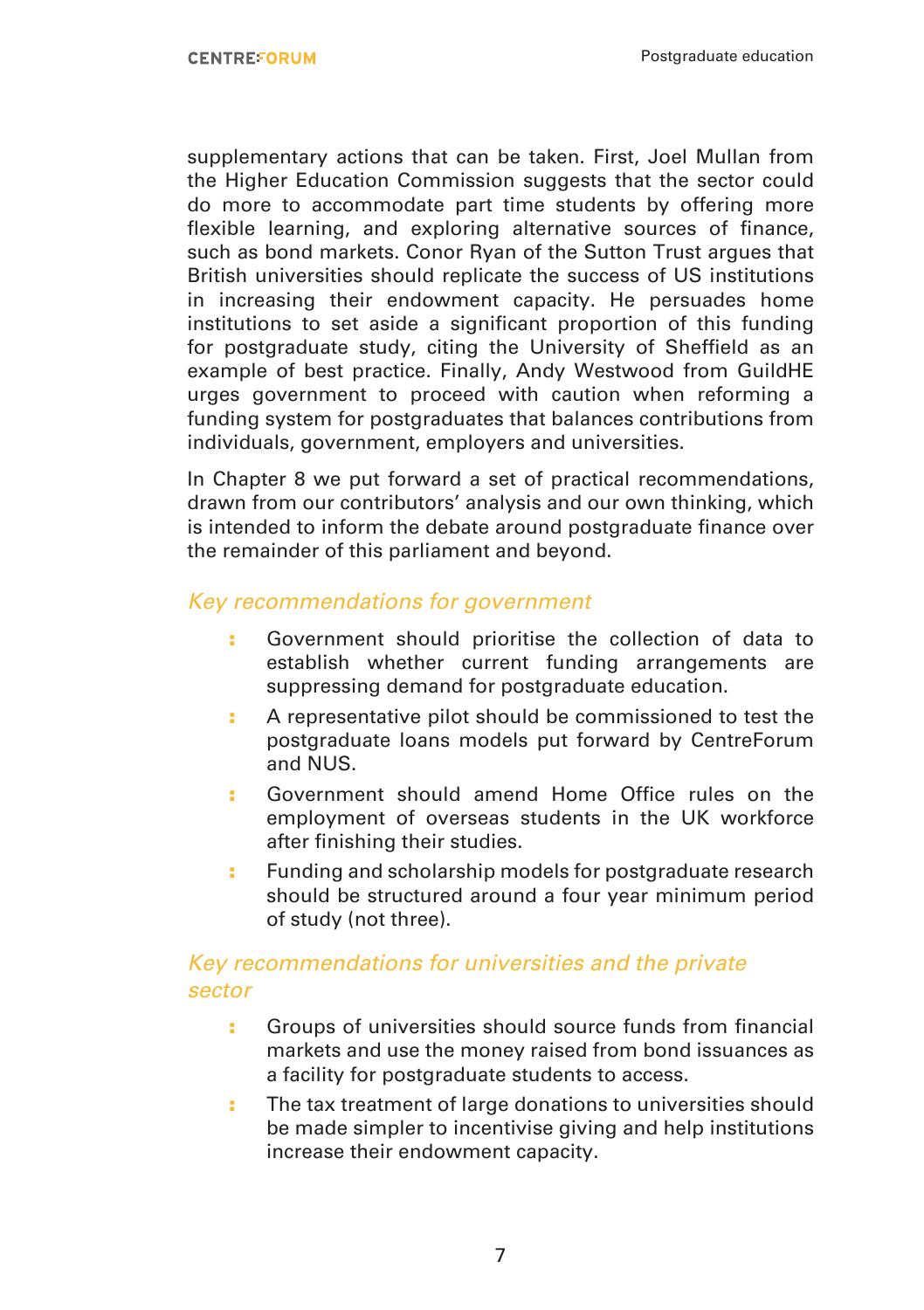supplementary actions that can be taken. First, Joel Mullan from the Higher Education Commission suggests that the sector could do more to accommodate part time students by offering more flexible learning, and exploring alternative sources of finance, such as bond markets. Conor Ryan of the Sutton Trust argues that British universities should replicate the success of US institutions in increasing their endowment capacity. He persuades home institutions to set aside a significant proportion of this funding for postgraduate study, citing the University of Sheffield as an example of best practice. Finally, Andy Westwood from GuildHE urges government to proceed with caution when reforming a funding system for postgraduates that balances contributions from individuals, government, employers and universities.

In Chapter 8 we put forward a set of practical recommendations, drawn from our contributors' analysis and our own thinking, which is intended to inform the debate around postgraduate finance over the remainder of this parliament and beyond.

### *Key recommendations for government*

- Government should prioritise the collection of data to establish whether current funding arrangements are suppressing demand for postgraduate education.
- A representative pilot should be commissioned to test the postgraduate loans models put forward by CentreForum and NUS.
- Government should amend Home Office rules on the employment of overseas students in the UK workforce after finishing their studies.
- Funding and scholarship models for postgraduate research should be structured around a four year minimum period of study (not three).

### *Key recommendations for universities and the private sector*

- Groups of universities should source funds from financial markets and use the money raised from bond issuances as a facility for postgraduate students to access.
- The tax treatment of large donations to universities should be made simpler to incentivise giving and help institutions increase their endowment capacity.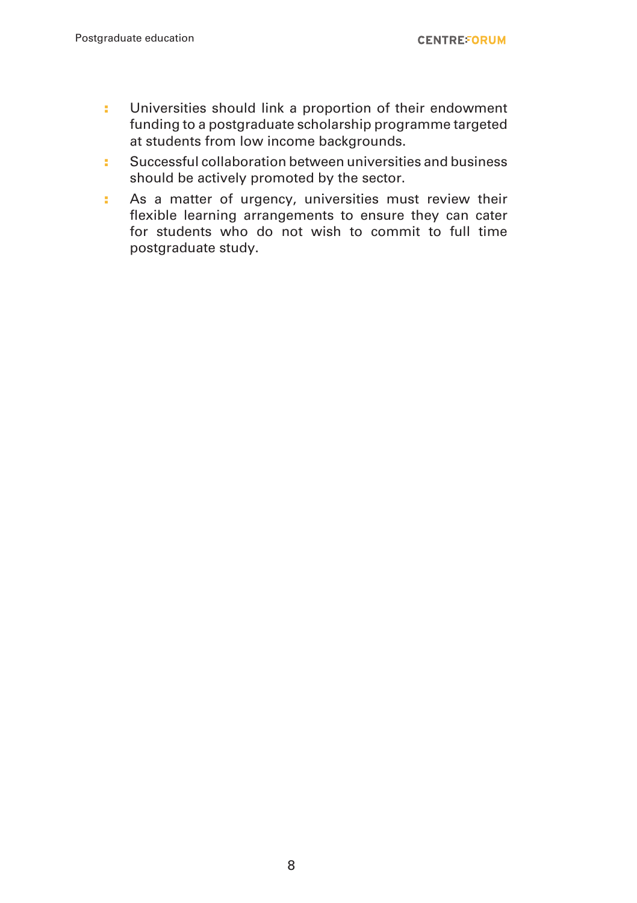- Universities should link a proportion of their endowment funding to a postgraduate scholarship programme targeted at students from low income backgrounds.
- Successful collaboration between universities and business should be actively promoted by the sector.
- As a matter of urgency, universities must review their flexible learning arrangements to ensure they can cater for students who do not wish to commit to full time postgraduate study.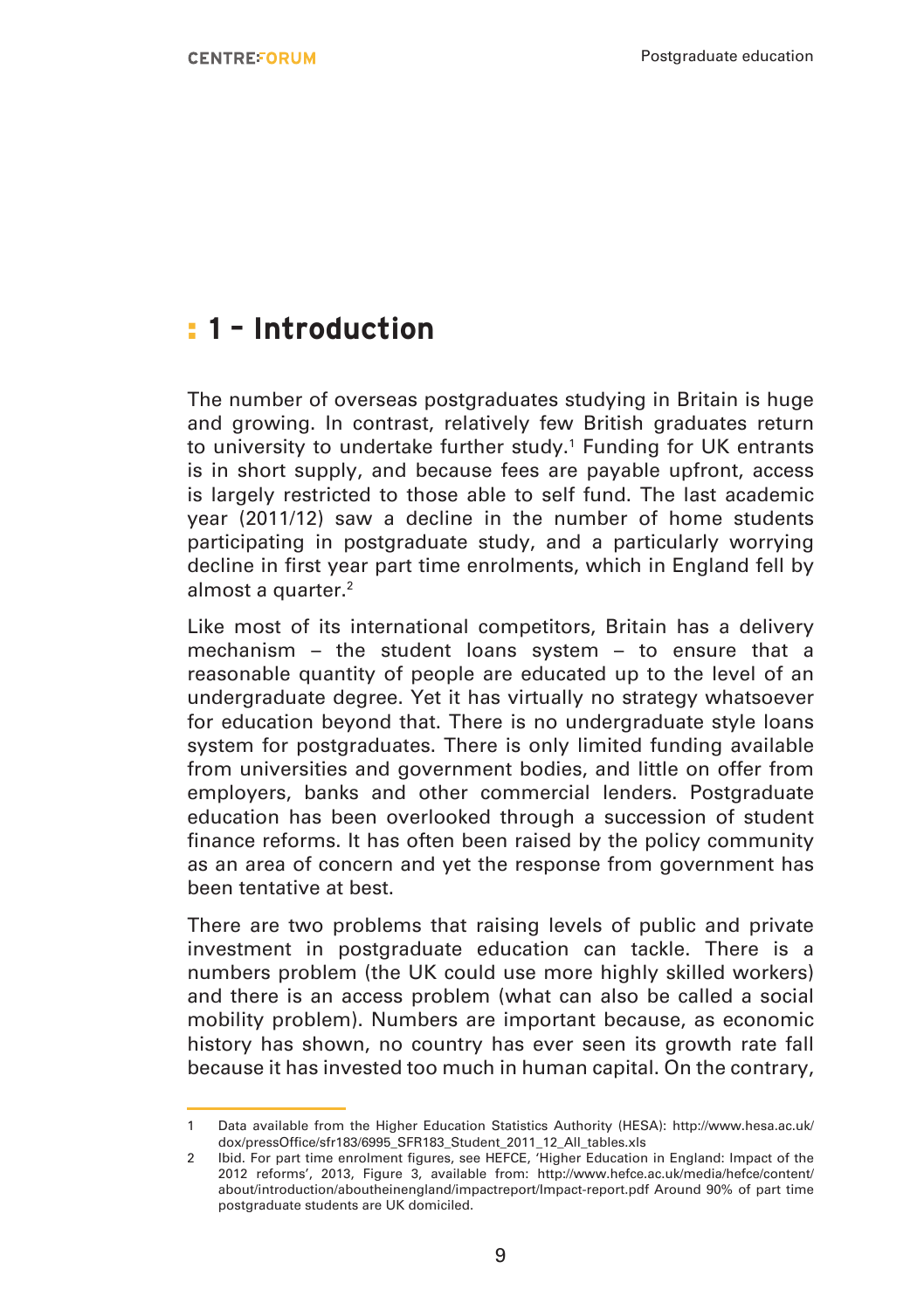# 1 – Introduction

The number of overseas postgraduates studying in Britain is huge and growing. In contrast, relatively few British graduates return to university to undertake further study.[1] Funding for UK entrants is in short supply, and because fees are payable upfront, access is largely restricted to those able to self fund. The last academic year (2011/12) saw a decline in the number of home students participating in postgraduate study, and a particularly worrying decline in first year part time enrolments, which in England fell by almost a quarter.[2]

Like most of its international competitors, Britain has a delivery mechanism – the student loans system – to ensure that a reasonable quantity of people are educated up to the level of an undergraduate degree. Yet it has virtually no strategy whatsoever for education beyond that. There is no undergraduate style loans system for postgraduates. There is only limited funding available from universities and government bodies, and little on offer from employers, banks and other commercial lenders. Postgraduate education has been overlooked through a succession of student finance reforms. It has often been raised by the policy community as an area of concern and yet the response from government has been tentative at best.

There are two problems that raising levels of public and private investment in postgraduate education can tackle. There is a numbers problem (the UK could use more highly skilled workers) and there is an access problem (what can also be called a social mobility problem). Numbers are important because, as economic history has shown, no country has ever seen its growth rate fall because it has invested too much in human capital. On the contrary,

---

1 Data available from the Higher Education Statistics Authority (HESA): http://www.hesa.ac.uk/dox/pressOffice/sfr183/6995_SFR183_Student_2011_12_All_tables.xls

2 Ibid. For part time enrolment figures, see HEFCE, 'Higher Education in England: Impact of the 2012 reforms', 2013, Figure 3, available from: http://www.hefce.ac.uk/media/hefce/content/about/introduction/aboutheinengland/impactreport/Impact-report.pdf Around 90% of part time postgraduate students are UK domiciled.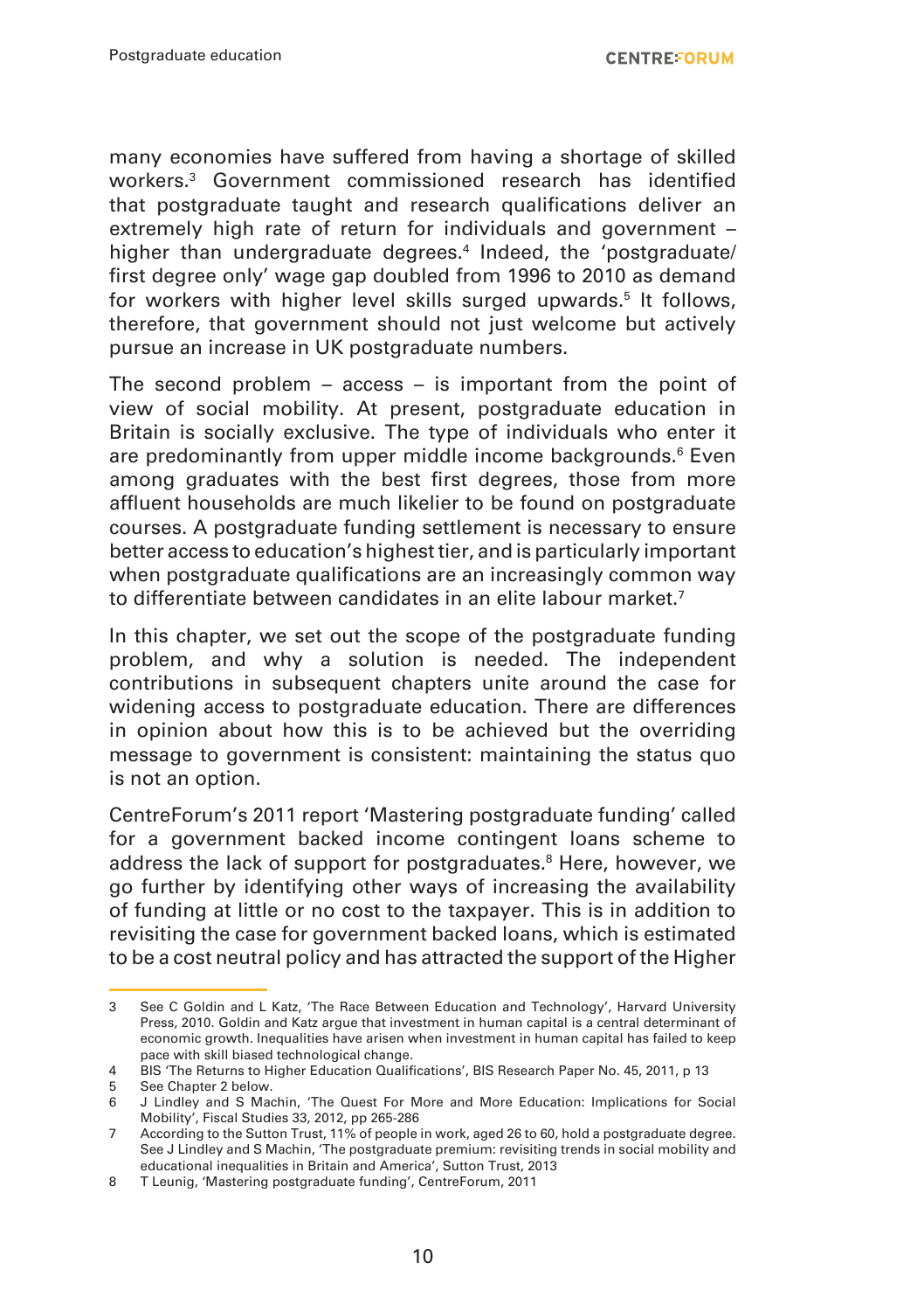many economies have suffered from having a shortage of skilled workers.[3] Government commissioned research has identified that postgraduate taught and research qualifications deliver an extremely high rate of return for individuals and government – higher than undergraduate degrees.[4] Indeed, the 'postgraduate/first degree only' wage gap doubled from 1996 to 2010 as demand for workers with higher level skills surged upwards.[5] It follows, therefore, that government should not just welcome but actively pursue an increase in UK postgraduate numbers.

The second problem – access – is important from the point of view of social mobility. At present, postgraduate education in Britain is socially exclusive. The type of individuals who enter it are predominantly from upper middle income backgrounds.[6] Even among graduates with the best first degrees, those from more affluent households are much likelier to be found on postgraduate courses. A postgraduate funding settlement is necessary to ensure better access to education's highest tier, and is particularly important when postgraduate qualifications are an increasingly common way to differentiate between candidates in an elite labour market.[7]

In this chapter, we set out the scope of the postgraduate funding problem, and why a solution is needed. The independent contributions in subsequent chapters unite around the case for widening access to postgraduate education. There are differences in opinion about how this is to be achieved but the overriding message to government is consistent: maintaining the status quo is not an option.

CentreForum's 2011 report 'Mastering postgraduate funding' called for a government backed income contingent loans scheme to address the lack of support for postgraduates.[8] Here, however, we go further by identifying other ways of increasing the availability of funding at little or no cost to the taxpayer. This is in addition to revisiting the case for government backed loans, which is estimated to be a cost neutral policy and has attracted the support of the Higher

---

3 See C Goldin and L Katz, 'The Race Between Education and Technology', Harvard University Press, 2010. Goldin and Katz argue that investment in human capital is a central determinant of economic growth. Inequalities have arisen when investment in human capital has failed to keep pace with skill biased technological change.

4 BIS 'The Returns to Higher Education Qualifications', BIS Research Paper No. 45, 2011, p 13

5 See Chapter 2 below.

6 J Lindley and S Machin, 'The Quest For More and More Education: Implications for Social Mobility', Fiscal Studies 33, 2012, pp 265-286

7 According to the Sutton Trust, 11% of people in work, aged 26 to 60, hold a postgraduate degree. See J Lindley and S Machin, 'The postgraduate premium: revisiting trends in social mobility and educational inequalities in Britain and America', Sutton Trust, 2013

8 T Leunig, 'Mastering postgraduate funding', CentreForum, 2011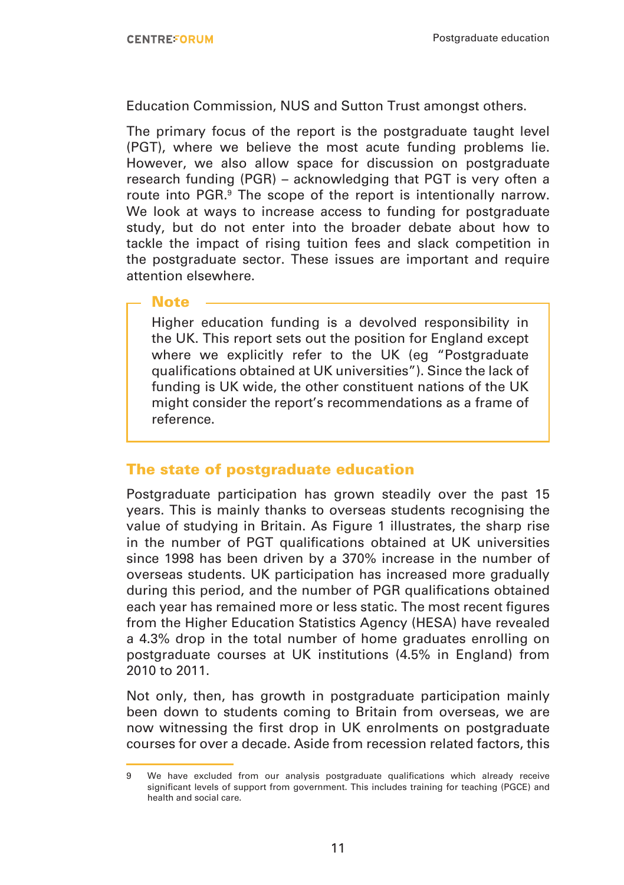Education Commission, NUS and Sutton Trust amongst others.

The primary focus of the report is the postgraduate taught level (PGT), where we believe the most acute funding problems lie. However, we also allow space for discussion on postgraduate research funding (PGR) – acknowledging that PGT is very often a route into PGR.[9] The scope of the report is intentionally narrow. We look at ways to increase access to funding for postgraduate study, but do not enter into the broader debate about how to tackle the impact of rising tuition fees and slack competition in the postgraduate sector. These issues are important and require attention elsewhere.

> **Note**
>
> Higher education funding is a devolved responsibility in the UK. This report sets out the position for England except where we explicitly refer to the UK (eg "Postgraduate qualifications obtained at UK universities"). Since the lack of funding is UK wide, the other constituent nations of the UK might consider the report's recommendations as a frame of reference.

## The state of postgraduate education

Postgraduate participation has grown steadily over the past 15 years. This is mainly thanks to overseas students recognising the value of studying in Britain. As Figure 1 illustrates, the sharp rise in the number of PGT qualifications obtained at UK universities since 1998 has been driven by a 370% increase in the number of overseas students. UK participation has increased more gradually during this period, and the number of PGR qualifications obtained each year has remained more or less static. The most recent figures from the Higher Education Statistics Agency (HESA) have revealed a 4.3% drop in the total number of home graduates enrolling on postgraduate courses at UK institutions (4.5% in England) from 2010 to 2011.

Not only, then, has growth in postgraduate participation mainly been down to students coming to Britain from overseas, we are now witnessing the first drop in UK enrolments on postgraduate courses for over a decade. Aside from recession related factors, this

---

9 We have excluded from our analysis postgraduate qualifications which already receive significant levels of support from government. This includes training for teaching (PGCE) and health and social care.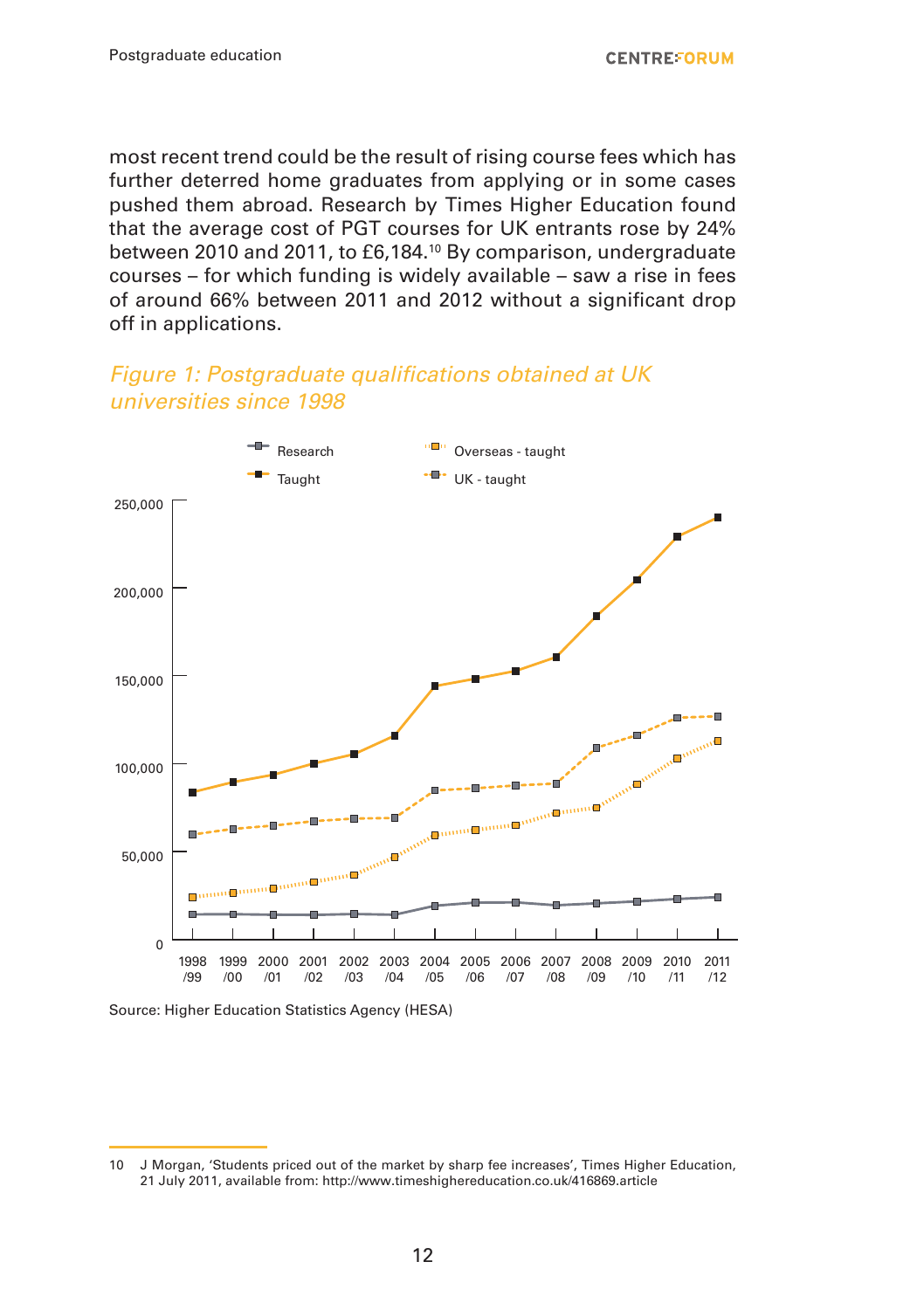most recent trend could be the result of rising course fees which has further deterred home graduates from applying or in some cases pushed them abroad. Research by Times Higher Education found that the average cost of PGT courses for UK entrants rose by 24% between 2010 and 2011, to £6,184.[10] By comparison, undergraduate courses – for which funding is widely available – saw a rise in fees of around 66% between 2011 and 2012 without a significant drop off in applications.

*Figure 1: Postgraduate qualifications obtained at UK universities since 1998*

Source: Higher Education Statistics Agency (HESA)

---

10 J Morgan, 'Students priced out of the market by sharp fee increases', Times Higher Education, 21 July 2011, available from: http://www.timeshighereducation.co.uk/416869.article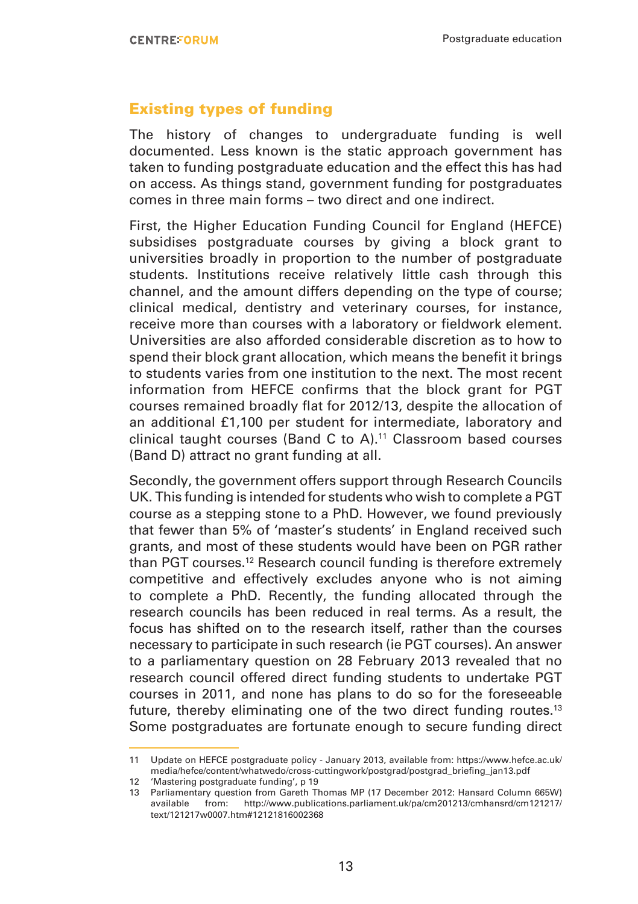## Existing types of funding

The history of changes to undergraduate funding is well documented. Less known is the static approach government has taken to funding postgraduate education and the effect this has had on access. As things stand, government funding for postgraduates comes in three main forms – two direct and one indirect.

First, the Higher Education Funding Council for England (HEFCE) subsidises postgraduate courses by giving a block grant to universities broadly in proportion to the number of postgraduate students. Institutions receive relatively little cash through this channel, and the amount differs depending on the type of course; clinical medical, dentistry and veterinary courses, for instance, receive more than courses with a laboratory or fieldwork element. Universities are also afforded considerable discretion as to how to spend their block grant allocation, which means the benefit it brings to students varies from one institution to the next. The most recent information from HEFCE confirms that the block grant for PGT courses remained broadly flat for 2012/13, despite the allocation of an additional £1,100 per student for intermediate, laboratory and clinical taught courses (Band C to A).[11] Classroom based courses (Band D) attract no grant funding at all.

Secondly, the government offers support through Research Councils UK. This funding is intended for students who wish to complete a PGT course as a stepping stone to a PhD. However, we found previously that fewer than 5% of 'master's students' in England received such grants, and most of these students would have been on PGR rather than PGT courses.[12] Research council funding is therefore extremely competitive and effectively excludes anyone who is not aiming to complete a PhD. Recently, the funding allocated through the research councils has been reduced in real terms. As a result, the focus has shifted on to the research itself, rather than the courses necessary to participate in such research (ie PGT courses). An answer to a parliamentary question on 28 February 2013 revealed that no research council offered direct funding students to undertake PGT courses in 2011, and none has plans to do so for the foreseeable future, thereby eliminating one of the two direct funding routes.[13] Some postgraduates are fortunate enough to secure funding direct

---

11 Update on HEFCE postgraduate policy - January 2013, available from: https://www.hefce.ac.uk/media/hefce/content/whatwedo/cross-cuttingwork/postgrad/postgrad_briefing_jan13.pdf

12 'Mastering postgraduate funding', p 19

13 Parliamentary question from Gareth Thomas MP (17 December 2012: Hansard Column 665W) available from: http://www.publications.parliament.uk/pa/cm201213/cmhansrd/cm121217/text/121217w0007.htm#12121816002368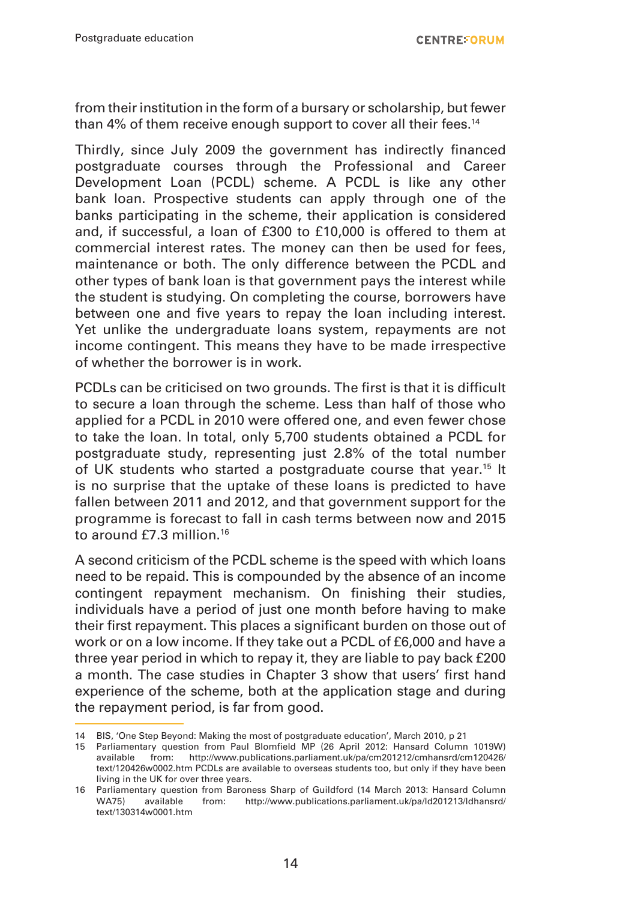from their institution in the form of a bursary or scholarship, but fewer than 4% of them receive enough support to cover all their fees.[14]

Thirdly, since July 2009 the government has indirectly financed postgraduate courses through the Professional and Career Development Loan (PCDL) scheme. A PCDL is like any other bank loan. Prospective students can apply through one of the banks participating in the scheme, their application is considered and, if successful, a loan of £300 to £10,000 is offered to them at commercial interest rates. The money can then be used for fees, maintenance or both. The only difference between the PCDL and other types of bank loan is that government pays the interest while the student is studying. On completing the course, borrowers have between one and five years to repay the loan including interest. Yet unlike the undergraduate loans system, repayments are not income contingent. This means they have to be made irrespective of whether the borrower is in work.

PCDLs can be criticised on two grounds. The first is that it is difficult to secure a loan through the scheme. Less than half of those who applied for a PCDL in 2010 were offered one, and even fewer chose to take the loan. In total, only 5,700 students obtained a PCDL for postgraduate study, representing just 2.8% of the total number of UK students who started a postgraduate course that year.[15] It is no surprise that the uptake of these loans is predicted to have fallen between 2011 and 2012, and that government support for the programme is forecast to fall in cash terms between now and 2015 to around £7.3 million.[16]

A second criticism of the PCDL scheme is the speed with which loans need to be repaid. This is compounded by the absence of an income contingent repayment mechanism. On finishing their studies, individuals have a period of just one month before having to make their first repayment. This places a significant burden on those out of work or on a low income. If they take out a PCDL of £6,000 and have a three year period in which to repay it, they are liable to pay back £200 a month. The case studies in Chapter 3 show that users' first hand experience of the scheme, both at the application stage and during the repayment period, is far from good.

---

14 BIS, 'One Step Beyond: Making the most of postgraduate education', March 2010, p 21

15 Parliamentary question from Paul Blomfield MP (26 April 2012: Hansard Column 1019W) available from: http://www.publications.parliament.uk/pa/cm201212/cmhansrd/cm120426/text/120426w0002.htm PCDLs are available to overseas students too, but only if they have been living in the UK for over three years.

16 Parliamentary question from Baroness Sharp of Guildford (14 March 2013: Hansard Column WA75) available from: http://www.publications.parliament.uk/pa/ld201213/ldhansrd/text/130314w0001.htm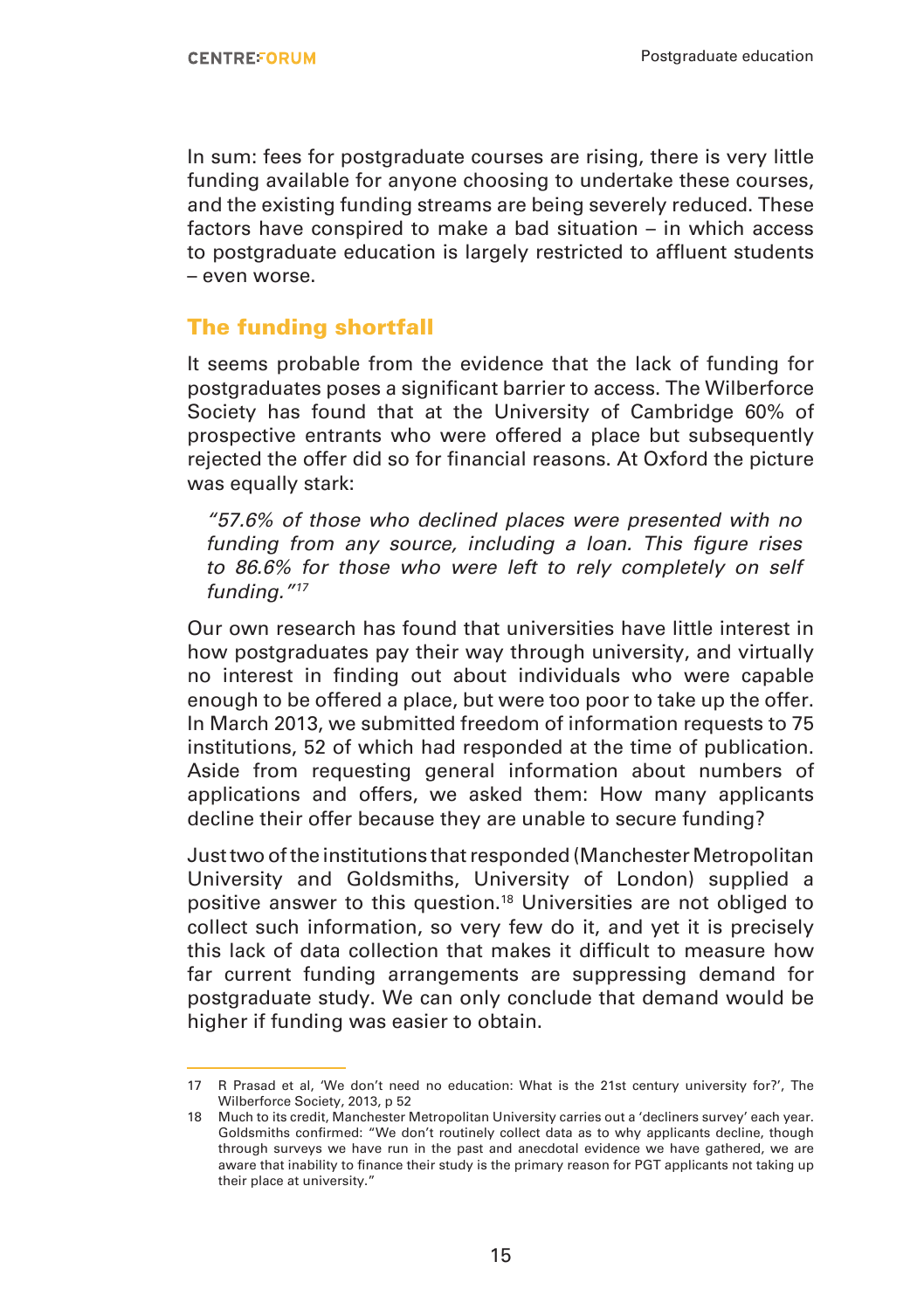In sum: fees for postgraduate courses are rising, there is very little funding available for anyone choosing to undertake these courses, and the existing funding streams are being severely reduced. These factors have conspired to make a bad situation – in which access to postgraduate education is largely restricted to affluent students – even worse.

## The funding shortfall

It seems probable from the evidence that the lack of funding for postgraduates poses a significant barrier to access. The Wilberforce Society has found that at the University of Cambridge 60% of prospective entrants who were offered a place but subsequently rejected the offer did so for financial reasons. At Oxford the picture was equally stark:

> *"57.6% of those who declined places were presented with no funding from any source, including a loan. This figure rises to 86.6% for those who were left to rely completely on self funding."*[17]

Our own research has found that universities have little interest in how postgraduates pay their way through university, and virtually no interest in finding out about individuals who were capable enough to be offered a place, but were too poor to take up the offer. In March 2013, we submitted freedom of information requests to 75 institutions, 52 of which had responded at the time of publication. Aside from requesting general information about numbers of applications and offers, we asked them: How many applicants decline their offer because they are unable to secure funding?

Just two of the institutions that responded (Manchester Metropolitan University and Goldsmiths, University of London) supplied a positive answer to this question.[18] Universities are not obliged to collect such information, so very few do it, and yet it is precisely this lack of data collection that makes it difficult to measure how far current funding arrangements are suppressing demand for postgraduate study. We can only conclude that demand would be higher if funding was easier to obtain.

---

17 R Prasad et al, 'We don't need no education: What is the 21st century university for?', The Wilberforce Society, 2013, p 52

18 Much to its credit, Manchester Metropolitan University carries out a 'decliners survey' each year. Goldsmiths confirmed: "We don't routinely collect data as to why applicants decline, though through surveys we have run in the past and anecdotal evidence we have gathered, we are aware that inability to finance their study is the primary reason for PGT applicants not taking up their place at university."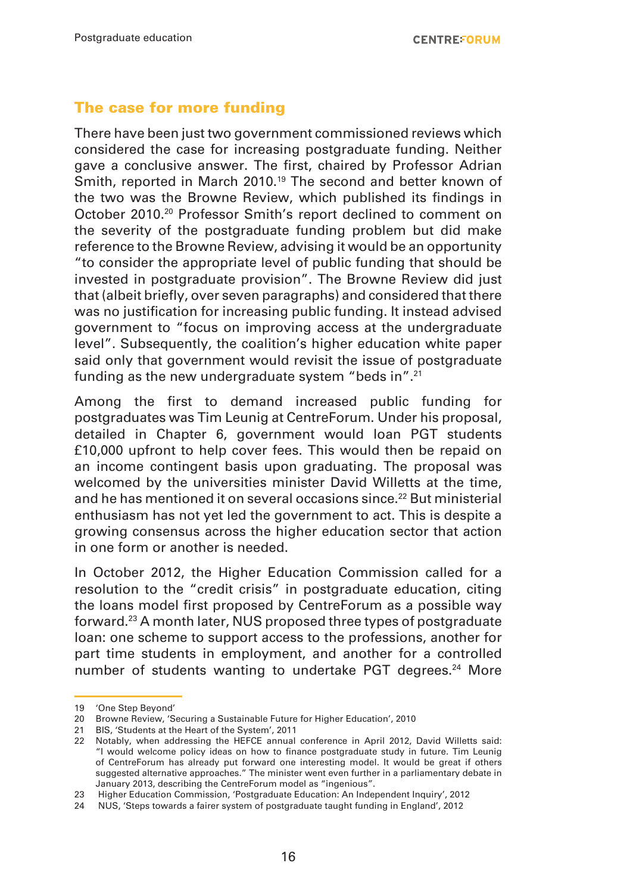## The case for more funding

There have been just two government commissioned reviews which considered the case for increasing postgraduate funding. Neither gave a conclusive answer. The first, chaired by Professor Adrian Smith, reported in March 2010.[19] The second and better known of the two was the Browne Review, which published its findings in October 2010.[20] Professor Smith's report declined to comment on the severity of the postgraduate funding problem but did make reference to the Browne Review, advising it would be an opportunity "to consider the appropriate level of public funding that should be invested in postgraduate provision". The Browne Review did just that (albeit briefly, over seven paragraphs) and considered that there was no justification for increasing public funding. It instead advised government to "focus on improving access at the undergraduate level". Subsequently, the coalition's higher education white paper said only that government would revisit the issue of postgraduate funding as the new undergraduate system "beds in".[21]

Among the first to demand increased public funding for postgraduates was Tim Leunig at CentreForum. Under his proposal, detailed in Chapter 6, government would loan PGT students £10,000 upfront to help cover fees. This would then be repaid on an income contingent basis upon graduating. The proposal was welcomed by the universities minister David Willetts at the time, and he has mentioned it on several occasions since.[22] But ministerial enthusiasm has not yet led the government to act. This is despite a growing consensus across the higher education sector that action in one form or another is needed.

In October 2012, the Higher Education Commission called for a resolution to the "credit crisis" in postgraduate education, citing the loans model first proposed by CentreForum as a possible way forward.[23] A month later, NUS proposed three types of postgraduate loan: one scheme to support access to the professions, another for part time students in employment, and another for a controlled number of students wanting to undertake PGT degrees.[24] More

---

19 'One Step Beyond'

20 Browne Review, 'Securing a Sustainable Future for Higher Education', 2010

21 BIS, 'Students at the Heart of the System', 2011

22 Notably, when addressing the HEFCE annual conference in April 2012, David Willetts said: "I would welcome policy ideas on how to finance postgraduate study in future. Tim Leunig of CentreForum has already put forward one interesting model. It would be great if others suggested alternative approaches." The minister went even further in a parliamentary debate in January 2013, describing the CentreForum model as "ingenious".

23 Higher Education Commission, 'Postgraduate Education: An Independent Inquiry', 2012

24 NUS, 'Steps towards a fairer system of postgraduate taught funding in England', 2012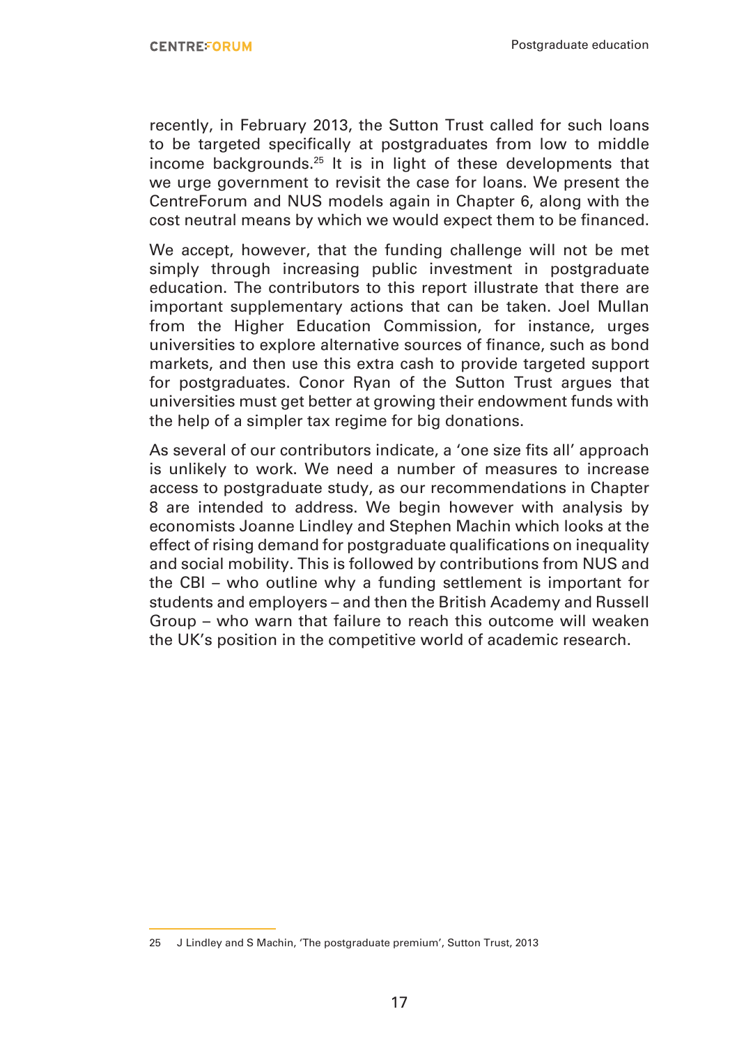recently, in February 2013, the Sutton Trust called for such loans to be targeted specifically at postgraduates from low to middle income backgrounds.[25] It is in light of these developments that we urge government to revisit the case for loans. We present the CentreForum and NUS models again in Chapter 6, along with the cost neutral means by which we would expect them to be financed.

We accept, however, that the funding challenge will not be met simply through increasing public investment in postgraduate education. The contributors to this report illustrate that there are important supplementary actions that can be taken. Joel Mullan from the Higher Education Commission, for instance, urges universities to explore alternative sources of finance, such as bond markets, and then use this extra cash to provide targeted support for postgraduates. Conor Ryan of the Sutton Trust argues that universities must get better at growing their endowment funds with the help of a simpler tax regime for big donations.

As several of our contributors indicate, a 'one size fits all' approach is unlikely to work. We need a number of measures to increase access to postgraduate study, as our recommendations in Chapter 8 are intended to address. We begin however with analysis by economists Joanne Lindley and Stephen Machin which looks at the effect of rising demand for postgraduate qualifications on inequality and social mobility. This is followed by contributions from NUS and the CBI – who outline why a funding settlement is important for students and employers – and then the British Academy and Russell Group – who warn that failure to reach this outcome will weaken the UK's position in the competitive world of academic research.

---

25 J Lindley and S Machin, 'The postgraduate premium', Sutton Trust, 2013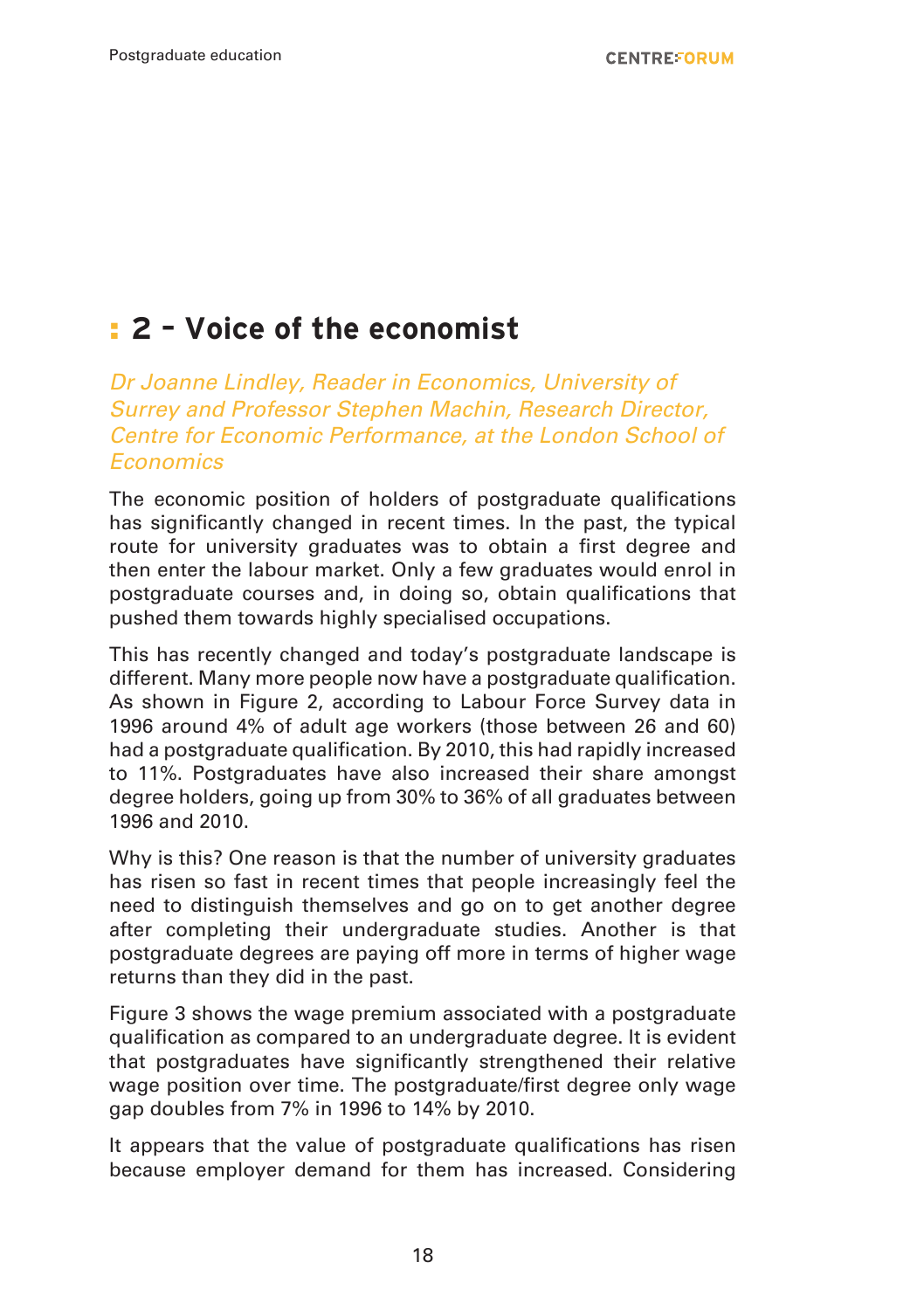# : 2 – Voice of the economist

*Dr Joanne Lindley, Reader in Economics, University of Surrey and Professor Stephen Machin, Research Director, Centre for Economic Performance, at the London School of Economics*

The economic position of holders of postgraduate qualifications has significantly changed in recent times. In the past, the typical route for university graduates was to obtain a first degree and then enter the labour market. Only a few graduates would enrol in postgraduate courses and, in doing so, obtain qualifications that pushed them towards highly specialised occupations.

This has recently changed and today's postgraduate landscape is different. Many more people now have a postgraduate qualification. As shown in Figure 2, according to Labour Force Survey data in 1996 around 4% of adult age workers (those between 26 and 60) had a postgraduate qualification. By 2010, this had rapidly increased to 11%. Postgraduates have also increased their share amongst degree holders, going up from 30% to 36% of all graduates between 1996 and 2010.

Why is this? One reason is that the number of university graduates has risen so fast in recent times that people increasingly feel the need to distinguish themselves and go on to get another degree after completing their undergraduate studies. Another is that postgraduate degrees are paying off more in terms of higher wage returns than they did in the past.

Figure 3 shows the wage premium associated with a postgraduate qualification as compared to an undergraduate degree. It is evident that postgraduates have significantly strengthened their relative wage position over time. The postgraduate/first degree only wage gap doubles from 7% in 1996 to 14% by 2010.

It appears that the value of postgraduate qualifications has risen because employer demand for them has increased. Considering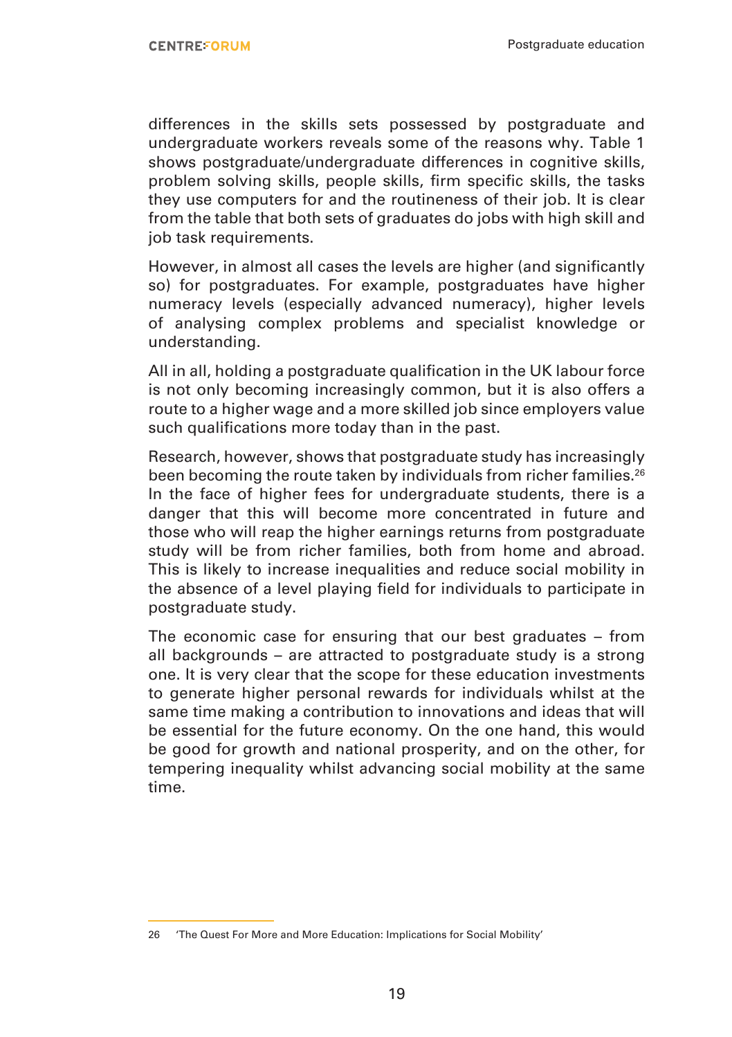differences in the skills sets possessed by postgraduate and undergraduate workers reveals some of the reasons why. Table 1 shows postgraduate/undergraduate differences in cognitive skills, problem solving skills, people skills, firm specific skills, the tasks they use computers for and the routineness of their job. It is clear from the table that both sets of graduates do jobs with high skill and job task requirements.

However, in almost all cases the levels are higher (and significantly so) for postgraduates. For example, postgraduates have higher numeracy levels (especially advanced numeracy), higher levels of analysing complex problems and specialist knowledge or understanding.

All in all, holding a postgraduate qualification in the UK labour force is not only becoming increasingly common, but it is also offers a route to a higher wage and a more skilled job since employers value such qualifications more today than in the past.

Research, however, shows that postgraduate study has increasingly been becoming the route taken by individuals from richer families.[26] In the face of higher fees for undergraduate students, there is a danger that this will become more concentrated in future and those who will reap the higher earnings returns from postgraduate study will be from richer families, both from home and abroad. This is likely to increase inequalities and reduce social mobility in the absence of a level playing field for individuals to participate in postgraduate study.

The economic case for ensuring that our best graduates – from all backgrounds – are attracted to postgraduate study is a strong one. It is very clear that the scope for these education investments to generate higher personal rewards for individuals whilst at the same time making a contribution to innovations and ideas that will be essential for the future economy. On the one hand, this would be good for growth and national prosperity, and on the other, for tempering inequality whilst advancing social mobility at the same time.

26 'The Quest For More and More Education: Implications for Social Mobility'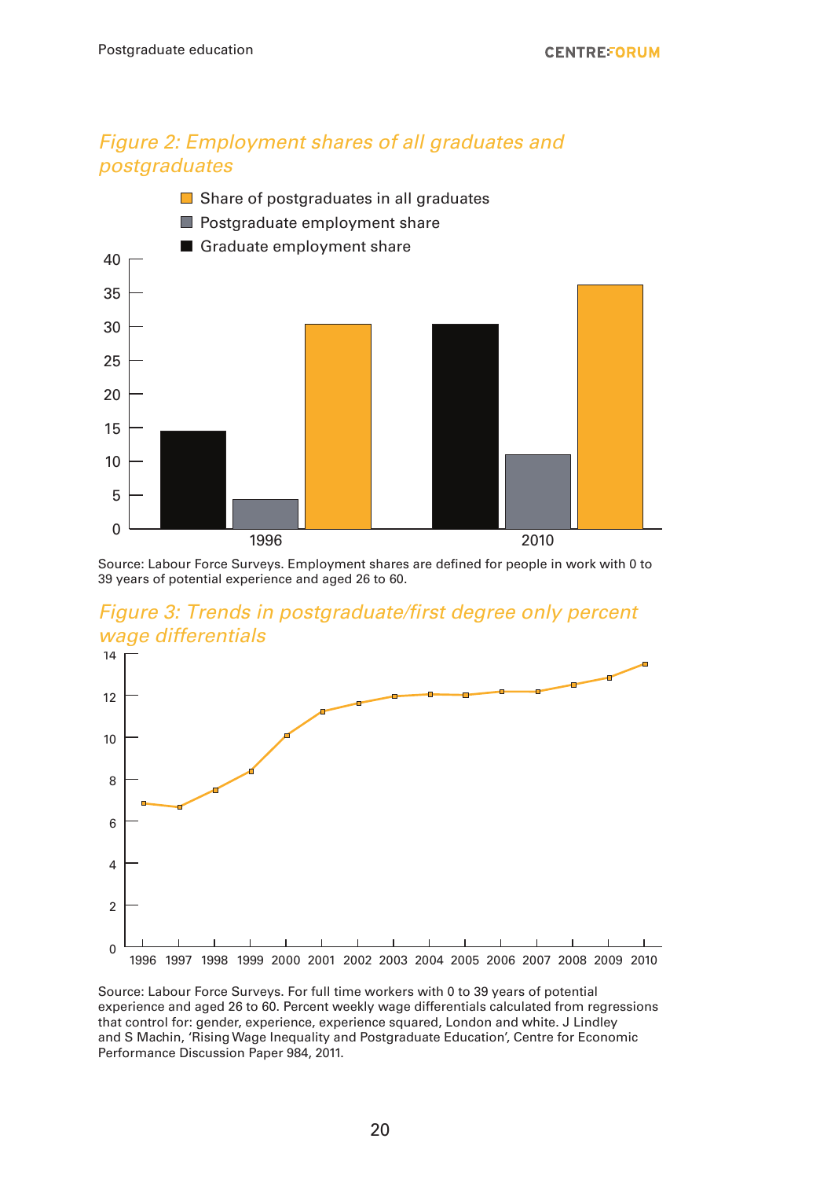*Figure 2: Employment shares of all graduates and postgraduates*

Source: Labour Force Surveys. Employment shares are defined for people in work with 0 to 39 years of potential experience and aged 26 to 60.

*Figure 3: Trends in postgraduate/first degree only percent wage differentials*

Source: Labour Force Surveys. For full time workers with 0 to 39 years of potential experience and aged 26 to 60. Percent weekly wage differentials calculated from regressions that control for: gender, experience, experience squared, London and white. J Lindley and S Machin, 'Rising Wage Inequality and Postgraduate Education', Centre for Economic Performance Discussion Paper 984, 2011.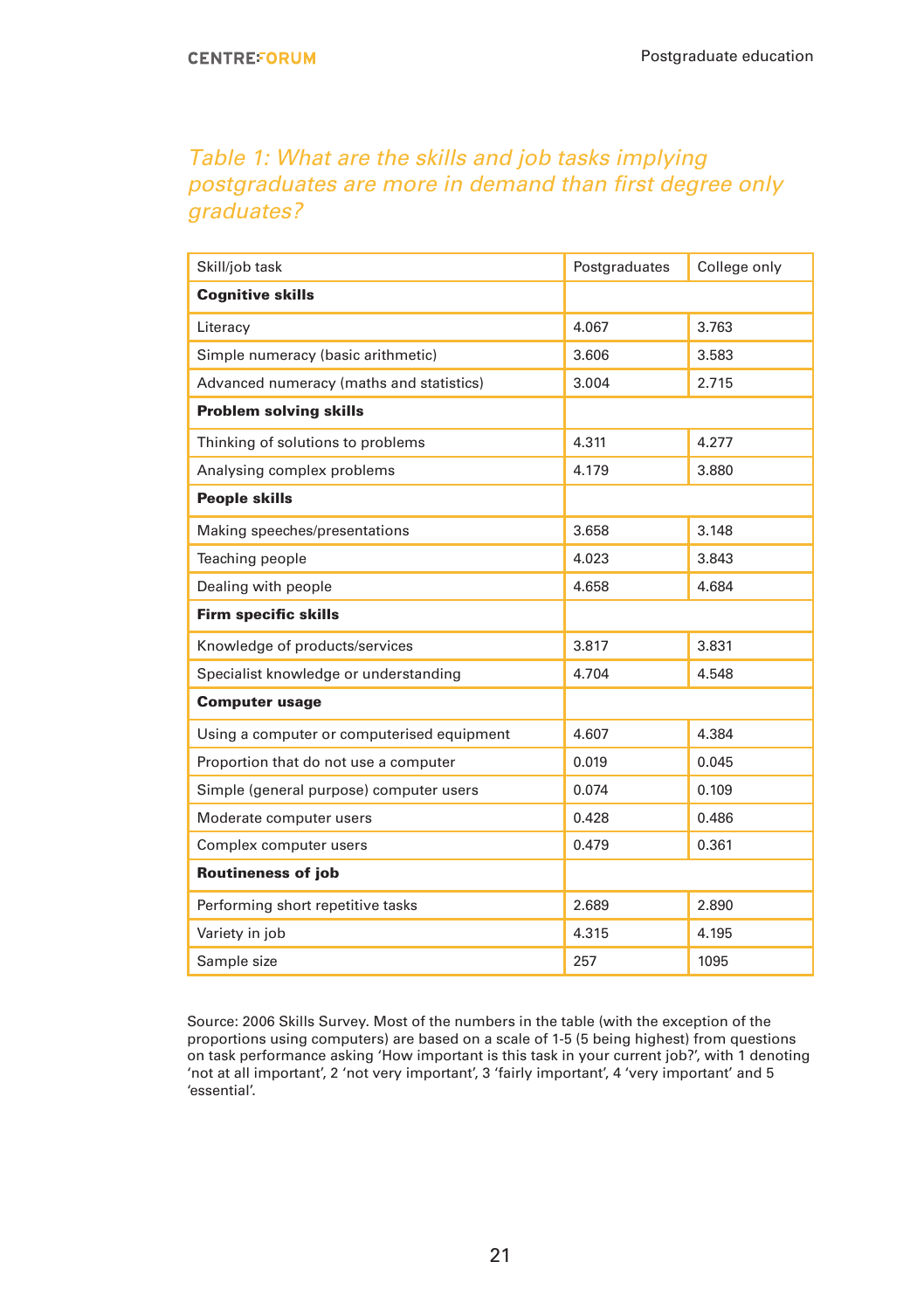*Table 1: What are the skills and job tasks implying postgraduates are more in demand than first degree only graduates?*

| Skill/job task | Postgraduates | College only |
|---|---|---|
| **Cognitive skills** | | |
| Literacy | 4.067 | 3.763 |
| Simple numeracy (basic arithmetic) | 3.606 | 3.583 |
| Advanced numeracy (maths and statistics) | 3.004 | 2.715 |
| **Problem solving skills** | | |
| Thinking of solutions to problems | 4.311 | 4.277 |
| Analysing complex problems | 4.179 | 3.880 |
| **People skills** | | |
| Making speeches/presentations | 3.658 | 3.148 |
| Teaching people | 4.023 | 3.843 |
| Dealing with people | 4.658 | 4.684 |
| **Firm specific skills** | | |
| Knowledge of products/services | 3.817 | 3.831 |
| Specialist knowledge or understanding | 4.704 | 4.548 |
| **Computer usage** | | |
| Using a computer or computerised equipment | 4.607 | 4.384 |
| Proportion that do not use a computer | 0.019 | 0.045 |
| Simple (general purpose) computer users | 0.074 | 0.109 |
| Moderate computer users | 0.428 | 0.486 |
| Complex computer users | 0.479 | 0.361 |
| **Routineness of job** | | |
| Performing short repetitive tasks | 2.689 | 2.890 |
| Variety in job | 4.315 | 4.195 |
| Sample size | 257 | 1095 |

Source: 2006 Skills Survey. Most of the numbers in the table (with the exception of the proportions using computers) are based on a scale of 1-5 (5 being highest) from questions on task performance asking 'How important is this task in your current job?', with 1 denoting 'not at all important', 2 'not very important', 3 'fairly important', 4 'very important' and 5 'essential'.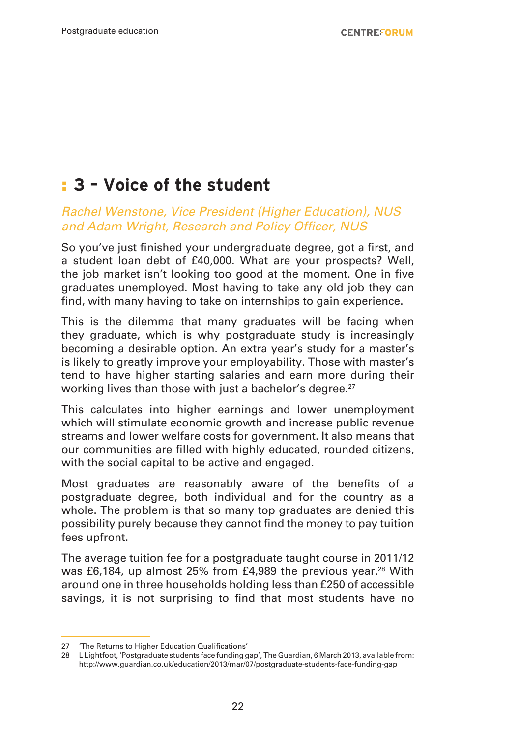# 3 – Voice of the student

*Rachel Wenstone, Vice President (Higher Education), NUS and Adam Wright, Research and Policy Officer, NUS*

So you've just finished your undergraduate degree, got a first, and a student loan debt of £40,000. What are your prospects? Well, the job market isn't looking too good at the moment. One in five graduates unemployed. Most having to take any old job they can find, with many having to take on internships to gain experience.

This is the dilemma that many graduates will be facing when they graduate, which is why postgraduate study is increasingly becoming a desirable option. An extra year's study for a master's is likely to greatly improve your employability. Those with master's tend to have higher starting salaries and earn more during their working lives than those with just a bachelor's degree.[27]

This calculates into higher earnings and lower unemployment which will stimulate economic growth and increase public revenue streams and lower welfare costs for government. It also means that our communities are filled with highly educated, rounded citizens, with the social capital to be active and engaged.

Most graduates are reasonably aware of the benefits of a postgraduate degree, both individual and for the country as a whole. The problem is that so many top graduates are denied this possibility purely because they cannot find the money to pay tuition fees upfront.

The average tuition fee for a postgraduate taught course in 2011/12 was £6,184, up almost 25% from £4,989 the previous year.[28] With around one in three households holding less than £250 of accessible savings, it is not surprising to find that most students have no

---

27 'The Returns to Higher Education Qualifications'

28 L Lightfoot, 'Postgraduate students face funding gap', The Guardian, 6 March 2013, available from: http://www.guardian.co.uk/education/2013/mar/07/postgraduate-students-face-funding-gap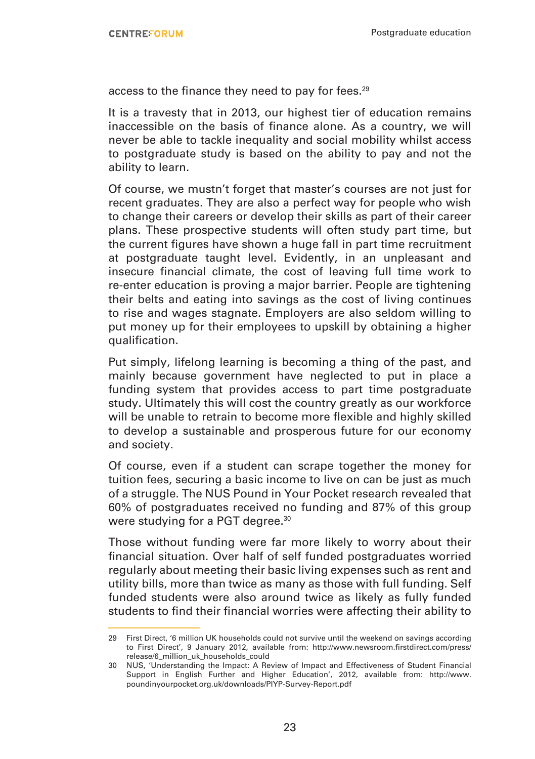access to the finance they need to pay for fees.[29]

It is a travesty that in 2013, our highest tier of education remains inaccessible on the basis of finance alone. As a country, we will never be able to tackle inequality and social mobility whilst access to postgraduate study is based on the ability to pay and not the ability to learn.

Of course, we mustn't forget that master's courses are not just for recent graduates. They are also a perfect way for people who wish to change their careers or develop their skills as part of their career plans. These prospective students will often study part time, but the current figures have shown a huge fall in part time recruitment at postgraduate taught level. Evidently, in an unpleasant and insecure financial climate, the cost of leaving full time work to re-enter education is proving a major barrier. People are tightening their belts and eating into savings as the cost of living continues to rise and wages stagnate. Employers are also seldom willing to put money up for their employees to upskill by obtaining a higher qualification.

Put simply, lifelong learning is becoming a thing of the past, and mainly because government have neglected to put in place a funding system that provides access to part time postgraduate study. Ultimately this will cost the country greatly as our workforce will be unable to retrain to become more flexible and highly skilled to develop a sustainable and prosperous future for our economy and society.

Of course, even if a student can scrape together the money for tuition fees, securing a basic income to live on can be just as much of a struggle. The NUS Pound in Your Pocket research revealed that 60% of postgraduates received no funding and 87% of this group were studying for a PGT degree.[30]

Those without funding were far more likely to worry about their financial situation. Over half of self funded postgraduates worried regularly about meeting their basic living expenses such as rent and utility bills, more than twice as many as those with full funding. Self funded students were also around twice as likely as fully funded students to find their financial worries were affecting their ability to

---

29 First Direct, '6 million UK households could not survive until the weekend on savings according to First Direct', 9 January 2012, available from: http://www.newsroom.firstdirect.com/press/release/6_million_uk_households_could

30 NUS, 'Understanding the Impact: A Review of Impact and Effectiveness of Student Financial Support in English Further and Higher Education', 2012, available from: http://www.poundinyourpocket.org.uk/downloads/PIYP-Survey-Report.pdf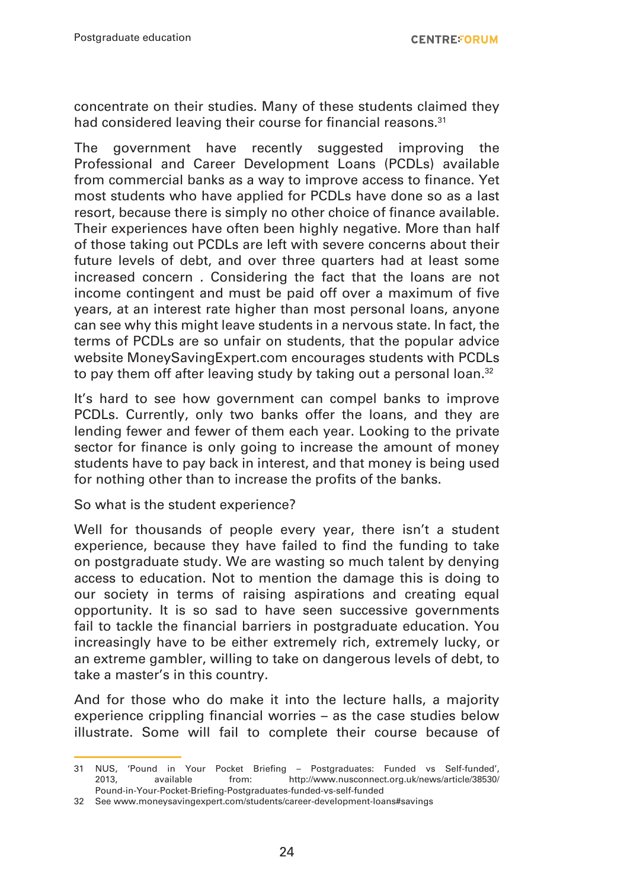concentrate on their studies. Many of these students claimed they had considered leaving their course for financial reasons.[31]

The government have recently suggested improving the Professional and Career Development Loans (PCDLs) available from commercial banks as a way to improve access to finance. Yet most students who have applied for PCDLs have done so as a last resort, because there is simply no other choice of finance available. Their experiences have often been highly negative. More than half of those taking out PCDLs are left with severe concerns about their future levels of debt, and over three quarters had at least some increased concern . Considering the fact that the loans are not income contingent and must be paid off over a maximum of five years, at an interest rate higher than most personal loans, anyone can see why this might leave students in a nervous state. In fact, the terms of PCDLs are so unfair on students, that the popular advice website MoneySavingExpert.com encourages students with PCDLs to pay them off after leaving study by taking out a personal loan.[32]

It's hard to see how government can compel banks to improve PCDLs. Currently, only two banks offer the loans, and they are lending fewer and fewer of them each year. Looking to the private sector for finance is only going to increase the amount of money students have to pay back in interest, and that money is being used for nothing other than to increase the profits of the banks.

So what is the student experience?

Well for thousands of people every year, there isn't a student experience, because they have failed to find the funding to take on postgraduate study. We are wasting so much talent by denying access to education. Not to mention the damage this is doing to our society in terms of raising aspirations and creating equal opportunity. It is so sad to have seen successive governments fail to tackle the financial barriers in postgraduate education. You increasingly have to be either extremely rich, extremely lucky, or an extreme gambler, willing to take on dangerous levels of debt, to take a master's in this country.

And for those who do make it into the lecture halls, a majority experience crippling financial worries – as the case studies below illustrate. Some will fail to complete their course because of

---

31 NUS, 'Pound in Your Pocket Briefing – Postgraduates: Funded vs Self-funded', 2013, available from: http://www.nusconnect.org.uk/news/article/38530/Pound-in-Your-Pocket-Briefing-Postgraduates-funded-vs-self-funded

32 See www.moneysavingexpert.com/students/career-development-loans#savings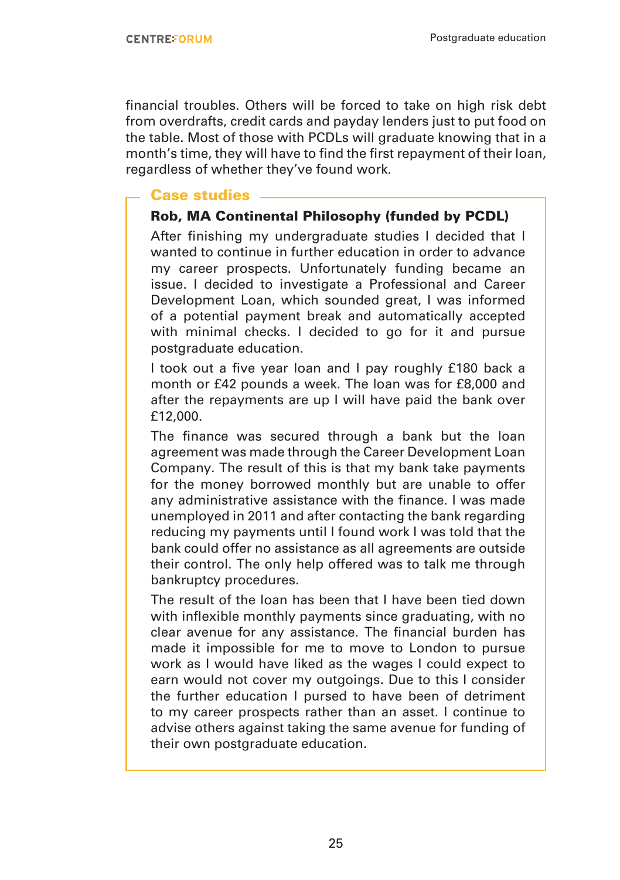financial troubles. Others will be forced to take on high risk debt from overdrafts, credit cards and payday lenders just to put food on the table. Most of those with PCDLs will graduate knowing that in a month's time, they will have to find the first repayment of their loan, regardless of whether they've found work.

## Case studies

### Rob, MA Continental Philosophy (funded by PCDL)

After finishing my undergraduate studies I decided that I wanted to continue in further education in order to advance my career prospects. Unfortunately funding became an issue. I decided to investigate a Professional and Career Development Loan, which sounded great, I was informed of a potential payment break and automatically accepted with minimal checks. I decided to go for it and pursue postgraduate education.

I took out a five year loan and I pay roughly £180 back a month or £42 pounds a week. The loan was for £8,000 and after the repayments are up I will have paid the bank over £12,000.

The finance was secured through a bank but the loan agreement was made through the Career Development Loan Company. The result of this is that my bank take payments for the money borrowed monthly but are unable to offer any administrative assistance with the finance. I was made unemployed in 2011 and after contacting the bank regarding reducing my payments until I found work I was told that the bank could offer no assistance as all agreements are outside their control. The only help offered was to talk me through bankruptcy procedures.

The result of the loan has been that I have been tied down with inflexible monthly payments since graduating, with no clear avenue for any assistance. The financial burden has made it impossible for me to move to London to pursue work as I would have liked as the wages I could expect to earn would not cover my outgoings. Due to this I consider the further education I pursed to have been of detriment to my career prospects rather than an asset. I continue to advise others against taking the same avenue for funding of their own postgraduate education.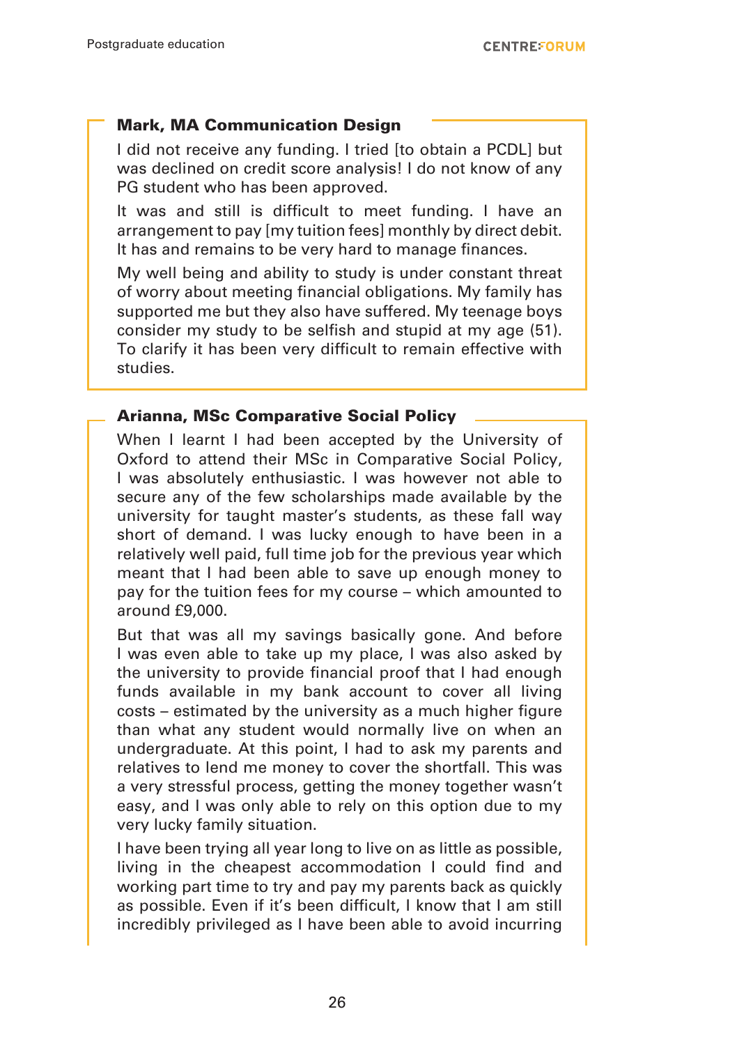**Mark, MA Communication Design**

I did not receive any funding. I tried [to obtain a PCDL] but was declined on credit score analysis! I do not know of any PG student who has been approved.

It was and still is difficult to meet funding. I have an arrangement to pay [my tuition fees] monthly by direct debit. It has and remains to be very hard to manage finances.

My well being and ability to study is under constant threat of worry about meeting financial obligations. My family has supported me but they also have suffered. My teenage boys consider my study to be selfish and stupid at my age (51). To clarify it has been very difficult to remain effective with studies.

**Arianna, MSc Comparative Social Policy**

When I learnt I had been accepted by the University of Oxford to attend their MSc in Comparative Social Policy, I was absolutely enthusiastic. I was however not able to secure any of the few scholarships made available by the university for taught master's students, as these fall way short of demand. I was lucky enough to have been in a relatively well paid, full time job for the previous year which meant that I had been able to save up enough money to pay for the tuition fees for my course – which amounted to around £9,000.

But that was all my savings basically gone. And before I was even able to take up my place, I was also asked by the university to provide financial proof that I had enough funds available in my bank account to cover all living costs – estimated by the university as a much higher figure than what any student would normally live on when an undergraduate. At this point, I had to ask my parents and relatives to lend me money to cover the shortfall. This was a very stressful process, getting the money together wasn't easy, and I was only able to rely on this option due to my very lucky family situation.

I have been trying all year long to live on as little as possible, living in the cheapest accommodation I could find and working part time to try and pay my parents back as quickly as possible. Even if it's been difficult, I know that I am still incredibly privileged as I have been able to avoid incurring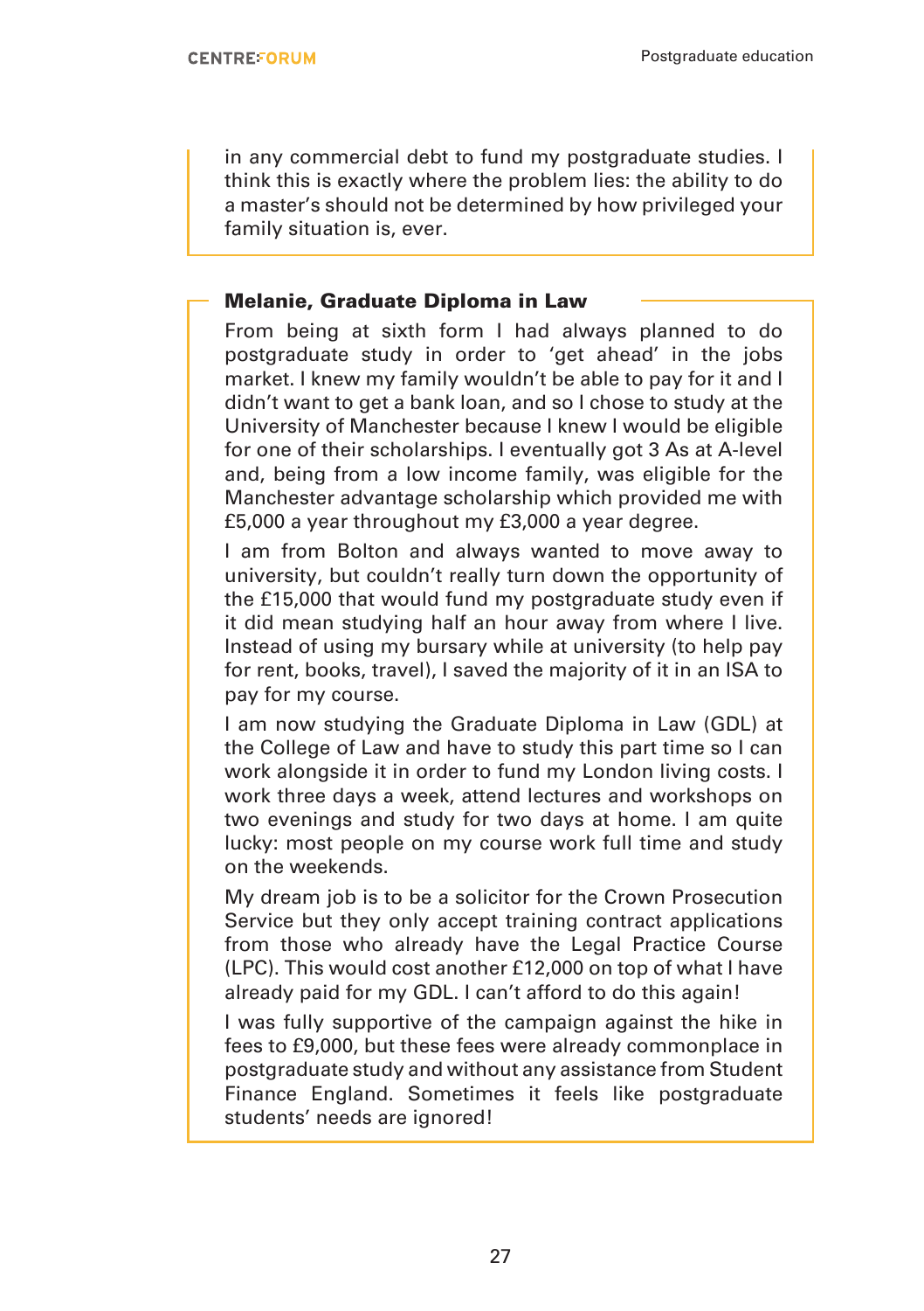in any commercial debt to fund my postgraduate studies. I think this is exactly where the problem lies: the ability to do a master's should not be determined by how privileged your family situation is, ever.

**Melanie, Graduate Diploma in Law**

From being at sixth form I had always planned to do postgraduate study in order to 'get ahead' in the jobs market. I knew my family wouldn't be able to pay for it and I didn't want to get a bank loan, and so I chose to study at the University of Manchester because I knew I would be eligible for one of their scholarships. I eventually got 3 As at A-level and, being from a low income family, was eligible for the Manchester advantage scholarship which provided me with £5,000 a year throughout my £3,000 a year degree.

I am from Bolton and always wanted to move away to university, but couldn't really turn down the opportunity of the £15,000 that would fund my postgraduate study even if it did mean studying half an hour away from where I live. Instead of using my bursary while at university (to help pay for rent, books, travel), I saved the majority of it in an ISA to pay for my course.

I am now studying the Graduate Diploma in Law (GDL) at the College of Law and have to study this part time so I can work alongside it in order to fund my London living costs. I work three days a week, attend lectures and workshops on two evenings and study for two days at home. I am quite lucky: most people on my course work full time and study on the weekends.

My dream job is to be a solicitor for the Crown Prosecution Service but they only accept training contract applications from those who already have the Legal Practice Course (LPC). This would cost another £12,000 on top of what I have already paid for my GDL. I can't afford to do this again!

I was fully supportive of the campaign against the hike in fees to £9,000, but these fees were already commonplace in postgraduate study and without any assistance from Student Finance England. Sometimes it feels like postgraduate students' needs are ignored!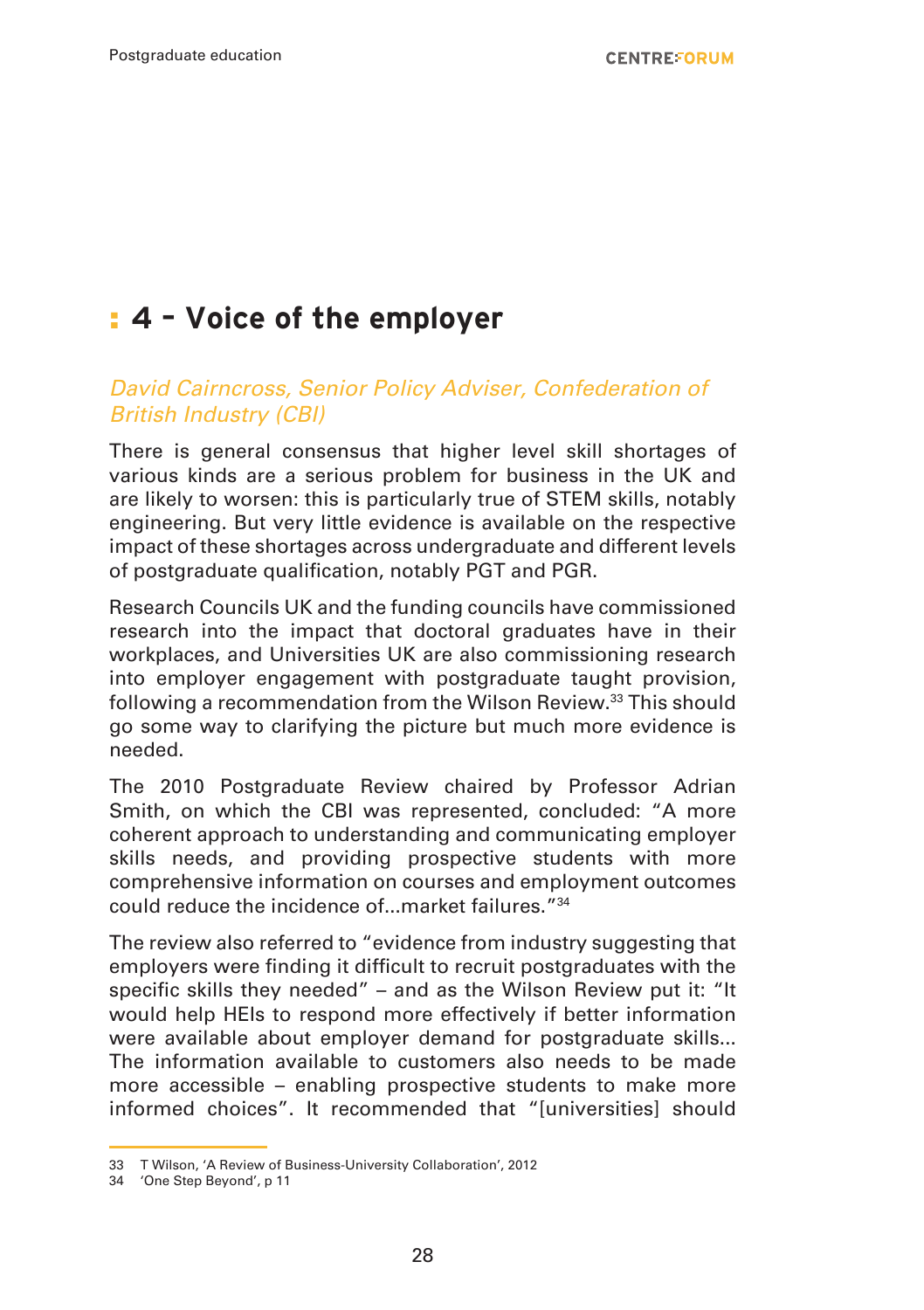# 4 – Voice of the employer

*David Cairncross, Senior Policy Adviser, Confederation of British Industry (CBI)*

There is general consensus that higher level skill shortages of various kinds are a serious problem for business in the UK and are likely to worsen: this is particularly true of STEM skills, notably engineering. But very little evidence is available on the respective impact of these shortages across undergraduate and different levels of postgraduate qualification, notably PGT and PGR.

Research Councils UK and the funding councils have commissioned research into the impact that doctoral graduates have in their workplaces, and Universities UK are also commissioning research into employer engagement with postgraduate taught provision, following a recommendation from the Wilson Review.[33] This should go some way to clarifying the picture but much more evidence is needed.

The 2010 Postgraduate Review chaired by Professor Adrian Smith, on which the CBI was represented, concluded: "A more coherent approach to understanding and communicating employer skills needs, and providing prospective students with more comprehensive information on courses and employment outcomes could reduce the incidence of...market failures."[34]

The review also referred to "evidence from industry suggesting that employers were finding it difficult to recruit postgraduates with the specific skills they needed" – and as the Wilson Review put it: "It would help HEIs to respond more effectively if better information were available about employer demand for postgraduate skills... The information available to customers also needs to be made more accessible – enabling prospective students to make more informed choices". It recommended that "[universities] should

33 T Wilson, 'A Review of Business-University Collaboration', 2012
34 'One Step Beyond', p 11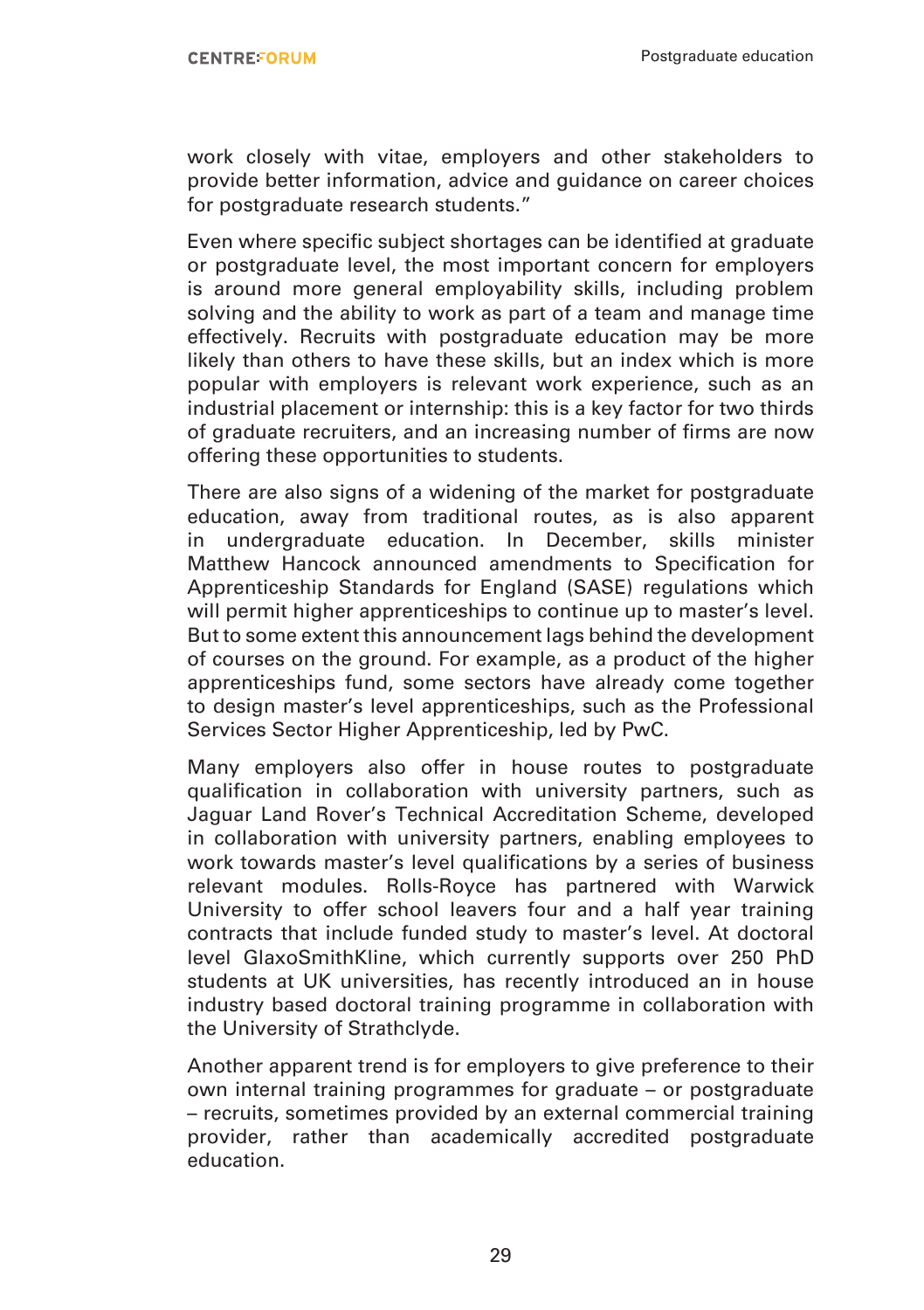work closely with vitae, employers and other stakeholders to provide better information, advice and guidance on career choices for postgraduate research students."

Even where specific subject shortages can be identified at graduate or postgraduate level, the most important concern for employers is around more general employability skills, including problem solving and the ability to work as part of a team and manage time effectively. Recruits with postgraduate education may be more likely than others to have these skills, but an index which is more popular with employers is relevant work experience, such as an industrial placement or internship: this is a key factor for two thirds of graduate recruiters, and an increasing number of firms are now offering these opportunities to students.

There are also signs of a widening of the market for postgraduate education, away from traditional routes, as is also apparent in undergraduate education. In December, skills minister Matthew Hancock announced amendments to Specification for Apprenticeship Standards for England (SASE) regulations which will permit higher apprenticeships to continue up to master's level. But to some extent this announcement lags behind the development of courses on the ground. For example, as a product of the higher apprenticeships fund, some sectors have already come together to design master's level apprenticeships, such as the Professional Services Sector Higher Apprenticeship, led by PwC.

Many employers also offer in house routes to postgraduate qualification in collaboration with university partners, such as Jaguar Land Rover's Technical Accreditation Scheme, developed in collaboration with university partners, enabling employees to work towards master's level qualifications by a series of business relevant modules. Rolls-Royce has partnered with Warwick University to offer school leavers four and a half year training contracts that include funded study to master's level. At doctoral level GlaxoSmithKline, which currently supports over 250 PhD students at UK universities, has recently introduced an in house industry based doctoral training programme in collaboration with the University of Strathclyde.

Another apparent trend is for employers to give preference to their own internal training programmes for graduate – or postgraduate – recruits, sometimes provided by an external commercial training provider, rather than academically accredited postgraduate education.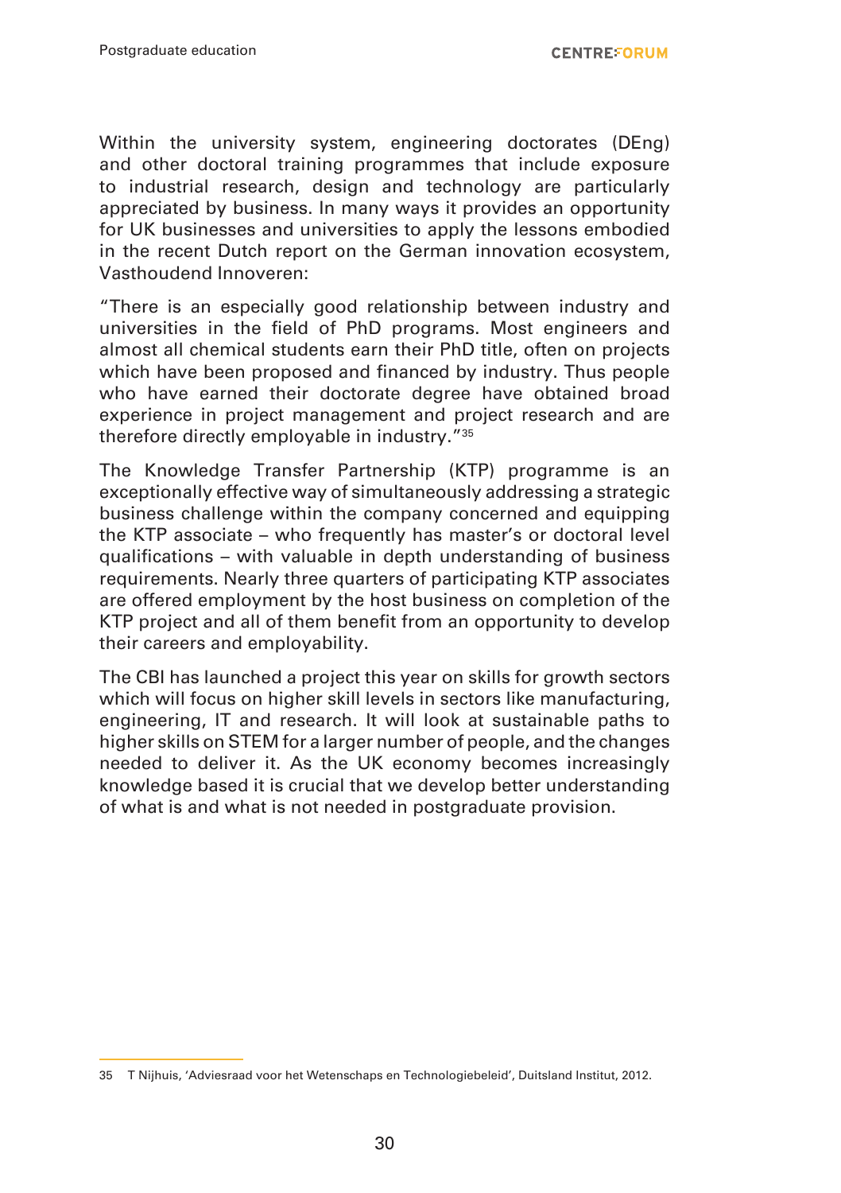Within the university system, engineering doctorates (DEng) and other doctoral training programmes that include exposure to industrial research, design and technology are particularly appreciated by business. In many ways it provides an opportunity for UK businesses and universities to apply the lessons embodied in the recent Dutch report on the German innovation ecosystem, Vasthoudend Innoveren:

"There is an especially good relationship between industry and universities in the field of PhD programs. Most engineers and almost all chemical students earn their PhD title, often on projects which have been proposed and financed by industry. Thus people who have earned their doctorate degree have obtained broad experience in project management and project research and are therefore directly employable in industry."[35]

The Knowledge Transfer Partnership (KTP) programme is an exceptionally effective way of simultaneously addressing a strategic business challenge within the company concerned and equipping the KTP associate – who frequently has master's or doctoral level qualifications – with valuable in depth understanding of business requirements. Nearly three quarters of participating KTP associates are offered employment by the host business on completion of the KTP project and all of them benefit from an opportunity to develop their careers and employability.

The CBI has launched a project this year on skills for growth sectors which will focus on higher skill levels in sectors like manufacturing, engineering, IT and research. It will look at sustainable paths to higher skills on STEM for a larger number of people, and the changes needed to deliver it. As the UK economy becomes increasingly knowledge based it is crucial that we develop better understanding of what is and what is not needed in postgraduate provision.

---

35 T Nijhuis, 'Adviesraad voor het Wetenschaps en Technologiebeleid', Duitsland Institut, 2012.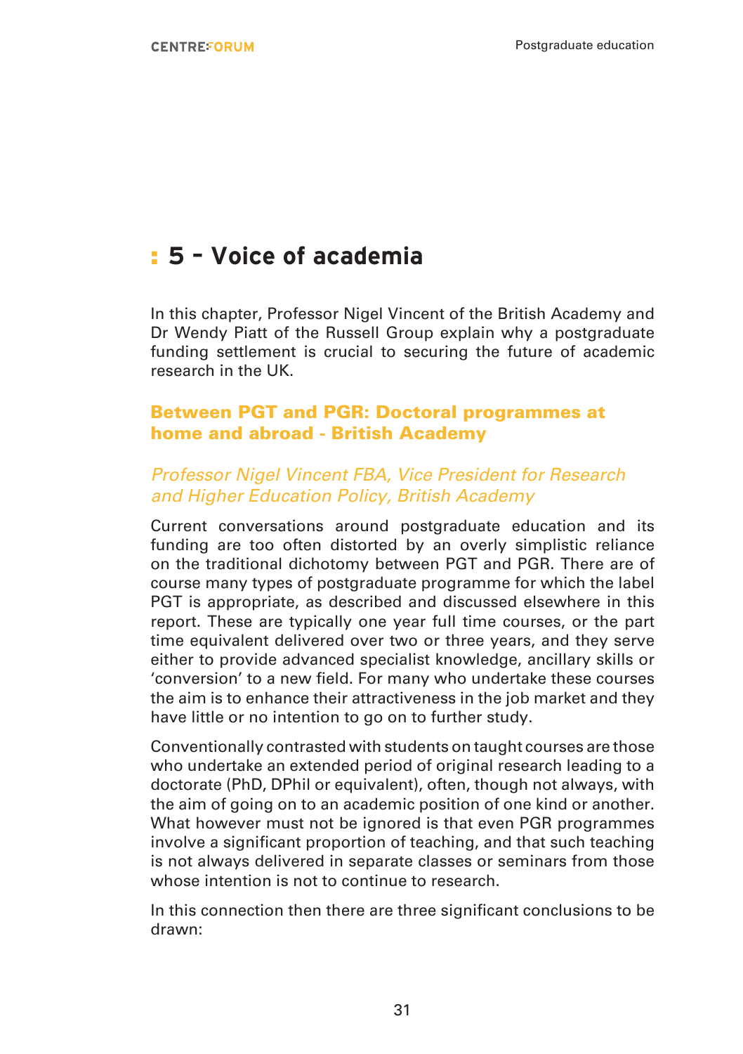# 5 – Voice of academia

In this chapter, Professor Nigel Vincent of the British Academy and Dr Wendy Piatt of the Russell Group explain why a postgraduate funding settlement is crucial to securing the future of academic research in the UK.

## Between PGT and PGR: Doctoral programmes at home and abroad - British Academy

*Professor Nigel Vincent FBA, Vice President for Research and Higher Education Policy, British Academy*

Current conversations around postgraduate education and its funding are too often distorted by an overly simplistic reliance on the traditional dichotomy between PGT and PGR. There are of course many types of postgraduate programme for which the label PGT is appropriate, as described and discussed elsewhere in this report. These are typically one year full time courses, or the part time equivalent delivered over two or three years, and they serve either to provide advanced specialist knowledge, ancillary skills or 'conversion' to a new field. For many who undertake these courses the aim is to enhance their attractiveness in the job market and they have little or no intention to go on to further study.

Conventionally contrasted with students on taught courses are those who undertake an extended period of original research leading to a doctorate (PhD, DPhil or equivalent), often, though not always, with the aim of going on to an academic position of one kind or another. What however must not be ignored is that even PGR programmes involve a significant proportion of teaching, and that such teaching is not always delivered in separate classes or seminars from those whose intention is not to continue to research.

In this connection then there are three significant conclusions to be drawn: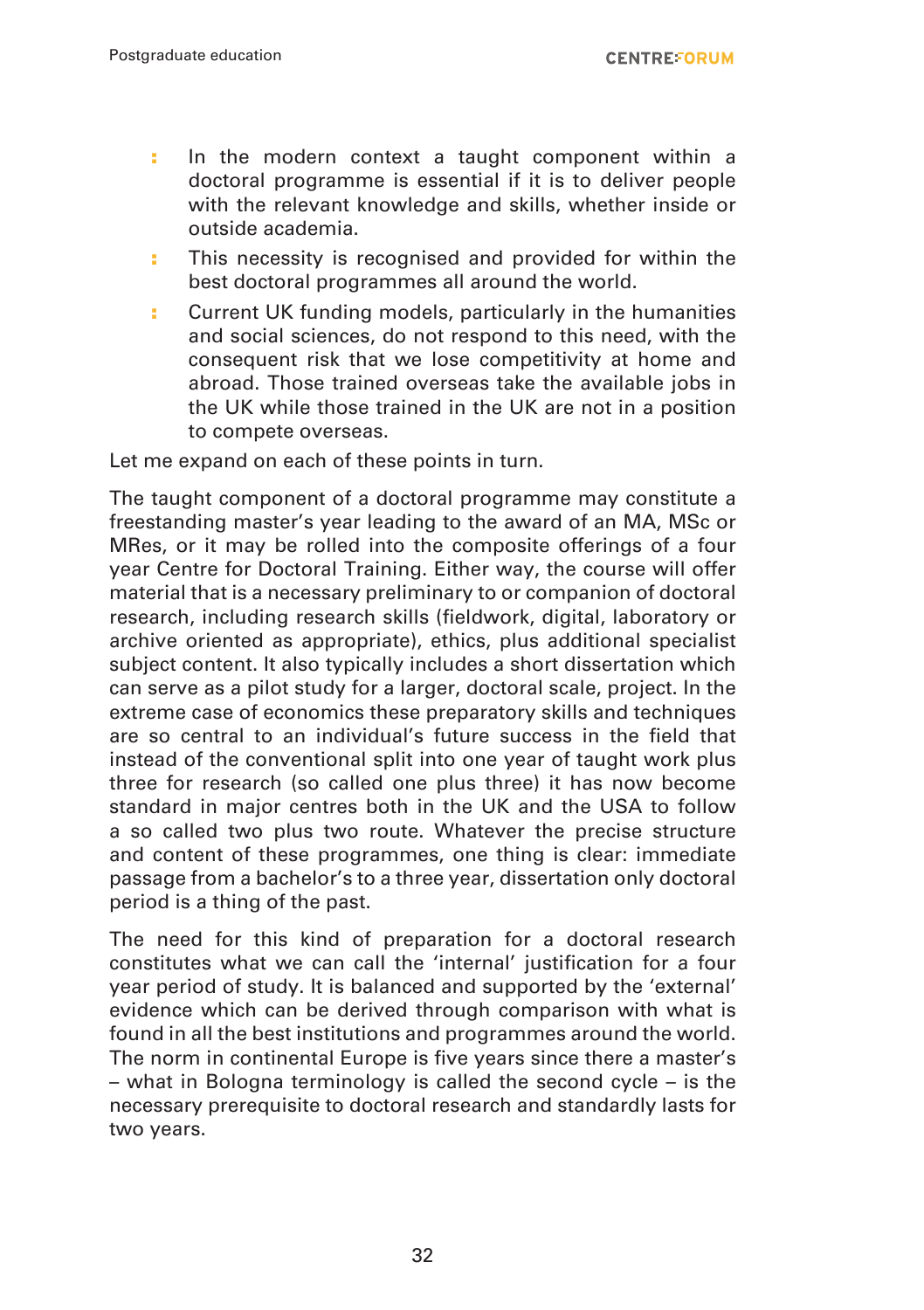- In the modern context a taught component within a doctoral programme is essential if it is to deliver people with the relevant knowledge and skills, whether inside or outside academia.
- This necessity is recognised and provided for within the best doctoral programmes all around the world.
- Current UK funding models, particularly in the humanities and social sciences, do not respond to this need, with the consequent risk that we lose competitivity at home and abroad. Those trained overseas take the available jobs in the UK while those trained in the UK are not in a position to compete overseas.

Let me expand on each of these points in turn.

The taught component of a doctoral programme may constitute a freestanding master's year leading to the award of an MA, MSc or MRes, or it may be rolled into the composite offerings of a four year Centre for Doctoral Training. Either way, the course will offer material that is a necessary preliminary to or companion of doctoral research, including research skills (fieldwork, digital, laboratory or archive oriented as appropriate), ethics, plus additional specialist subject content. It also typically includes a short dissertation which can serve as a pilot study for a larger, doctoral scale, project. In the extreme case of economics these preparatory skills and techniques are so central to an individual's future success in the field that instead of the conventional split into one year of taught work plus three for research (so called one plus three) it has now become standard in major centres both in the UK and the USA to follow a so called two plus two route. Whatever the precise structure and content of these programmes, one thing is clear: immediate passage from a bachelor's to a three year, dissertation only doctoral period is a thing of the past.

The need for this kind of preparation for a doctoral research constitutes what we can call the 'internal' justification for a four year period of study. It is balanced and supported by the 'external' evidence which can be derived through comparison with what is found in all the best institutions and programmes around the world. The norm in continental Europe is five years since there a master's – what in Bologna terminology is called the second cycle – is the necessary prerequisite to doctoral research and standardly lasts for two years.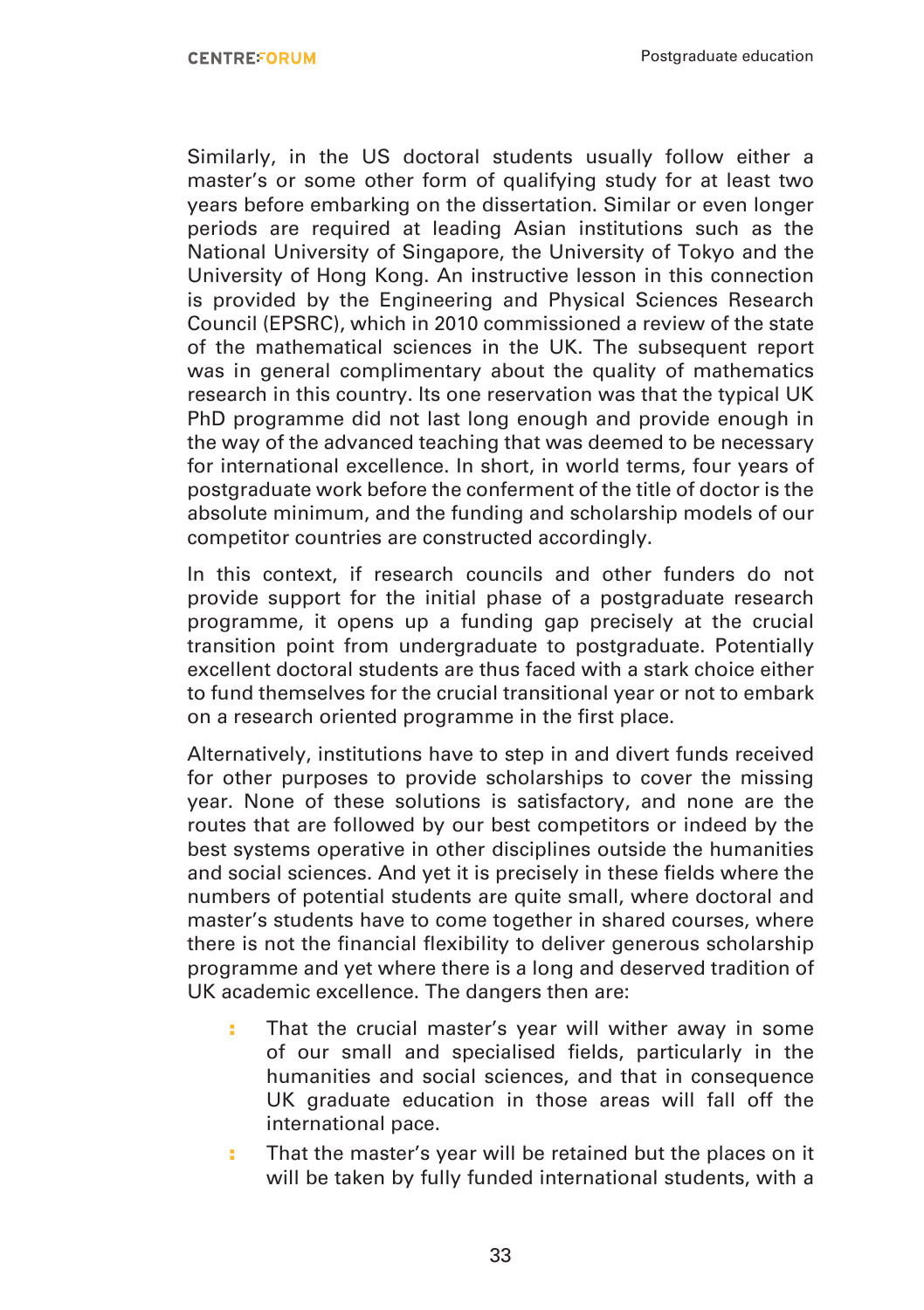Similarly, in the US doctoral students usually follow either a master's or some other form of qualifying study for at least two years before embarking on the dissertation. Similar or even longer periods are required at leading Asian institutions such as the National University of Singapore, the University of Tokyo and the University of Hong Kong. An instructive lesson in this connection is provided by the Engineering and Physical Sciences Research Council (EPSRC), which in 2010 commissioned a review of the state of the mathematical sciences in the UK. The subsequent report was in general complimentary about the quality of mathematics research in this country. Its one reservation was that the typical UK PhD programme did not last long enough and provide enough in the way of the advanced teaching that was deemed to be necessary for international excellence. In short, in world terms, four years of postgraduate work before the conferment of the title of doctor is the absolute minimum, and the funding and scholarship models of our competitor countries are constructed accordingly.

In this context, if research councils and other funders do not provide support for the initial phase of a postgraduate research programme, it opens up a funding gap precisely at the crucial transition point from undergraduate to postgraduate. Potentially excellent doctoral students are thus faced with a stark choice either to fund themselves for the crucial transitional year or not to embark on a research oriented programme in the first place.

Alternatively, institutions have to step in and divert funds received for other purposes to provide scholarships to cover the missing year. None of these solutions is satisfactory, and none are the routes that are followed by our best competitors or indeed by the best systems operative in other disciplines outside the humanities and social sciences. And yet it is precisely in these fields where the numbers of potential students are quite small, where doctoral and master's students have to come together in shared courses, where there is not the financial flexibility to deliver generous scholarship programme and yet where there is a long and deserved tradition of UK academic excellence. The dangers then are:

- That the crucial master's year will wither away in some of our small and specialised fields, particularly in the humanities and social sciences, and that in consequence UK graduate education in those areas will fall off the international pace.
- That the master's year will be retained but the places on it will be taken by fully funded international students, with a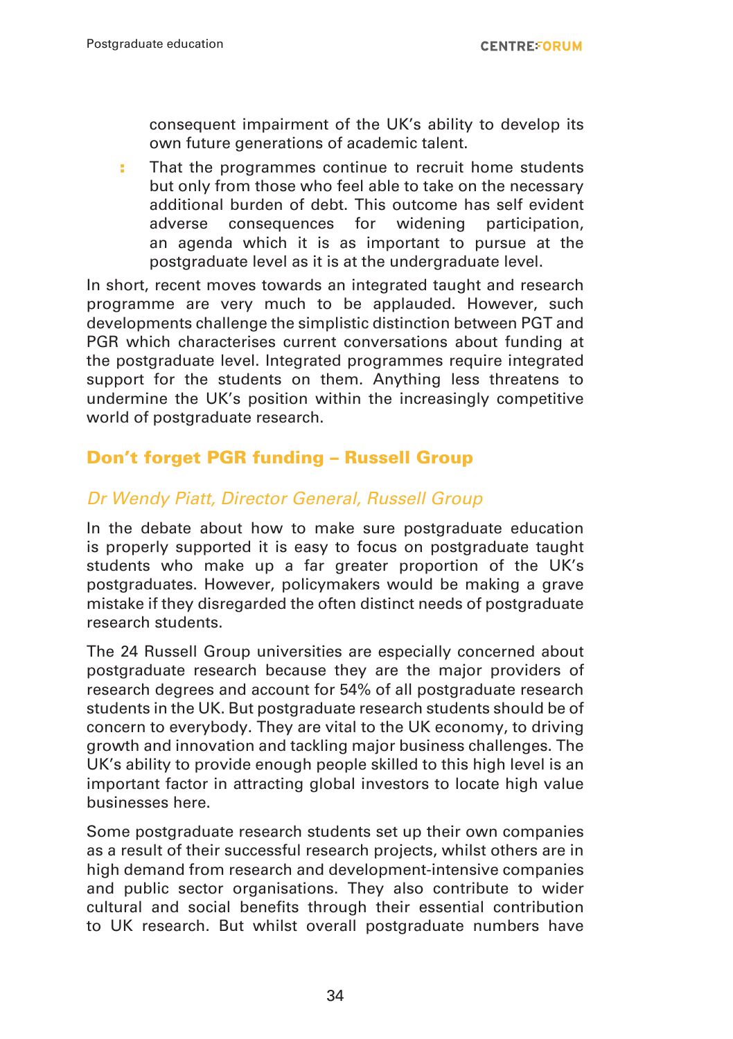consequent impairment of the UK's ability to develop its own future generations of academic talent.

- That the programmes continue to recruit home students but only from those who feel able to take on the necessary additional burden of debt. This outcome has self evident adverse consequences for widening participation, an agenda which it is as important to pursue at the postgraduate level as it is at the undergraduate level.

In short, recent moves towards an integrated taught and research programme are very much to be applauded. However, such developments challenge the simplistic distinction between PGT and PGR which characterises current conversations about funding at the postgraduate level. Integrated programmes require integrated support for the students on them. Anything less threatens to undermine the UK's position within the increasingly competitive world of postgraduate research.

## Don't forget PGR funding – Russell Group

### *Dr Wendy Piatt, Director General, Russell Group*

In the debate about how to make sure postgraduate education is properly supported it is easy to focus on postgraduate taught students who make up a far greater proportion of the UK's postgraduates. However, policymakers would be making a grave mistake if they disregarded the often distinct needs of postgraduate research students.

The 24 Russell Group universities are especially concerned about postgraduate research because they are the major providers of research degrees and account for 54% of all postgraduate research students in the UK. But postgraduate research students should be of concern to everybody. They are vital to the UK economy, to driving growth and innovation and tackling major business challenges. The UK's ability to provide enough people skilled to this high level is an important factor in attracting global investors to locate high value businesses here.

Some postgraduate research students set up their own companies as a result of their successful research projects, whilst others are in high demand from research and development-intensive companies and public sector organisations. They also contribute to wider cultural and social benefits through their essential contribution to UK research. But whilst overall postgraduate numbers have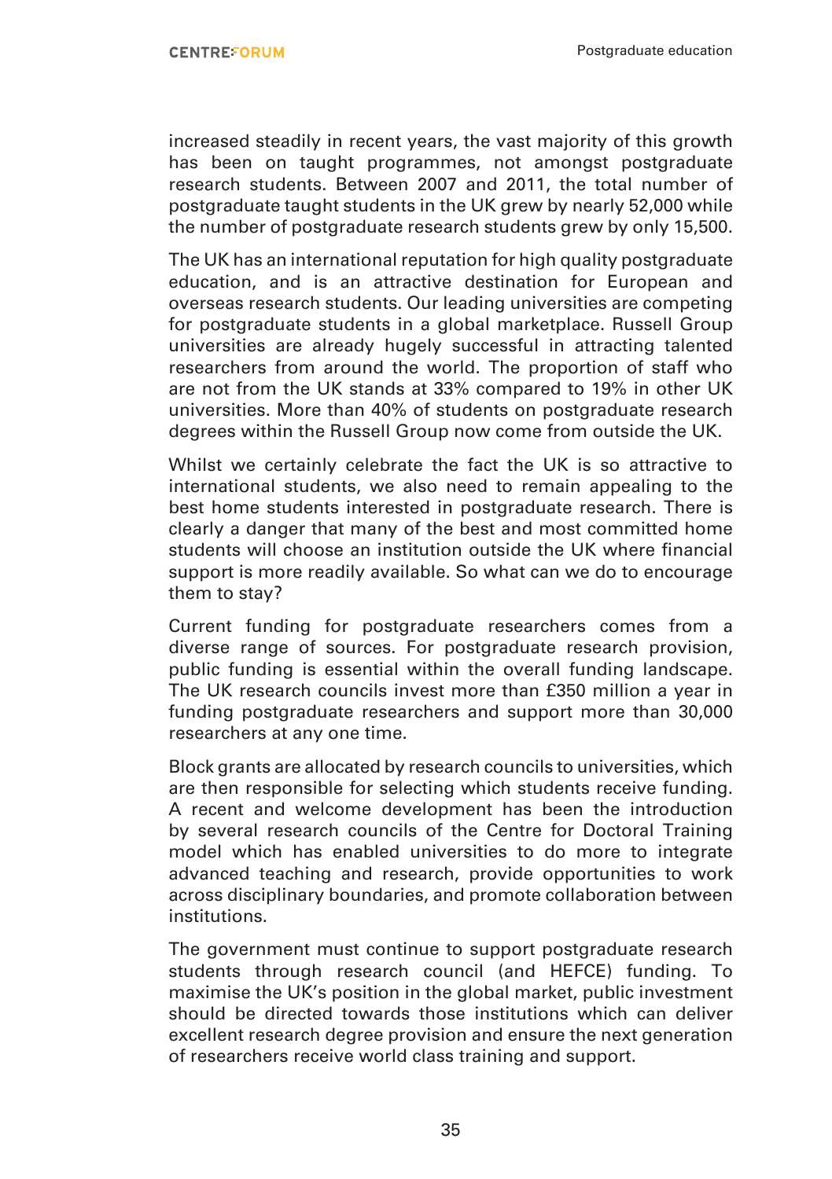increased steadily in recent years, the vast majority of this growth has been on taught programmes, not amongst postgraduate research students. Between 2007 and 2011, the total number of postgraduate taught students in the UK grew by nearly 52,000 while the number of postgraduate research students grew by only 15,500.

The UK has an international reputation for high quality postgraduate education, and is an attractive destination for European and overseas research students. Our leading universities are competing for postgraduate students in a global marketplace. Russell Group universities are already hugely successful in attracting talented researchers from around the world. The proportion of staff who are not from the UK stands at 33% compared to 19% in other UK universities. More than 40% of students on postgraduate research degrees within the Russell Group now come from outside the UK.

Whilst we certainly celebrate the fact the UK is so attractive to international students, we also need to remain appealing to the best home students interested in postgraduate research. There is clearly a danger that many of the best and most committed home students will choose an institution outside the UK where financial support is more readily available. So what can we do to encourage them to stay?

Current funding for postgraduate researchers comes from a diverse range of sources. For postgraduate research provision, public funding is essential within the overall funding landscape. The UK research councils invest more than £350 million a year in funding postgraduate researchers and support more than 30,000 researchers at any one time.

Block grants are allocated by research councils to universities, which are then responsible for selecting which students receive funding. A recent and welcome development has been the introduction by several research councils of the Centre for Doctoral Training model which has enabled universities to do more to integrate advanced teaching and research, provide opportunities to work across disciplinary boundaries, and promote collaboration between institutions.

The government must continue to support postgraduate research students through research council (and HEFCE) funding. To maximise the UK's position in the global market, public investment should be directed towards those institutions which can deliver excellent research degree provision and ensure the next generation of researchers receive world class training and support.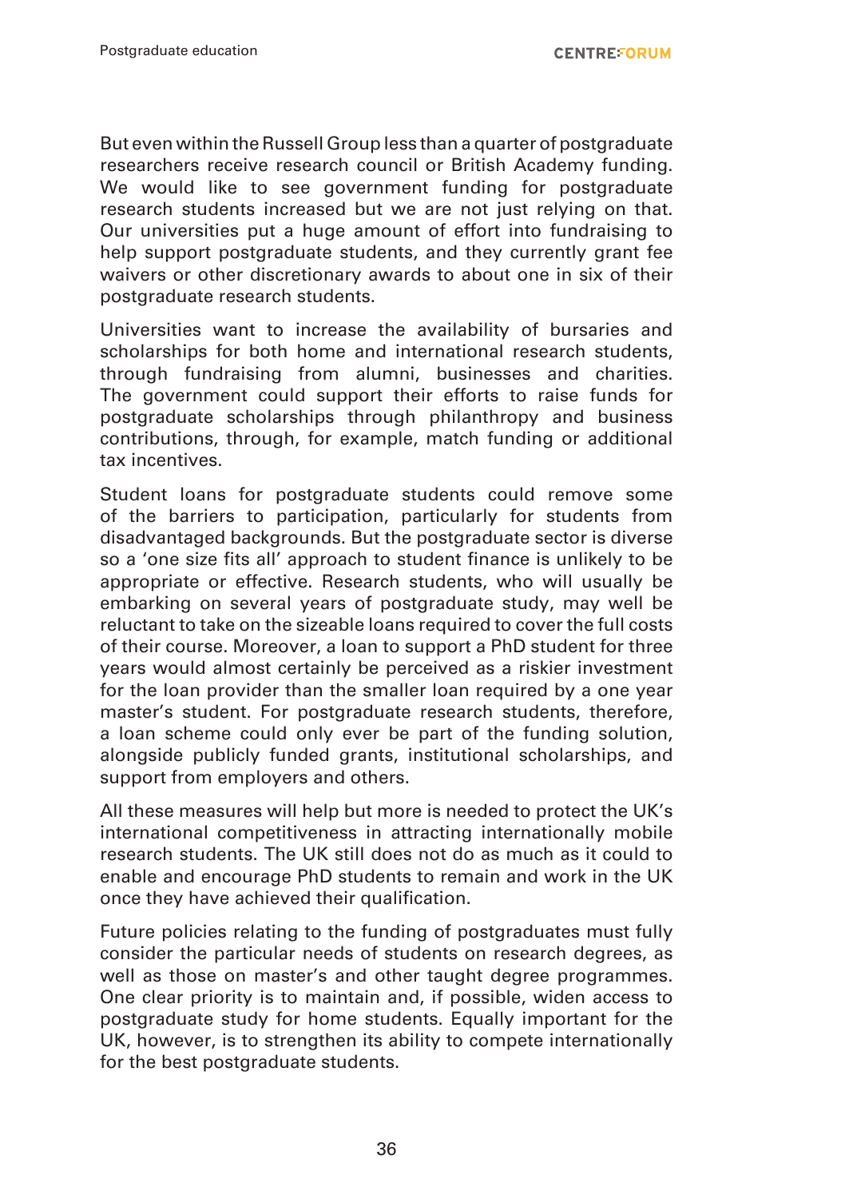But even within the Russell Group less than a quarter of postgraduate researchers receive research council or British Academy funding. We would like to see government funding for postgraduate research students increased but we are not just relying on that. Our universities put a huge amount of effort into fundraising to help support postgraduate students, and they currently grant fee waivers or other discretionary awards to about one in six of their postgraduate research students.

Universities want to increase the availability of bursaries and scholarships for both home and international research students, through fundraising from alumni, businesses and charities. The government could support their efforts to raise funds for postgraduate scholarships through philanthropy and business contributions, through, for example, match funding or additional tax incentives.

Student loans for postgraduate students could remove some of the barriers to participation, particularly for students from disadvantaged backgrounds. But the postgraduate sector is diverse so a 'one size fits all' approach to student finance is unlikely to be appropriate or effective. Research students, who will usually be embarking on several years of postgraduate study, may well be reluctant to take on the sizeable loans required to cover the full costs of their course. Moreover, a loan to support a PhD student for three years would almost certainly be perceived as a riskier investment for the loan provider than the smaller loan required by a one year master's student. For postgraduate research students, therefore, a loan scheme could only ever be part of the funding solution, alongside publicly funded grants, institutional scholarships, and support from employers and others.

All these measures will help but more is needed to protect the UK's international competitiveness in attracting internationally mobile research students. The UK still does not do as much as it could to enable and encourage PhD students to remain and work in the UK once they have achieved their qualification.

Future policies relating to the funding of postgraduates must fully consider the particular needs of students on research degrees, as well as those on master's and other taught degree programmes. One clear priority is to maintain and, if possible, widen access to postgraduate study for home students. Equally important for the UK, however, is to strengthen its ability to compete internationally for the best postgraduate students.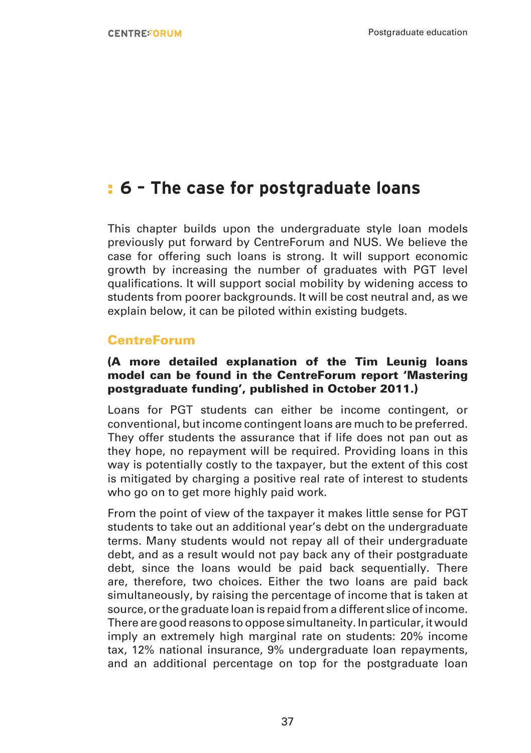# 6 – The case for postgraduate loans

This chapter builds upon the undergraduate style loan models previously put forward by CentreForum and NUS. We believe the case for offering such loans is strong. It will support economic growth by increasing the number of graduates with PGT level qualifications. It will support social mobility by widening access to students from poorer backgrounds. It will be cost neutral and, as we explain below, it can be piloted within existing budgets.

## CentreForum

**(A more detailed explanation of the Tim Leunig loans model can be found in the CentreForum report 'Mastering postgraduate funding', published in October 2011.)**

Loans for PGT students can either be income contingent, or conventional, but income contingent loans are much to be preferred. They offer students the assurance that if life does not pan out as they hope, no repayment will be required. Providing loans in this way is potentially costly to the taxpayer, but the extent of this cost is mitigated by charging a positive real rate of interest to students who go on to get more highly paid work.

From the point of view of the taxpayer it makes little sense for PGT students to take out an additional year's debt on the undergraduate terms. Many students would not repay all of their undergraduate debt, and as a result would not pay back any of their postgraduate debt, since the loans would be paid back sequentially. There are, therefore, two choices. Either the two loans are paid back simultaneously, by raising the percentage of income that is taken at source, or the graduate loan is repaid from a different slice of income. There are good reasons to oppose simultaneity. In particular, it would imply an extremely high marginal rate on students: 20% income tax, 12% national insurance, 9% undergraduate loan repayments, and an additional percentage on top for the postgraduate loan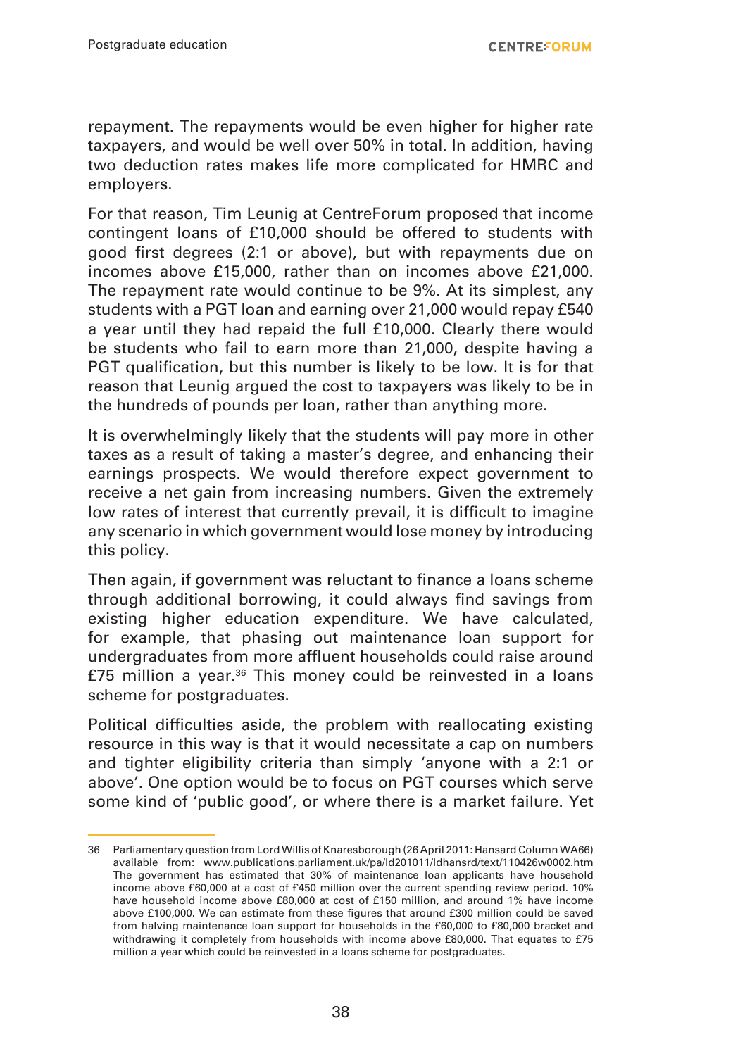repayment. The repayments would be even higher for higher rate taxpayers, and would be well over 50% in total. In addition, having two deduction rates makes life more complicated for HMRC and employers.

For that reason, Tim Leunig at CentreForum proposed that income contingent loans of £10,000 should be offered to students with good first degrees (2:1 or above), but with repayments due on incomes above £15,000, rather than on incomes above £21,000. The repayment rate would continue to be 9%. At its simplest, any students with a PGT loan and earning over 21,000 would repay £540 a year until they had repaid the full £10,000. Clearly there would be students who fail to earn more than 21,000, despite having a PGT qualification, but this number is likely to be low. It is for that reason that Leunig argued the cost to taxpayers was likely to be in the hundreds of pounds per loan, rather than anything more.

It is overwhelmingly likely that the students will pay more in other taxes as a result of taking a master's degree, and enhancing their earnings prospects. We would therefore expect government to receive a net gain from increasing numbers. Given the extremely low rates of interest that currently prevail, it is difficult to imagine any scenario in which government would lose money by introducing this policy.

Then again, if government was reluctant to finance a loans scheme through additional borrowing, it could always find savings from existing higher education expenditure. We have calculated, for example, that phasing out maintenance loan support for undergraduates from more affluent households could raise around £75 million a year.[36] This money could be reinvested in a loans scheme for postgraduates.

Political difficulties aside, the problem with reallocating existing resource in this way is that it would necessitate a cap on numbers and tighter eligibility criteria than simply 'anyone with a 2:1 or above'. One option would be to focus on PGT courses which serve some kind of 'public good', or where there is a market failure. Yet

---

36 Parliamentary question from Lord Willis of Knaresborough (26 April 2011: Hansard Column WA66) available from: www.publications.parliament.uk/pa/ld201011/ldhansrd/text/110426w0002.htm The government has estimated that 30% of maintenance loan applicants have household income above £60,000 at a cost of £450 million over the current spending review period. 10% have household income above £80,000 at cost of £150 million, and around 1% have income above £100,000. We can estimate from these figures that around £300 million could be saved from halving maintenance loan support for households in the £60,000 to £80,000 bracket and withdrawing it completely from households with income above £80,000. That equates to £75 million a year which could be reinvested in a loans scheme for postgraduates.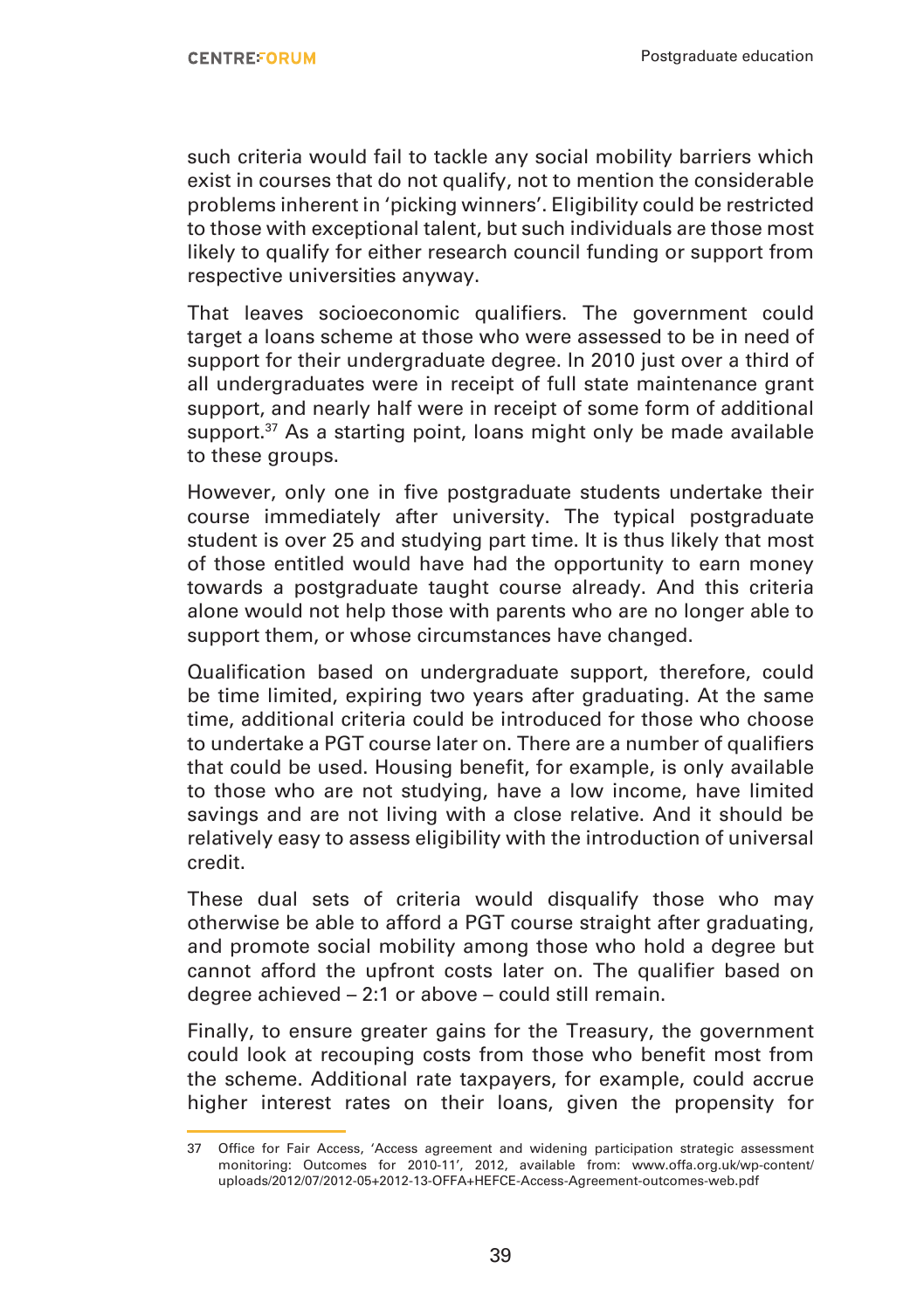such criteria would fail to tackle any social mobility barriers which exist in courses that do not qualify, not to mention the considerable problems inherent in 'picking winners'. Eligibility could be restricted to those with exceptional talent, but such individuals are those most likely to qualify for either research council funding or support from respective universities anyway.

That leaves socioeconomic qualifiers. The government could target a loans scheme at those who were assessed to be in need of support for their undergraduate degree. In 2010 just over a third of all undergraduates were in receipt of full state maintenance grant support, and nearly half were in receipt of some form of additional support.[37] As a starting point, loans might only be made available to these groups.

However, only one in five postgraduate students undertake their course immediately after university. The typical postgraduate student is over 25 and studying part time. It is thus likely that most of those entitled would have had the opportunity to earn money towards a postgraduate taught course already. And this criteria alone would not help those with parents who are no longer able to support them, or whose circumstances have changed.

Qualification based on undergraduate support, therefore, could be time limited, expiring two years after graduating. At the same time, additional criteria could be introduced for those who choose to undertake a PGT course later on. There are a number of qualifiers that could be used. Housing benefit, for example, is only available to those who are not studying, have a low income, have limited savings and are not living with a close relative. And it should be relatively easy to assess eligibility with the introduction of universal credit.

These dual sets of criteria would disqualify those who may otherwise be able to afford a PGT course straight after graduating, and promote social mobility among those who hold a degree but cannot afford the upfront costs later on. The qualifier based on degree achieved – 2:1 or above – could still remain.

Finally, to ensure greater gains for the Treasury, the government could look at recouping costs from those who benefit most from the scheme. Additional rate taxpayers, for example, could accrue higher interest rates on their loans, given the propensity for

---

37 Office for Fair Access, 'Access agreement and widening participation strategic assessment monitoring: Outcomes for 2010-11', 2012, available from: www.offa.org.uk/wp-content/uploads/2012/07/2012-05+2012-13-OFFA+HEFCE-Access-Agreement-outcomes-web.pdf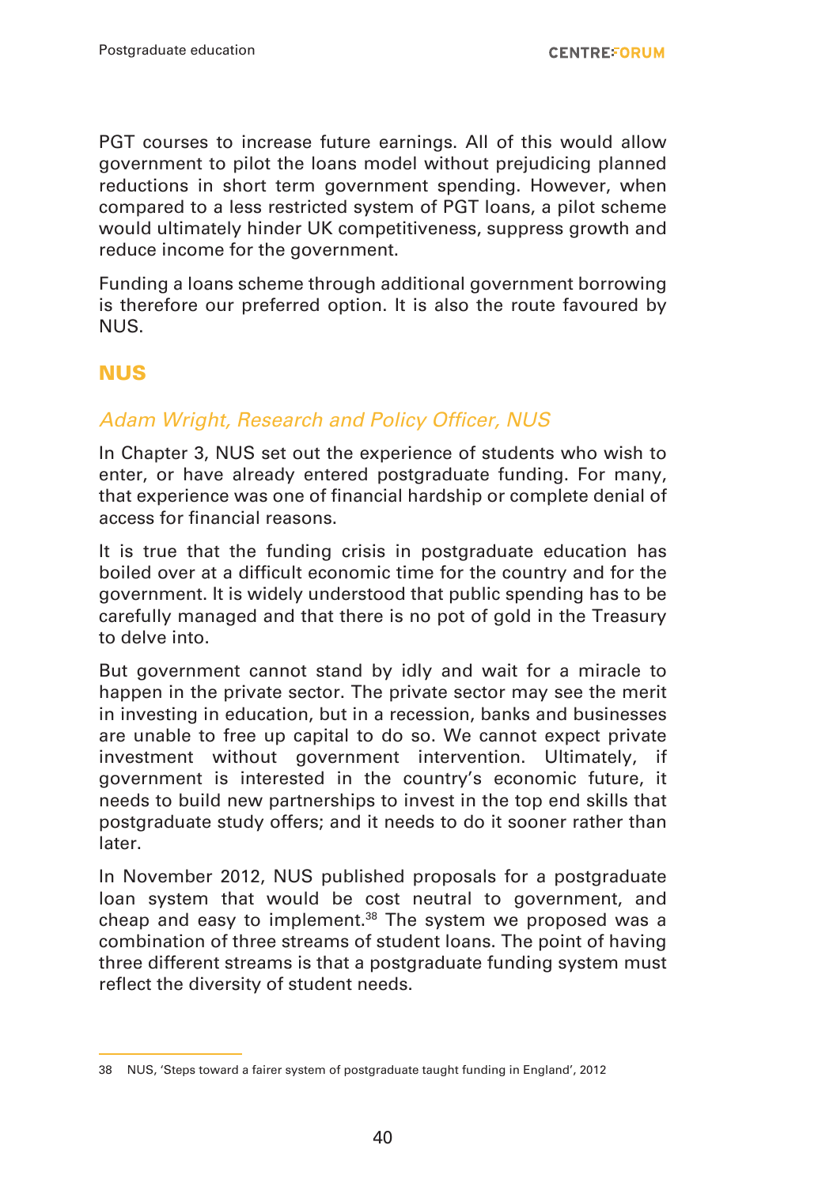PGT courses to increase future earnings. All of this would allow government to pilot the loans model without prejudicing planned reductions in short term government spending. However, when compared to a less restricted system of PGT loans, a pilot scheme would ultimately hinder UK competitiveness, suppress growth and reduce income for the government.

Funding a loans scheme through additional government borrowing is therefore our preferred option. It is also the route favoured by NUS.

## NUS

### *Adam Wright, Research and Policy Officer, NUS*

In Chapter 3, NUS set out the experience of students who wish to enter, or have already entered postgraduate funding. For many, that experience was one of financial hardship or complete denial of access for financial reasons.

It is true that the funding crisis in postgraduate education has boiled over at a difficult economic time for the country and for the government. It is widely understood that public spending has to be carefully managed and that there is no pot of gold in the Treasury to delve into.

But government cannot stand by idly and wait for a miracle to happen in the private sector. The private sector may see the merit in investing in education, but in a recession, banks and businesses are unable to free up capital to do so. We cannot expect private investment without government intervention. Ultimately, if government is interested in the country's economic future, it needs to build new partnerships to invest in the top end skills that postgraduate study offers; and it needs to do it sooner rather than later.

In November 2012, NUS published proposals for a postgraduate loan system that would be cost neutral to government, and cheap and easy to implement.[38] The system we proposed was a combination of three streams of student loans. The point of having three different streams is that a postgraduate funding system must reflect the diversity of student needs.

---

38 NUS, 'Steps toward a fairer system of postgraduate taught funding in England', 2012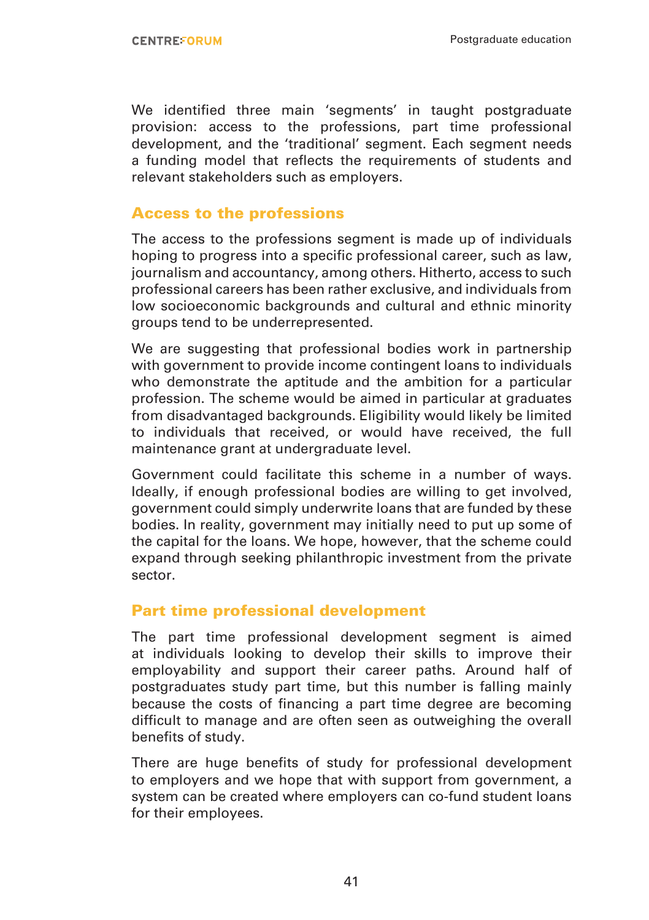We identified three main 'segments' in taught postgraduate provision: access to the professions, part time professional development, and the 'traditional' segment. Each segment needs a funding model that reflects the requirements of students and relevant stakeholders such as employers.

## Access to the professions

The access to the professions segment is made up of individuals hoping to progress into a specific professional career, such as law, journalism and accountancy, among others. Hitherto, access to such professional careers has been rather exclusive, and individuals from low socioeconomic backgrounds and cultural and ethnic minority groups tend to be underrepresented.

We are suggesting that professional bodies work in partnership with government to provide income contingent loans to individuals who demonstrate the aptitude and the ambition for a particular profession. The scheme would be aimed in particular at graduates from disadvantaged backgrounds. Eligibility would likely be limited to individuals that received, or would have received, the full maintenance grant at undergraduate level.

Government could facilitate this scheme in a number of ways. Ideally, if enough professional bodies are willing to get involved, government could simply underwrite loans that are funded by these bodies. In reality, government may initially need to put up some of the capital for the loans. We hope, however, that the scheme could expand through seeking philanthropic investment from the private sector.

## Part time professional development

The part time professional development segment is aimed at individuals looking to develop their skills to improve their employability and support their career paths. Around half of postgraduates study part time, but this number is falling mainly because the costs of financing a part time degree are becoming difficult to manage and are often seen as outweighing the overall benefits of study.

There are huge benefits of study for professional development to employers and we hope that with support from government, a system can be created where employers can co-fund student loans for their employees.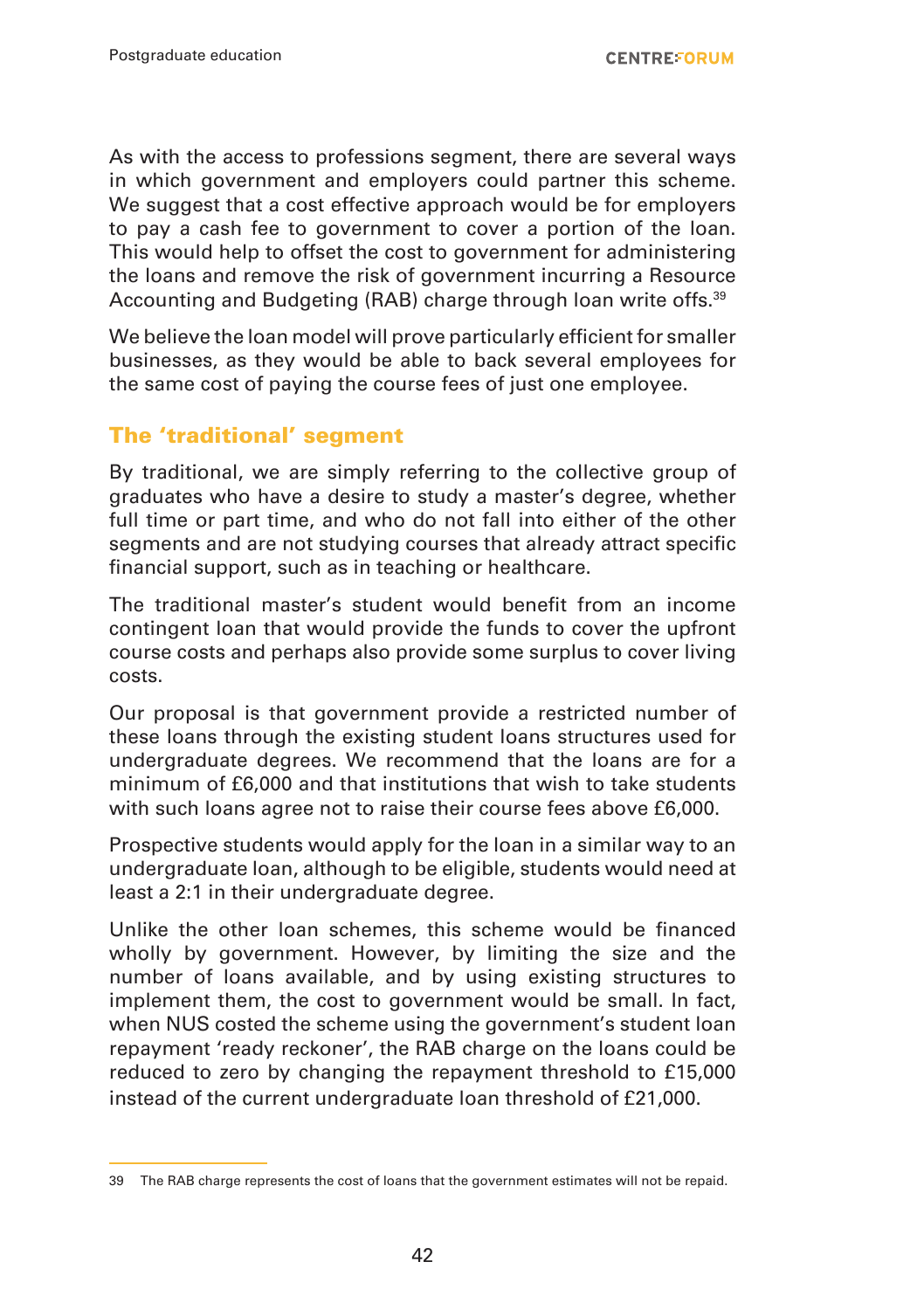As with the access to professions segment, there are several ways in which government and employers could partner this scheme. We suggest that a cost effective approach would be for employers to pay a cash fee to government to cover a portion of the loan. This would help to offset the cost to government for administering the loans and remove the risk of government incurring a Resource Accounting and Budgeting (RAB) charge through loan write offs.[39]

We believe the loan model will prove particularly efficient for smaller businesses, as they would be able to back several employees for the same cost of paying the course fees of just one employee.

## The 'traditional' segment

By traditional, we are simply referring to the collective group of graduates who have a desire to study a master's degree, whether full time or part time, and who do not fall into either of the other segments and are not studying courses that already attract specific financial support, such as in teaching or healthcare.

The traditional master's student would benefit from an income contingent loan that would provide the funds to cover the upfront course costs and perhaps also provide some surplus to cover living costs.

Our proposal is that government provide a restricted number of these loans through the existing student loans structures used for undergraduate degrees. We recommend that the loans are for a minimum of £6,000 and that institutions that wish to take students with such loans agree not to raise their course fees above £6,000.

Prospective students would apply for the loan in a similar way to an undergraduate loan, although to be eligible, students would need at least a 2:1 in their undergraduate degree.

Unlike the other loan schemes, this scheme would be financed wholly by government. However, by limiting the size and the number of loans available, and by using existing structures to implement them, the cost to government would be small. In fact, when NUS costed the scheme using the government's student loan repayment 'ready reckoner', the RAB charge on the loans could be reduced to zero by changing the repayment threshold to £15,000 instead of the current undergraduate loan threshold of £21,000.

---

39 The RAB charge represents the cost of loans that the government estimates will not be repaid.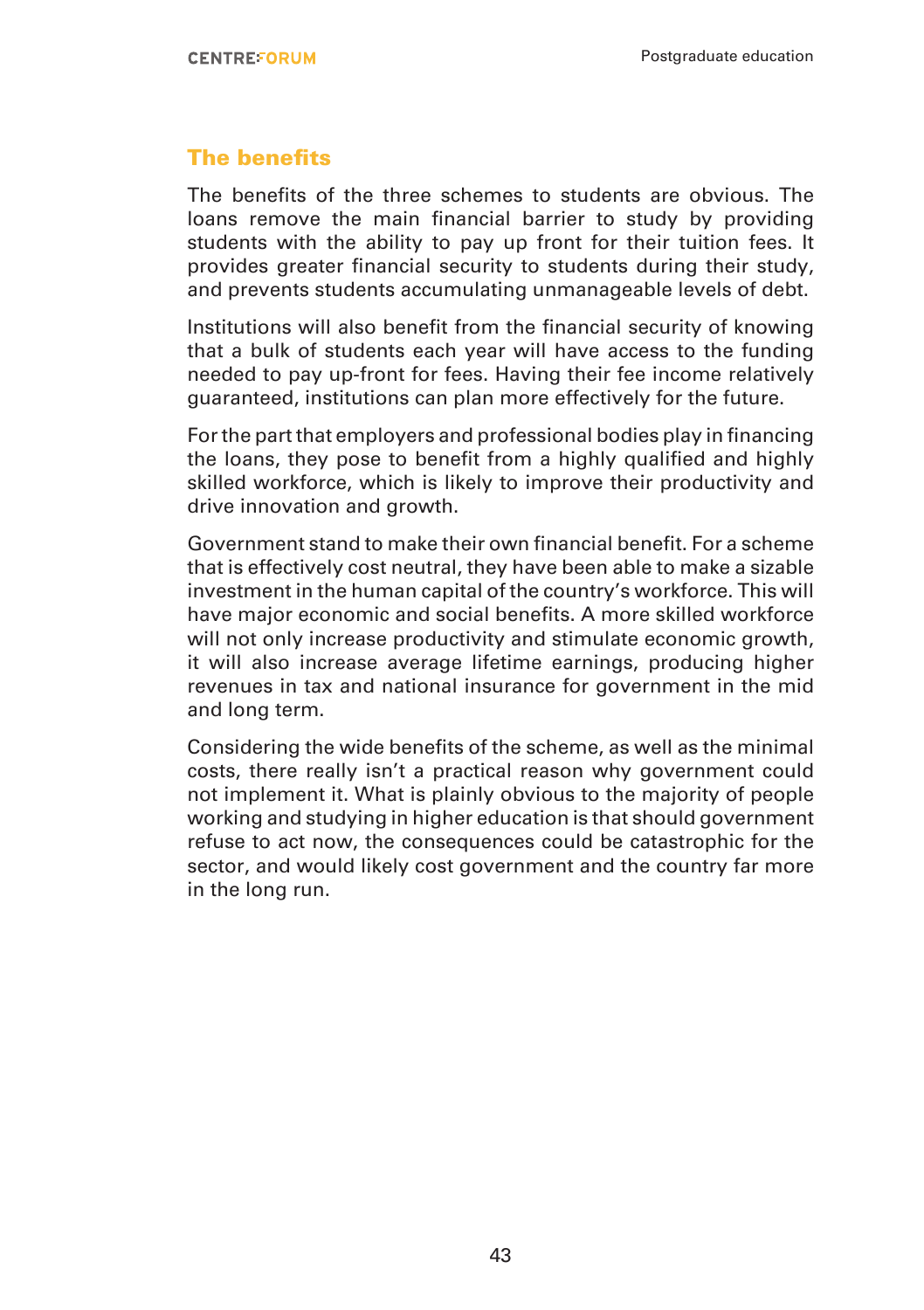## The benefits

The benefits of the three schemes to students are obvious. The loans remove the main financial barrier to study by providing students with the ability to pay up front for their tuition fees. It provides greater financial security to students during their study, and prevents students accumulating unmanageable levels of debt.

Institutions will also benefit from the financial security of knowing that a bulk of students each year will have access to the funding needed to pay up-front for fees. Having their fee income relatively guaranteed, institutions can plan more effectively for the future.

For the part that employers and professional bodies play in financing the loans, they pose to benefit from a highly qualified and highly skilled workforce, which is likely to improve their productivity and drive innovation and growth.

Government stand to make their own financial benefit. For a scheme that is effectively cost neutral, they have been able to make a sizable investment in the human capital of the country's workforce. This will have major economic and social benefits. A more skilled workforce will not only increase productivity and stimulate economic growth, it will also increase average lifetime earnings, producing higher revenues in tax and national insurance for government in the mid and long term.

Considering the wide benefits of the scheme, as well as the minimal costs, there really isn't a practical reason why government could not implement it. What is plainly obvious to the majority of people working and studying in higher education is that should government refuse to act now, the consequences could be catastrophic for the sector, and would likely cost government and the country far more in the long run.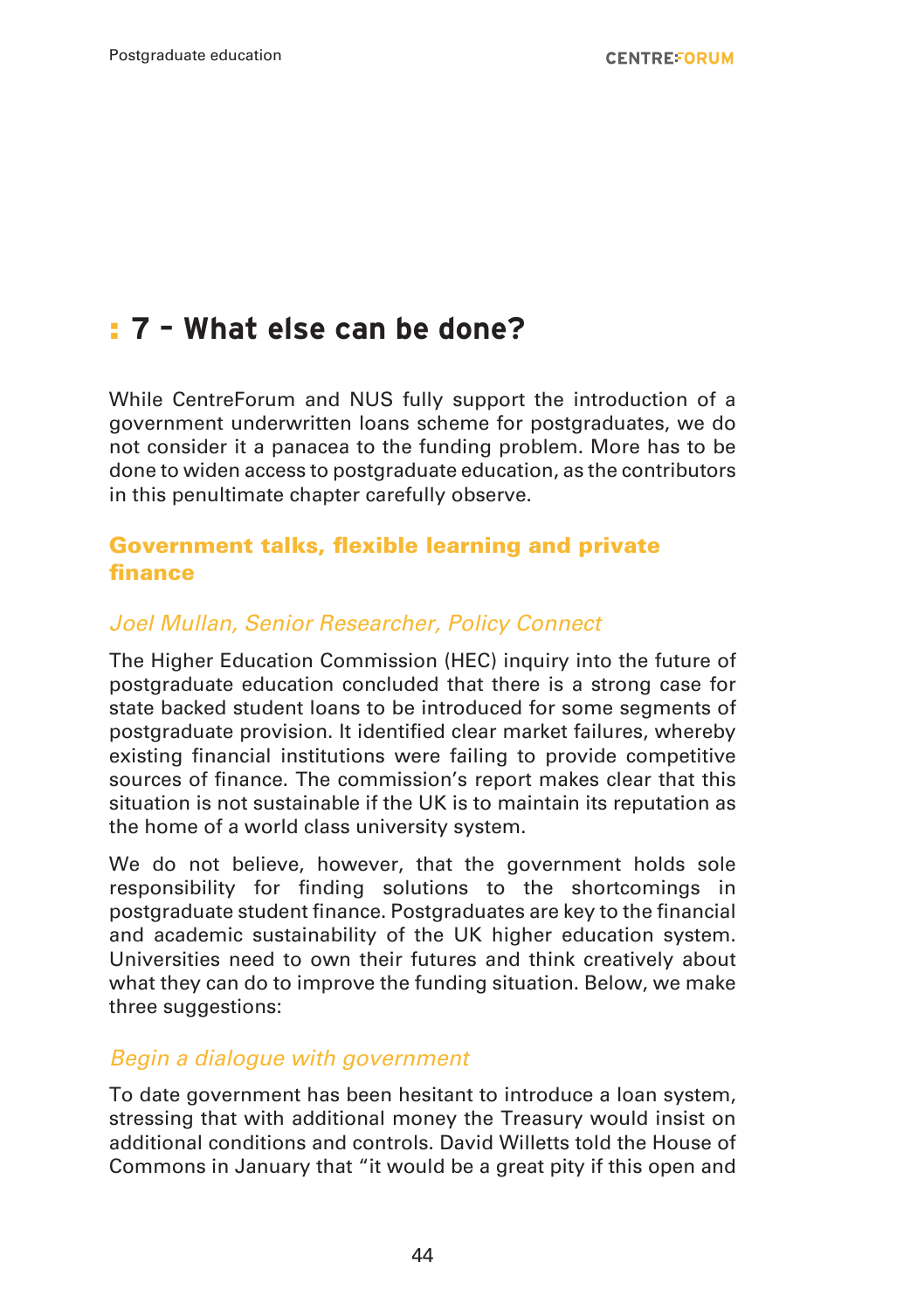## 7 – What else can be done?

While CentreForum and NUS fully support the introduction of a government underwritten loans scheme for postgraduates, we do not consider it a panacea to the funding problem. More has to be done to widen access to postgraduate education, as the contributors in this penultimate chapter carefully observe.

### Government talks, flexible learning and private finance

*Joel Mullan, Senior Researcher, Policy Connect*

The Higher Education Commission (HEC) inquiry into the future of postgraduate education concluded that there is a strong case for state backed student loans to be introduced for some segments of postgraduate provision. It identified clear market failures, whereby existing financial institutions were failing to provide competitive sources of finance. The commission's report makes clear that this situation is not sustainable if the UK is to maintain its reputation as the home of a world class university system.

We do not believe, however, that the government holds sole responsibility for finding solutions to the shortcomings in postgraduate student finance. Postgraduates are key to the financial and academic sustainability of the UK higher education system. Universities need to own their futures and think creatively about what they can do to improve the funding situation. Below, we make three suggestions:

#### *Begin a dialogue with government*

To date government has been hesitant to introduce a loan system, stressing that with additional money the Treasury would insist on additional conditions and controls. David Willetts told the House of Commons in January that "it would be a great pity if this open and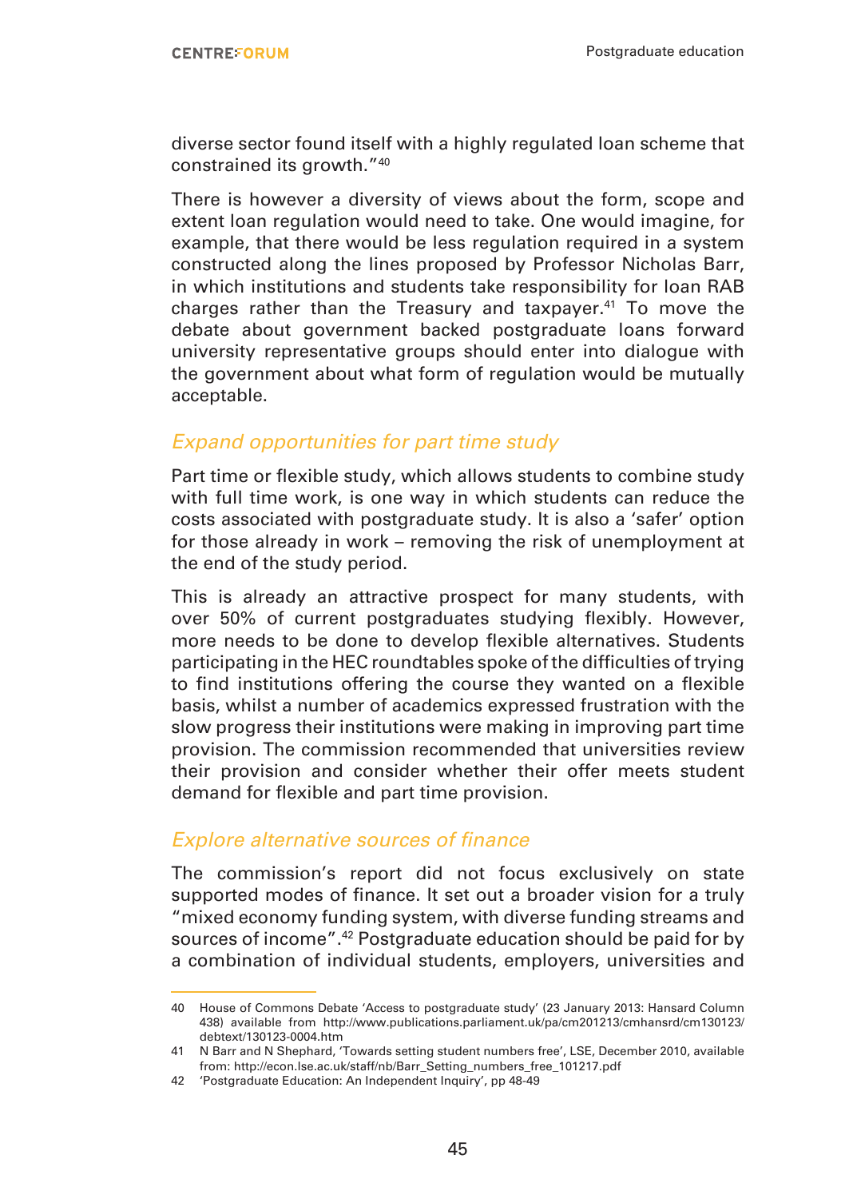diverse sector found itself with a highly regulated loan scheme that constrained its growth."[40]

There is however a diversity of views about the form, scope and extent loan regulation would need to take. One would imagine, for example, that there would be less regulation required in a system constructed along the lines proposed by Professor Nicholas Barr, in which institutions and students take responsibility for loan RAB charges rather than the Treasury and taxpayer.[41] To move the debate about government backed postgraduate loans forward university representative groups should enter into dialogue with the government about what form of regulation would be mutually acceptable.

### *Expand opportunities for part time study*

Part time or flexible study, which allows students to combine study with full time work, is one way in which students can reduce the costs associated with postgraduate study. It is also a 'safer' option for those already in work – removing the risk of unemployment at the end of the study period.

This is already an attractive prospect for many students, with over 50% of current postgraduates studying flexibly. However, more needs to be done to develop flexible alternatives. Students participating in the HEC roundtables spoke of the difficulties of trying to find institutions offering the course they wanted on a flexible basis, whilst a number of academics expressed frustration with the slow progress their institutions were making in improving part time provision. The commission recommended that universities review their provision and consider whether their offer meets student demand for flexible and part time provision.

### *Explore alternative sources of finance*

The commission's report did not focus exclusively on state supported modes of finance. It set out a broader vision for a truly "mixed economy funding system, with diverse funding streams and sources of income".[42] Postgraduate education should be paid for by a combination of individual students, employers, universities and

---

40 House of Commons Debate 'Access to postgraduate study' (23 January 2013: Hansard Column 438) available from http://www.publications.parliament.uk/pa/cm201213/cmhansrd/cm130123/debtext/130123-0004.htm

41 N Barr and N Shephard, 'Towards setting student numbers free', LSE, December 2010, available from: http://econ.lse.ac.uk/staff/nb/Barr_Setting_numbers_free_101217.pdf

42 'Postgraduate Education: An Independent Inquiry', pp 48-49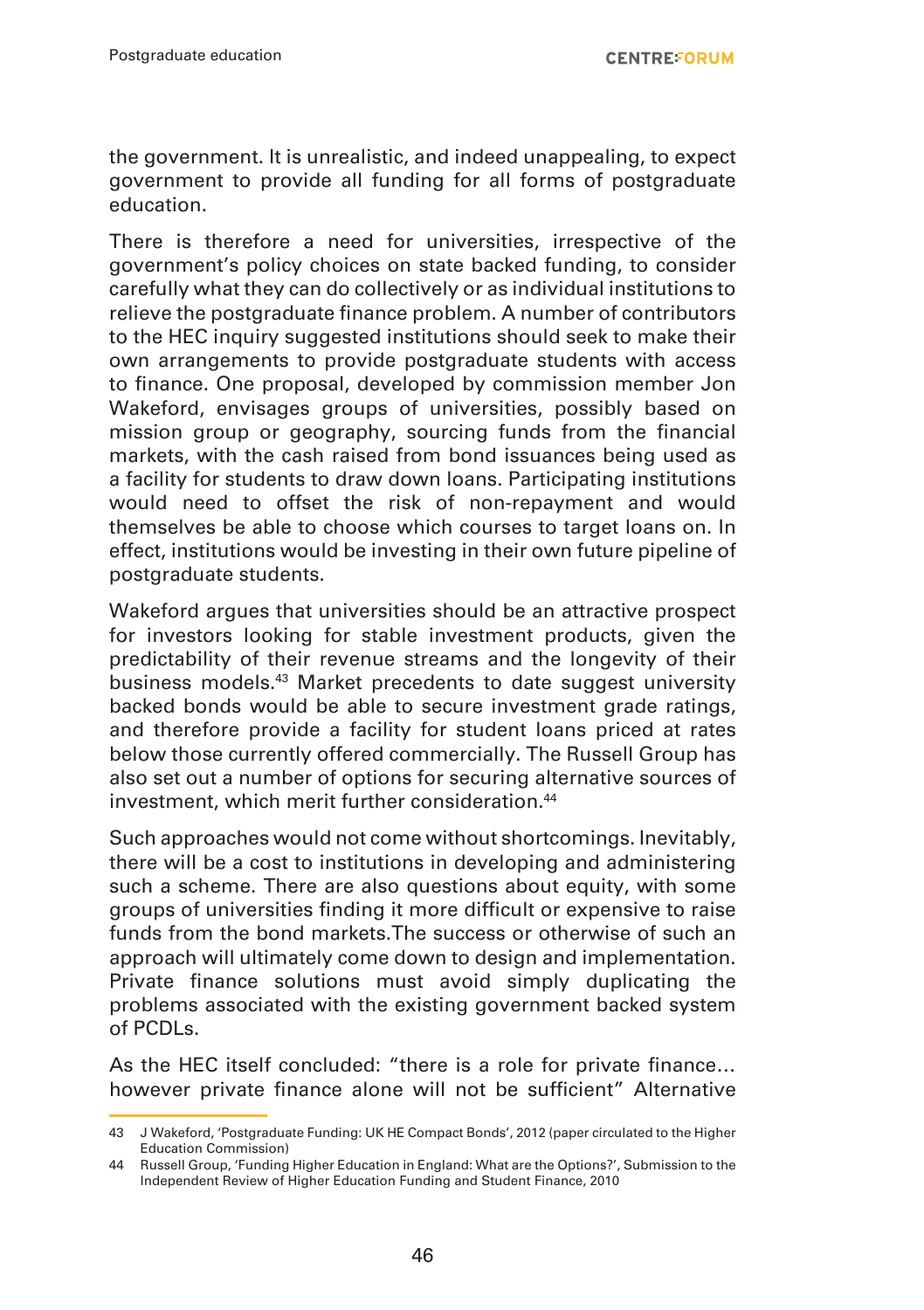the government. It is unrealistic, and indeed unappealing, to expect government to provide all funding for all forms of postgraduate education.

There is therefore a need for universities, irrespective of the government's policy choices on state backed funding, to consider carefully what they can do collectively or as individual institutions to relieve the postgraduate finance problem. A number of contributors to the HEC inquiry suggested institutions should seek to make their own arrangements to provide postgraduate students with access to finance. One proposal, developed by commission member Jon Wakeford, envisages groups of universities, possibly based on mission group or geography, sourcing funds from the financial markets, with the cash raised from bond issuances being used as a facility for students to draw down loans. Participating institutions would need to offset the risk of non-repayment and would themselves be able to choose which courses to target loans on. In effect, institutions would be investing in their own future pipeline of postgraduate students.

Wakeford argues that universities should be an attractive prospect for investors looking for stable investment products, given the predictability of their revenue streams and the longevity of their business models.[43] Market precedents to date suggest university backed bonds would be able to secure investment grade ratings, and therefore provide a facility for student loans priced at rates below those currently offered commercially. The Russell Group has also set out a number of options for securing alternative sources of investment, which merit further consideration.[44]

Such approaches would not come without shortcomings. Inevitably, there will be a cost to institutions in developing and administering such a scheme. There are also questions about equity, with some groups of universities finding it more difficult or expensive to raise funds from the bond markets.The success or otherwise of such an approach will ultimately come down to design and implementation. Private finance solutions must avoid simply duplicating the problems associated with the existing government backed system of PCDLs.

As the HEC itself concluded: "there is a role for private finance… however private finance alone will not be sufficient" Alternative

43 J Wakeford, 'Postgraduate Funding: UK HE Compact Bonds', 2012 (paper circulated to the Higher Education Commission)

44 Russell Group, 'Funding Higher Education in England: What are the Options?', Submission to the Independent Review of Higher Education Funding and Student Finance, 2010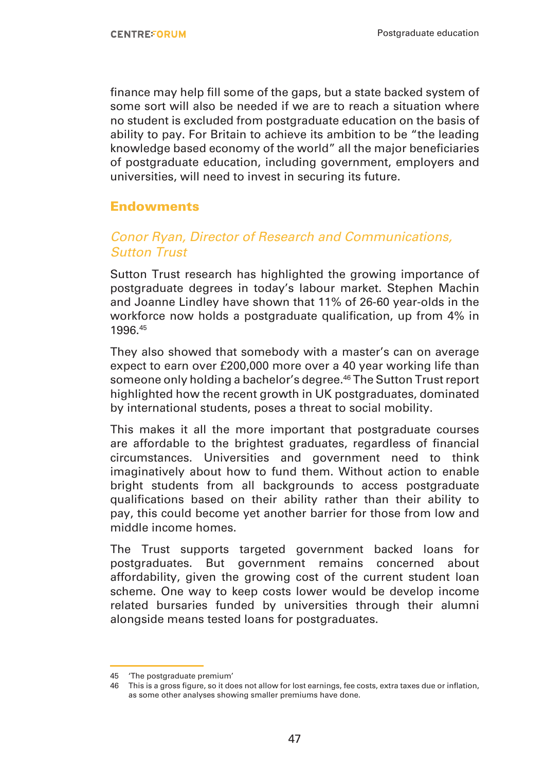finance may help fill some of the gaps, but a state backed system of some sort will also be needed if we are to reach a situation where no student is excluded from postgraduate education on the basis of ability to pay. For Britain to achieve its ambition to be "the leading knowledge based economy of the world" all the major beneficiaries of postgraduate education, including government, employers and universities, will need to invest in securing its future.

## Endowments

### *Conor Ryan, Director of Research and Communications, Sutton Trust*

Sutton Trust research has highlighted the growing importance of postgraduate degrees in today's labour market. Stephen Machin and Joanne Lindley have shown that 11% of 26-60 year-olds in the workforce now holds a postgraduate qualification, up from 4% in 1996.[45]

They also showed that somebody with a master's can on average expect to earn over £200,000 more over a 40 year working life than someone only holding a bachelor's degree.[46] The Sutton Trust report highlighted how the recent growth in UK postgraduates, dominated by international students, poses a threat to social mobility.

This makes it all the more important that postgraduate courses are affordable to the brightest graduates, regardless of financial circumstances. Universities and government need to think imaginatively about how to fund them. Without action to enable bright students from all backgrounds to access postgraduate qualifications based on their ability rather than their ability to pay, this could become yet another barrier for those from low and middle income homes.

The Trust supports targeted government backed loans for postgraduates. But government remains concerned about affordability, given the growing cost of the current student loan scheme. One way to keep costs lower would be develop income related bursaries funded by universities through their alumni alongside means tested loans for postgraduates.

---

45 'The postgraduate premium'

46 This is a gross figure, so it does not allow for lost earnings, fee costs, extra taxes due or inflation, as some other analyses showing smaller premiums have done.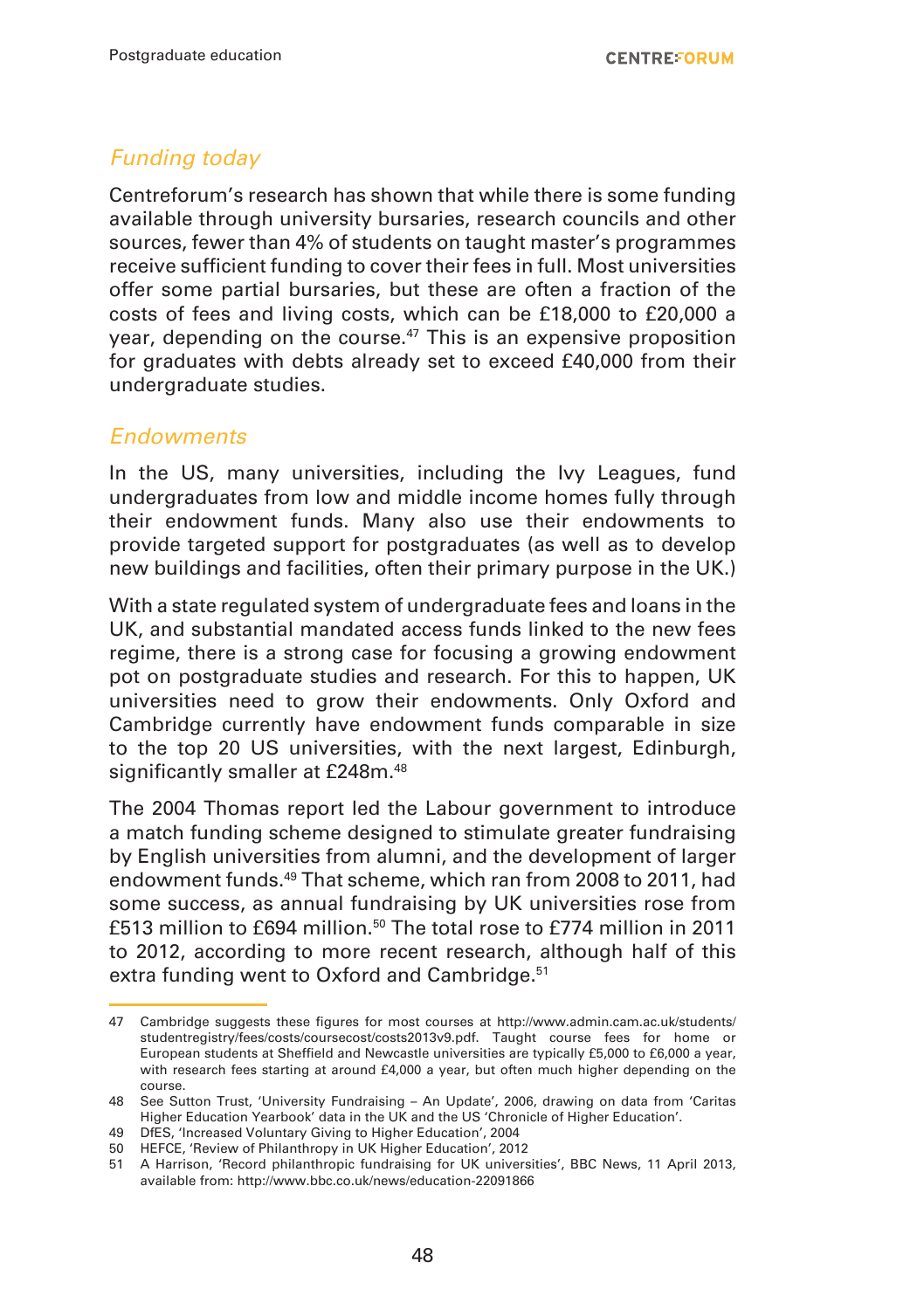## *Funding today*

Centreforum's research has shown that while there is some funding available through university bursaries, research councils and other sources, fewer than 4% of students on taught master's programmes receive sufficient funding to cover their fees in full. Most universities offer some partial bursaries, but these are often a fraction of the costs of fees and living costs, which can be £18,000 to £20,000 a year, depending on the course.[47] This is an expensive proposition for graduates with debts already set to exceed £40,000 from their undergraduate studies.

## *Endowments*

In the US, many universities, including the Ivy Leagues, fund undergraduates from low and middle income homes fully through their endowment funds. Many also use their endowments to provide targeted support for postgraduates (as well as to develop new buildings and facilities, often their primary purpose in the UK.)

With a state regulated system of undergraduate fees and loans in the UK, and substantial mandated access funds linked to the new fees regime, there is a strong case for focusing a growing endowment pot on postgraduate studies and research. For this to happen, UK universities need to grow their endowments. Only Oxford and Cambridge currently have endowment funds comparable in size to the top 20 US universities, with the next largest, Edinburgh, significantly smaller at £248m.[48]

The 2004 Thomas report led the Labour government to introduce a match funding scheme designed to stimulate greater fundraising by English universities from alumni, and the development of larger endowment funds.[49] That scheme, which ran from 2008 to 2011, had some success, as annual fundraising by UK universities rose from £513 million to £694 million.[50] The total rose to £774 million in 2011 to 2012, according to more recent research, although half of this extra funding went to Oxford and Cambridge.[51]

---

47 Cambridge suggests these figures for most courses at http://www.admin.cam.ac.uk/students/studentregistry/fees/costs/coursecost/costs2013v9.pdf. Taught course fees for home or European students at Sheffield and Newcastle universities are typically £5,000 to £6,000 a year, with research fees starting at around £4,000 a year, but often much higher depending on the course.

48 See Sutton Trust, 'University Fundraising – An Update', 2006, drawing on data from 'Caritas Higher Education Yearbook' data in the UK and the US 'Chronicle of Higher Education'.

49 DfES, 'Increased Voluntary Giving to Higher Education', 2004

50 HEFCE, 'Review of Philanthropy in UK Higher Education', 2012

51 A Harrison, 'Record philanthropic fundraising for UK universities', BBC News, 11 April 2013, available from: http://www.bbc.co.uk/news/education-22091866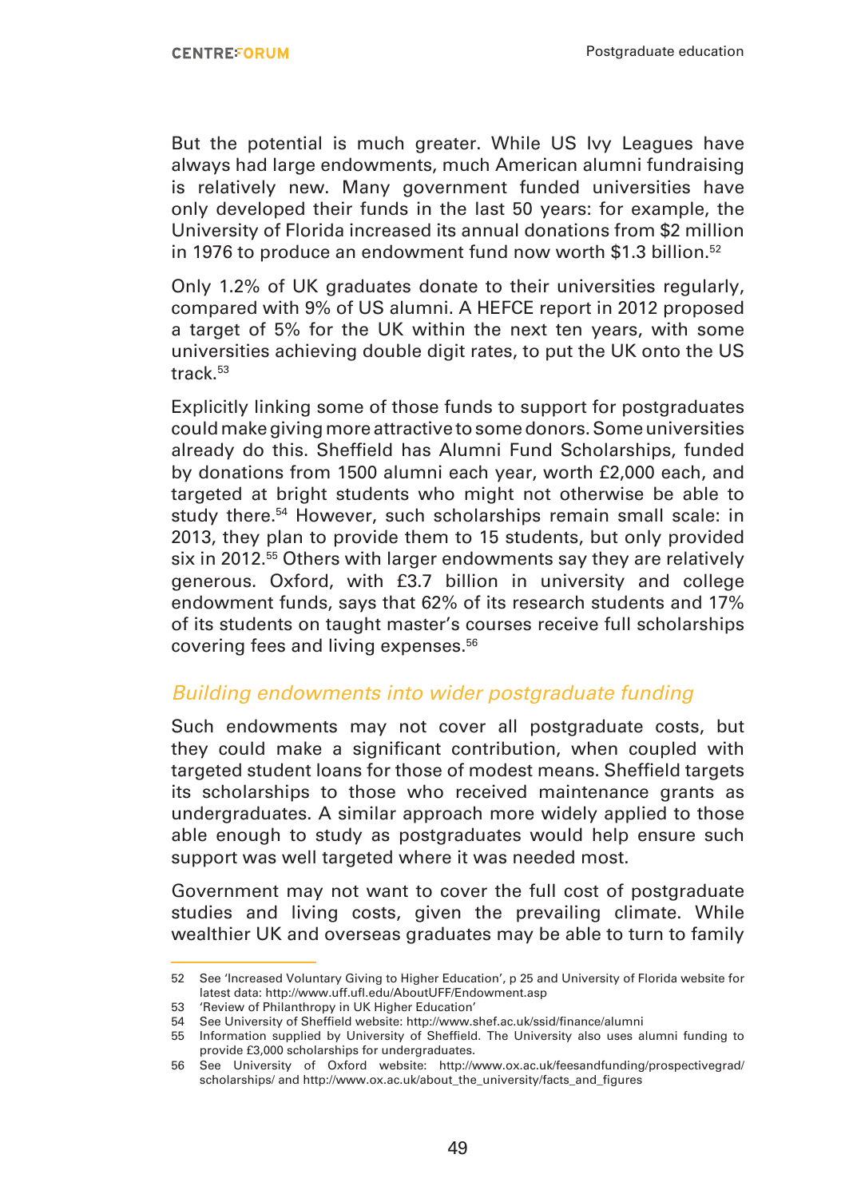But the potential is much greater. While US Ivy Leagues have always had large endowments, much American alumni fundraising is relatively new. Many government funded universities have only developed their funds in the last 50 years: for example, the University of Florida increased its annual donations from $2 million in 1976 to produce an endowment fund now worth $1.3 billion.[52]

Only 1.2% of UK graduates donate to their universities regularly, compared with 9% of US alumni. A HEFCE report in 2012 proposed a target of 5% for the UK within the next ten years, with some universities achieving double digit rates, to put the UK onto the US track.[53]

Explicitly linking some of those funds to support for postgraduates could make giving more attractive to some donors. Some universities already do this. Sheffield has Alumni Fund Scholarships, funded by donations from 1500 alumni each year, worth £2,000 each, and targeted at bright students who might not otherwise be able to study there.[54] However, such scholarships remain small scale: in 2013, they plan to provide them to 15 students, but only provided six in 2012.[55] Others with larger endowments say they are relatively generous. Oxford, with £3.7 billion in university and college endowment funds, says that 62% of its research students and 17% of its students on taught master's courses receive full scholarships covering fees and living expenses.[56]

## *Building endowments into wider postgraduate funding*

Such endowments may not cover all postgraduate costs, but they could make a significant contribution, when coupled with targeted student loans for those of modest means. Sheffield targets its scholarships to those who received maintenance grants as undergraduates. A similar approach more widely applied to those able enough to study as postgraduates would help ensure such support was well targeted where it was needed most.

Government may not want to cover the full cost of postgraduate studies and living costs, given the prevailing climate. While wealthier UK and overseas graduates may be able to turn to family

---

52 See 'Increased Voluntary Giving to Higher Education', p 25 and University of Florida website for latest data: http://www.uff.ufl.edu/AboutUFF/Endowment.asp

53 'Review of Philanthropy in UK Higher Education'

54 See University of Sheffield website: http://www.shef.ac.uk/ssid/finance/alumni

55 Information supplied by University of Sheffield. The University also uses alumni funding to provide £3,000 scholarships for undergraduates.

56 See University of Oxford website: http://www.ox.ac.uk/feesandfunding/prospectivegrad/scholarships/ and http://www.ox.ac.uk/about_the_university/facts_and_figures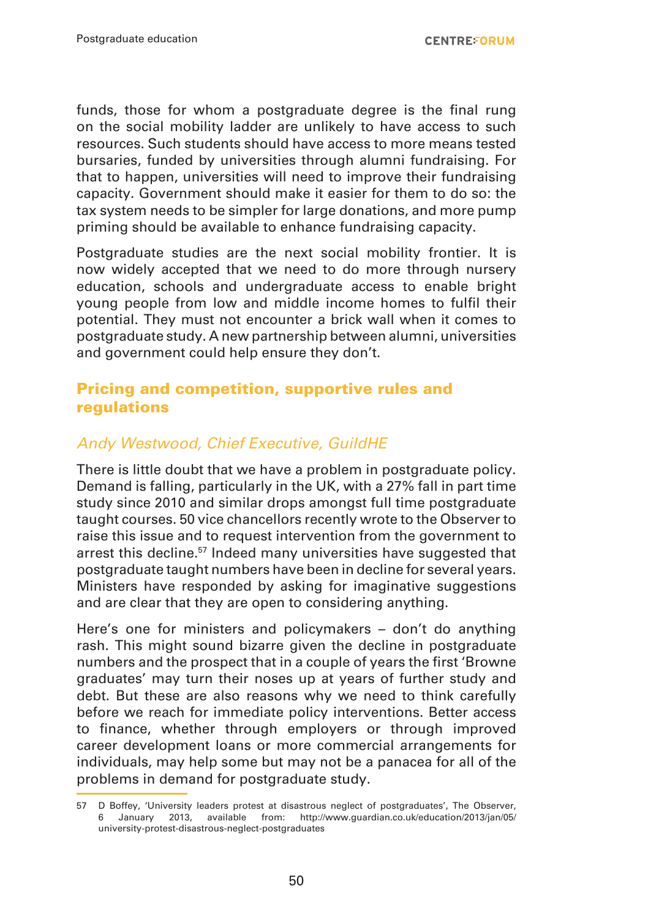funds, those for whom a postgraduate degree is the final rung on the social mobility ladder are unlikely to have access to such resources. Such students should have access to more means tested bursaries, funded by universities through alumni fundraising. For that to happen, universities will need to improve their fundraising capacity. Government should make it easier for them to do so: the tax system needs to be simpler for large donations, and more pump priming should be available to enhance fundraising capacity.

Postgraduate studies are the next social mobility frontier. It is now widely accepted that we need to do more through nursery education, schools and undergraduate access to enable bright young people from low and middle income homes to fulfil their potential. They must not encounter a brick wall when it comes to postgraduate study. A new partnership between alumni, universities and government could help ensure they don't.

## Pricing and competition, supportive rules and regulations

*Andy Westwood, Chief Executive, GuildHE*

There is little doubt that we have a problem in postgraduate policy. Demand is falling, particularly in the UK, with a 27% fall in part time study since 2010 and similar drops amongst full time postgraduate taught courses. 50 vice chancellors recently wrote to the Observer to raise this issue and to request intervention from the government to arrest this decline.[57] Indeed many universities have suggested that postgraduate taught numbers have been in decline for several years. Ministers have responded by asking for imaginative suggestions and are clear that they are open to considering anything.

Here's one for ministers and policymakers – don't do anything rash. This might sound bizarre given the decline in postgraduate numbers and the prospect that in a couple of years the first 'Browne graduates' may turn their noses up at years of further study and debt. But these are also reasons why we need to think carefully before we reach for immediate policy interventions. Better access to finance, whether through employers or through improved career development loans or more commercial arrangements for individuals, may help some but may not be a panacea for all of the problems in demand for postgraduate study.

---

57 D Boffey, 'University leaders protest at disastrous neglect of postgraduates', The Observer, 6 January 2013, available from: http://www.guardian.co.uk/education/2013/jan/05/university-protest-disastrous-neglect-postgraduates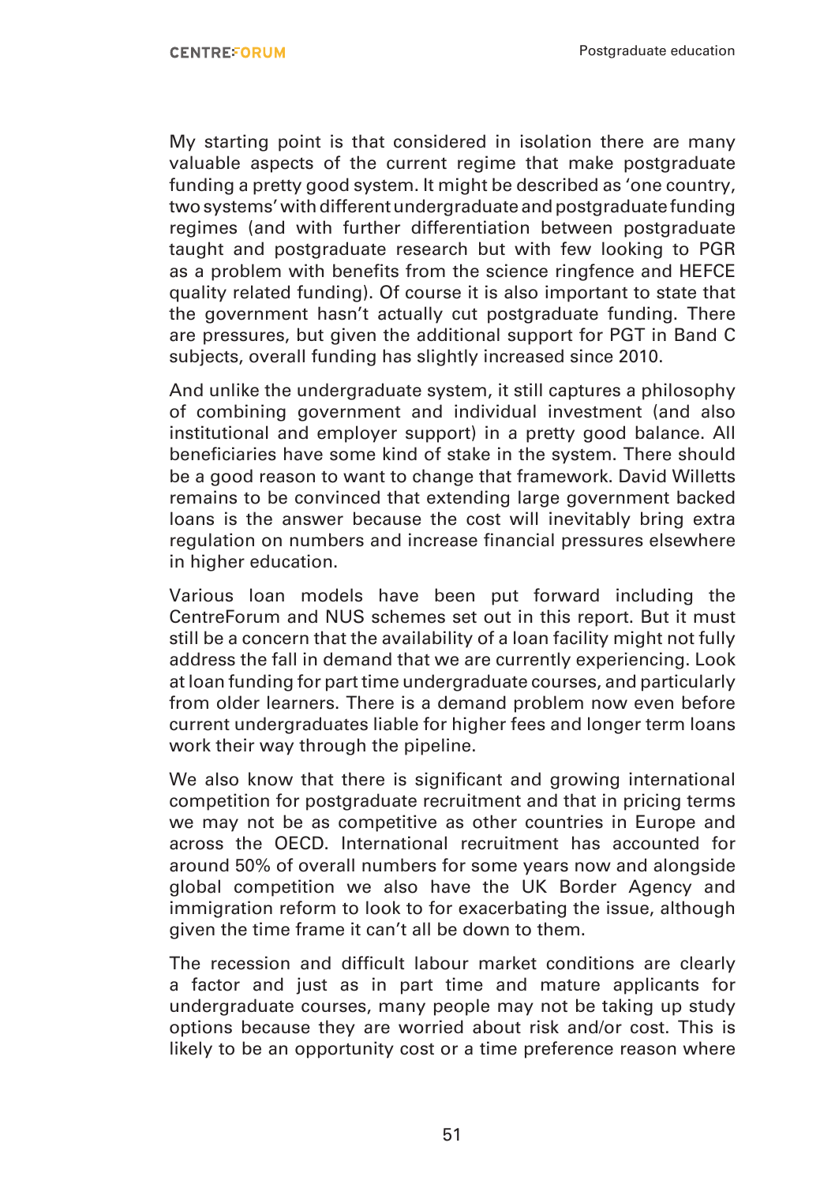My starting point is that considered in isolation there are many valuable aspects of the current regime that make postgraduate funding a pretty good system. It might be described as 'one country, two systems' with different undergraduate and postgraduate funding regimes (and with further differentiation between postgraduate taught and postgraduate research but with few looking to PGR as a problem with benefits from the science ringfence and HEFCE quality related funding). Of course it is also important to state that the government hasn't actually cut postgraduate funding. There are pressures, but given the additional support for PGT in Band C subjects, overall funding has slightly increased since 2010.

And unlike the undergraduate system, it still captures a philosophy of combining government and individual investment (and also institutional and employer support) in a pretty good balance. All beneficiaries have some kind of stake in the system. There should be a good reason to want to change that framework. David Willetts remains to be convinced that extending large government backed loans is the answer because the cost will inevitably bring extra regulation on numbers and increase financial pressures elsewhere in higher education.

Various loan models have been put forward including the CentreForum and NUS schemes set out in this report. But it must still be a concern that the availability of a loan facility might not fully address the fall in demand that we are currently experiencing. Look at loan funding for part time undergraduate courses, and particularly from older learners. There is a demand problem now even before current undergraduates liable for higher fees and longer term loans work their way through the pipeline.

We also know that there is significant and growing international competition for postgraduate recruitment and that in pricing terms we may not be as competitive as other countries in Europe and across the OECD. International recruitment has accounted for around 50% of overall numbers for some years now and alongside global competition we also have the UK Border Agency and immigration reform to look to for exacerbating the issue, although given the time frame it can't all be down to them.

The recession and difficult labour market conditions are clearly a factor and just as in part time and mature applicants for undergraduate courses, many people may not be taking up study options because they are worried about risk and/or cost. This is likely to be an opportunity cost or a time preference reason where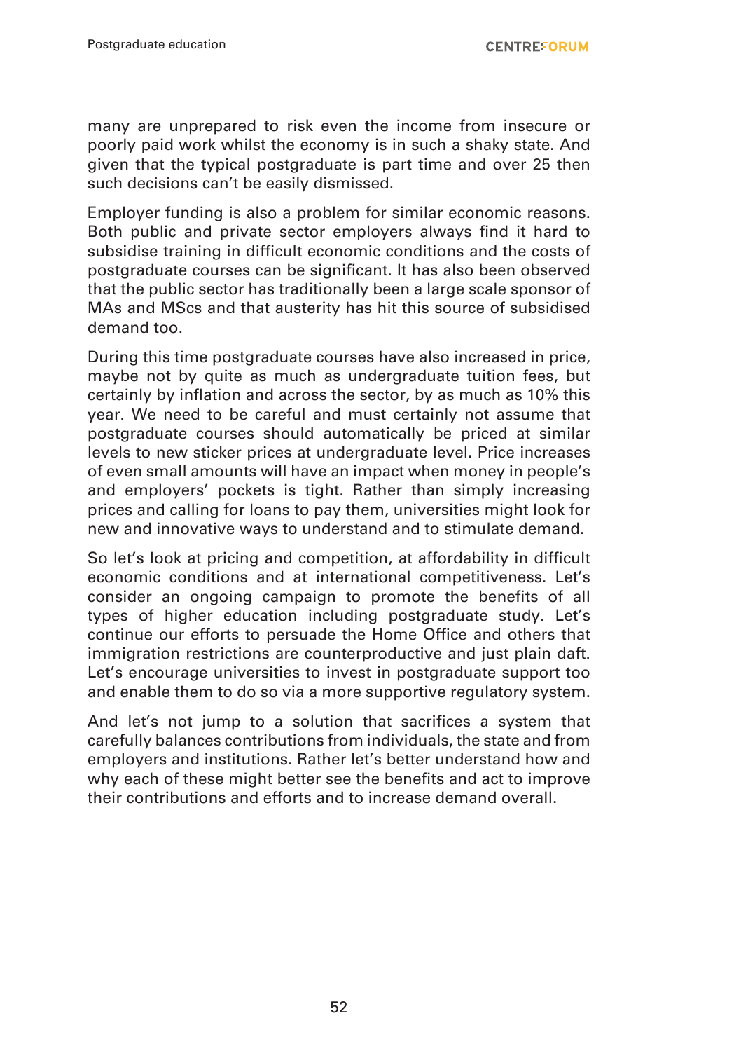many are unprepared to risk even the income from insecure or poorly paid work whilst the economy is in such a shaky state. And given that the typical postgraduate is part time and over 25 then such decisions can't be easily dismissed.

Employer funding is also a problem for similar economic reasons. Both public and private sector employers always find it hard to subsidise training in difficult economic conditions and the costs of postgraduate courses can be significant. It has also been observed that the public sector has traditionally been a large scale sponsor of MAs and MScs and that austerity has hit this source of subsidised demand too.

During this time postgraduate courses have also increased in price, maybe not by quite as much as undergraduate tuition fees, but certainly by inflation and across the sector, by as much as 10% this year. We need to be careful and must certainly not assume that postgraduate courses should automatically be priced at similar levels to new sticker prices at undergraduate level. Price increases of even small amounts will have an impact when money in people's and employers' pockets is tight. Rather than simply increasing prices and calling for loans to pay them, universities might look for new and innovative ways to understand and to stimulate demand.

So let's look at pricing and competition, at affordability in difficult economic conditions and at international competitiveness. Let's consider an ongoing campaign to promote the benefits of all types of higher education including postgraduate study. Let's continue our efforts to persuade the Home Office and others that immigration restrictions are counterproductive and just plain daft. Let's encourage universities to invest in postgraduate support too and enable them to do so via a more supportive regulatory system.

And let's not jump to a solution that sacrifices a system that carefully balances contributions from individuals, the state and from employers and institutions. Rather let's better understand how and why each of these might better see the benefits and act to improve their contributions and efforts and to increase demand overall.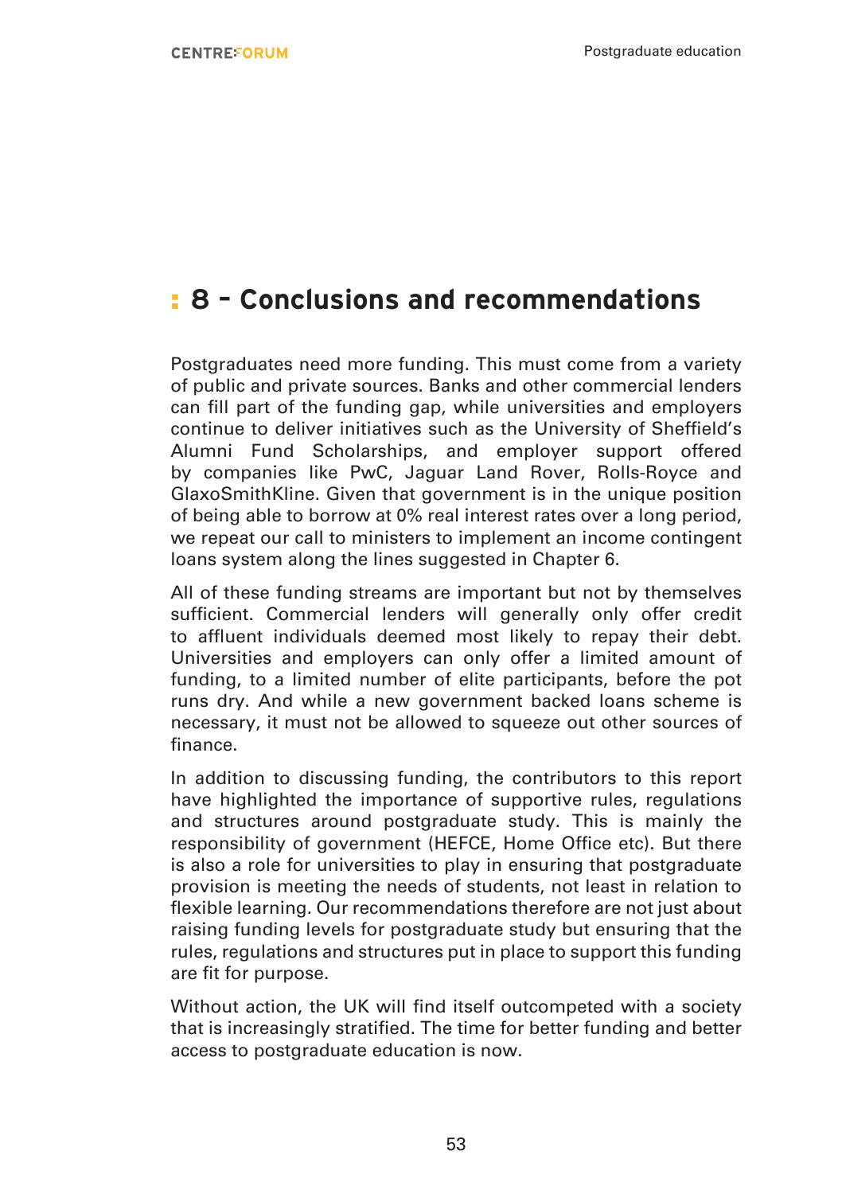# 8 – Conclusions and recommendations

Postgraduates need more funding. This must come from a variety of public and private sources. Banks and other commercial lenders can fill part of the funding gap, while universities and employers continue to deliver initiatives such as the University of Sheffield's Alumni Fund Scholarships, and employer support offered by companies like PwC, Jaguar Land Rover, Rolls-Royce and GlaxoSmithKline. Given that government is in the unique position of being able to borrow at 0% real interest rates over a long period, we repeat our call to ministers to implement an income contingent loans system along the lines suggested in Chapter 6.

All of these funding streams are important but not by themselves sufficient. Commercial lenders will generally only offer credit to affluent individuals deemed most likely to repay their debt. Universities and employers can only offer a limited amount of funding, to a limited number of elite participants, before the pot runs dry. And while a new government backed loans scheme is necessary, it must not be allowed to squeeze out other sources of finance.

In addition to discussing funding, the contributors to this report have highlighted the importance of supportive rules, regulations and structures around postgraduate study. This is mainly the responsibility of government (HEFCE, Home Office etc). But there is also a role for universities to play in ensuring that postgraduate provision is meeting the needs of students, not least in relation to flexible learning. Our recommendations therefore are not just about raising funding levels for postgraduate study but ensuring that the rules, regulations and structures put in place to support this funding are fit for purpose.

Without action, the UK will find itself outcompeted with a society that is increasingly stratified. The time for better funding and better access to postgraduate education is now.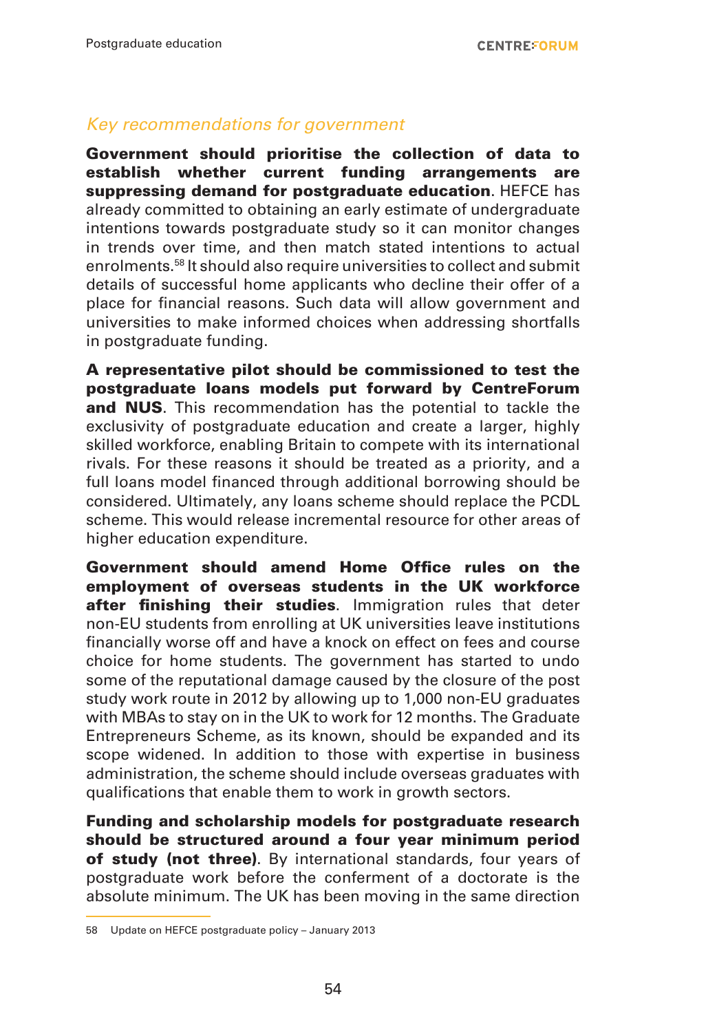*Key recommendations for government*

**Government should prioritise the collection of data to establish whether current funding arrangements are suppressing demand for postgraduate education**. HEFCE has already committed to obtaining an early estimate of undergraduate intentions towards postgraduate study so it can monitor changes in trends over time, and then match stated intentions to actual enrolments.[58] It should also require universities to collect and submit details of successful home applicants who decline their offer of a place for financial reasons. Such data will allow government and universities to make informed choices when addressing shortfalls in postgraduate funding.

**A representative pilot should be commissioned to test the postgraduate loans models put forward by CentreForum and NUS**. This recommendation has the potential to tackle the exclusivity of postgraduate education and create a larger, highly skilled workforce, enabling Britain to compete with its international rivals. For these reasons it should be treated as a priority, and a full loans model financed through additional borrowing should be considered. Ultimately, any loans scheme should replace the PCDL scheme. This would release incremental resource for other areas of higher education expenditure.

**Government should amend Home Office rules on the employment of overseas students in the UK workforce after finishing their studies**. Immigration rules that deter non-EU students from enrolling at UK universities leave institutions financially worse off and have a knock on effect on fees and course choice for home students. The government has started to undo some of the reputational damage caused by the closure of the post study work route in 2012 by allowing up to 1,000 non-EU graduates with MBAs to stay on in the UK to work for 12 months. The Graduate Entrepreneurs Scheme, as its known, should be expanded and its scope widened. In addition to those with expertise in business administration, the scheme should include overseas graduates with qualifications that enable them to work in growth sectors.

**Funding and scholarship models for postgraduate research should be structured around a four year minimum period of study (not three)**. By international standards, four years of postgraduate work before the conferment of a doctorate is the absolute minimum. The UK has been moving in the same direction

58 Update on HEFCE postgraduate policy – January 2013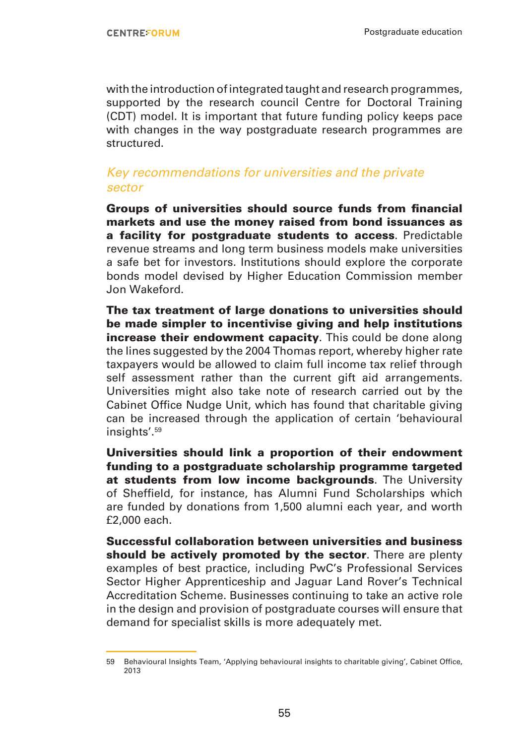with the introduction of integrated taught and research programmes, supported by the research council Centre for Doctoral Training (CDT) model. It is important that future funding policy keeps pace with changes in the way postgraduate research programmes are structured.

### *Key recommendations for universities and the private sector*

**Groups of universities should source funds from financial markets and use the money raised from bond issuances as a facility for postgraduate students to access**. Predictable revenue streams and long term business models make universities a safe bet for investors. Institutions should explore the corporate bonds model devised by Higher Education Commission member Jon Wakeford.

**The tax treatment of large donations to universities should be made simpler to incentivise giving and help institutions increase their endowment capacity**. This could be done along the lines suggested by the 2004 Thomas report, whereby higher rate taxpayers would be allowed to claim full income tax relief through self assessment rather than the current gift aid arrangements. Universities might also take note of research carried out by the Cabinet Office Nudge Unit, which has found that charitable giving can be increased through the application of certain 'behavioural insights'.[59]

**Universities should link a proportion of their endowment funding to a postgraduate scholarship programme targeted at students from low income backgrounds**. The University of Sheffield, for instance, has Alumni Fund Scholarships which are funded by donations from 1,500 alumni each year, and worth £2,000 each.

**Successful collaboration between universities and business should be actively promoted by the sector**. There are plenty examples of best practice, including PwC's Professional Services Sector Higher Apprenticeship and Jaguar Land Rover's Technical Accreditation Scheme. Businesses continuing to take an active role in the design and provision of postgraduate courses will ensure that demand for specialist skills is more adequately met.

---

59 Behavioural Insights Team, 'Applying behavioural insights to charitable giving', Cabinet Office, 2013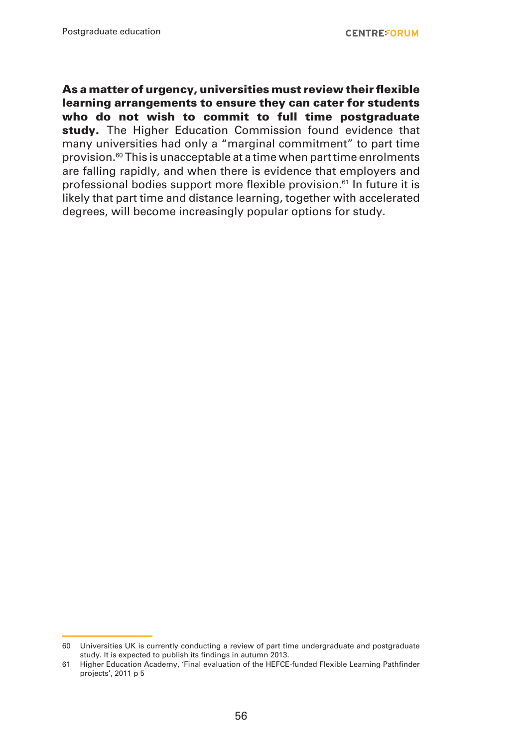**As a matter of urgency, universities must review their flexible learning arrangements to ensure they can cater for students who do not wish to commit to full time postgraduate study.** The Higher Education Commission found evidence that many universities had only a "marginal commitment" to part time provision.[60] This is unacceptable at a time when part time enrolments are falling rapidly, and when there is evidence that employers and professional bodies support more flexible provision.[61] In future it is likely that part time and distance learning, together with accelerated degrees, will become increasingly popular options for study.

---

60 Universities UK is currently conducting a review of part time undergraduate and postgraduate study. It is expected to publish its findings in autumn 2013.

61 Higher Education Academy, 'Final evaluation of the HEFCE-funded Flexible Learning Pathfinder projects', 2011 p 5